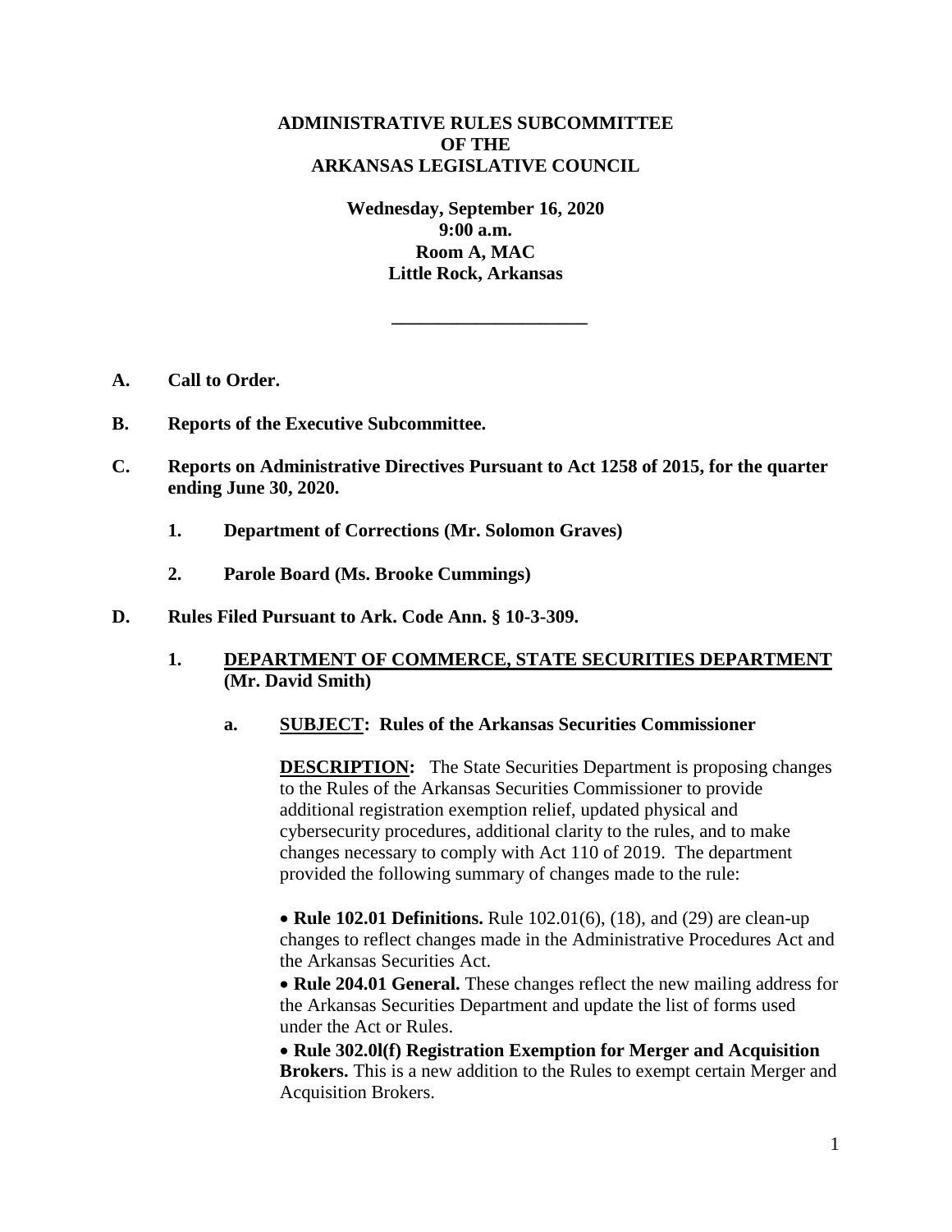# ADMINISTRATIVE RULES SUBCOMMITTEE OF THE ARKANSAS LEGISLATIVE COUNCIL

**Wednesday, September 16, 2020**
**9:00 a.m.**
**Room A, MAC**
**Little Rock, Arkansas**

---

**A. Call to Order.**

**B. Reports of the Executive Subcommittee.**

**C. Reports on Administrative Directives Pursuant to Act 1258 of 2015, for the quarter ending June 30, 2020.**

**1. Department of Corrections (Mr. Solomon Graves)**

**2. Parole Board (Ms. Brooke Cummings)**

**D. Rules Filed Pursuant to Ark. Code Ann. § 10-3-309.**

**1. DEPARTMENT OF COMMERCE, STATE SECURITIES DEPARTMENT (Mr. David Smith)**

**a. SUBJECT: Rules of the Arkansas Securities Commissioner**

**DESCRIPTION:** The State Securities Department is proposing changes to the Rules of the Arkansas Securities Commissioner to provide additional registration exemption relief, updated physical and cybersecurity procedures, additional clarity to the rules, and to make changes necessary to comply with Act 110 of 2019. The department provided the following summary of changes made to the rule:

- **Rule 102.01 Definitions.** Rule 102.01(6), (18), and (29) are clean-up changes to reflect changes made in the Administrative Procedures Act and the Arkansas Securities Act.
- **Rule 204.01 General.** These changes reflect the new mailing address for the Arkansas Securities Department and update the list of forms used under the Act or Rules.
- **Rule 302.0l(f) Registration Exemption for Merger and Acquisition Brokers.** This is a new addition to the Rules to exempt certain Merger and Acquisition Brokers.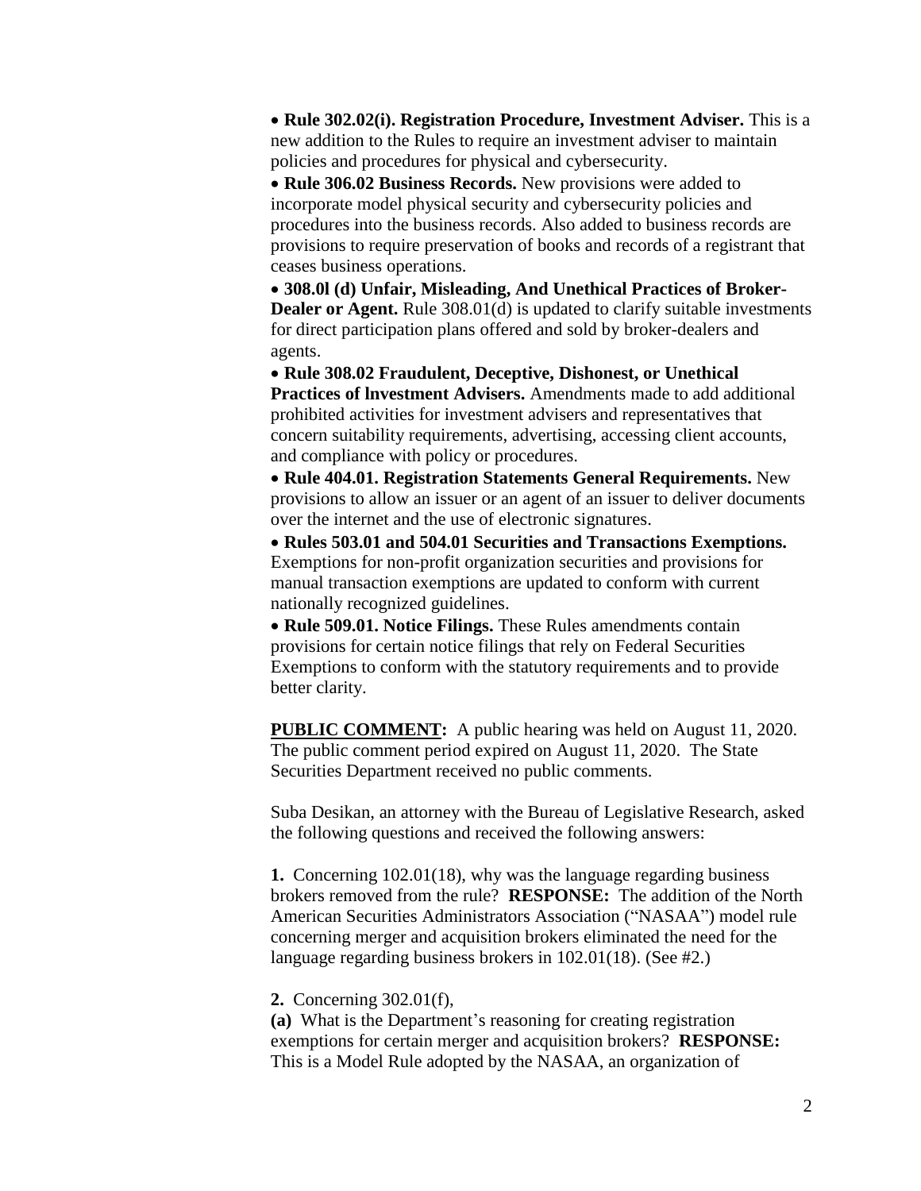- **Rule 302.02(i). Registration Procedure, Investment Adviser.** This is a new addition to the Rules to require an investment adviser to maintain policies and procedures for physical and cybersecurity.
- **Rule 306.02 Business Records.** New provisions were added to incorporate model physical security and cybersecurity policies and procedures into the business records. Also added to business records are provisions to require preservation of books and records of a registrant that ceases business operations.
- **308.0l (d) Unfair, Misleading, And Unethical Practices of Broker-Dealer or Agent.** Rule 308.01(d) is updated to clarify suitable investments for direct participation plans offered and sold by broker-dealers and agents.
- **Rule 308.02 Fraudulent, Deceptive, Dishonest, or Unethical Practices of lnvestment Advisers.** Amendments made to add additional prohibited activities for investment advisers and representatives that concern suitability requirements, advertising, accessing client accounts, and compliance with policy or procedures.
- **Rule 404.01. Registration Statements General Requirements.** New provisions to allow an issuer or an agent of an issuer to deliver documents over the internet and the use of electronic signatures.
- **Rules 503.01 and 504.01 Securities and Transactions Exemptions.** Exemptions for non-profit organization securities and provisions for manual transaction exemptions are updated to conform with current nationally recognized guidelines.
- **Rule 509.01. Notice Filings.** These Rules amendments contain provisions for certain notice filings that rely on Federal Securities Exemptions to conform with the statutory requirements and to provide better clarity.

<u>**PUBLIC COMMENT**</u>**:** A public hearing was held on August 11, 2020. The public comment period expired on August 11, 2020. The State Securities Department received no public comments.

Suba Desikan, an attorney with the Bureau of Legislative Research, asked the following questions and received the following answers:

**1.** Concerning 102.01(18), why was the language regarding business brokers removed from the rule? **RESPONSE:** The addition of the North American Securities Administrators Association ("NASAA") model rule concerning merger and acquisition brokers eliminated the need for the language regarding business brokers in 102.01(18). (See #2.)

**2.** Concerning 302.01(f),

**(a)** What is the Department's reasoning for creating registration exemptions for certain merger and acquisition brokers? **RESPONSE:** This is a Model Rule adopted by the NASAA, an organization of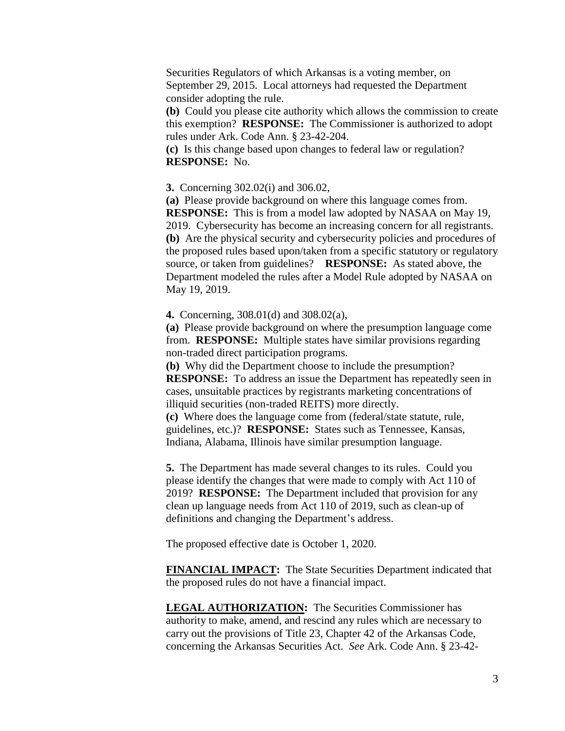Securities Regulators of which Arkansas is a voting member, on September 29, 2015. Local attorneys had requested the Department consider adopting the rule.

**(b)** Could you please cite authority which allows the commission to create this exemption? **RESPONSE:** The Commissioner is authorized to adopt rules under Ark. Code Ann. § 23-42-204.

**(c)** Is this change based upon changes to federal law or regulation? **RESPONSE:** No.

**3.** Concerning 302.02(i) and 306.02,

**(a)** Please provide background on where this language comes from. **RESPONSE:** This is from a model law adopted by NASAA on May 19, 2019. Cybersecurity has become an increasing concern for all registrants.

**(b)** Are the physical security and cybersecurity policies and procedures of the proposed rules based upon/taken from a specific statutory or regulatory source, or taken from guidelines? **RESPONSE:** As stated above, the Department modeled the rules after a Model Rule adopted by NASAA on May 19, 2019.

**4.** Concerning, 308.01(d) and 308.02(a),

**(a)** Please provide background on where the presumption language come from. **RESPONSE:** Multiple states have similar provisions regarding non-traded direct participation programs.

**(b)** Why did the Department choose to include the presumption? **RESPONSE:** To address an issue the Department has repeatedly seen in cases, unsuitable practices by registrants marketing concentrations of illiquid securities (non-traded REITS) more directly.

**(c)** Where does the language come from (federal/state statute, rule, guidelines, etc.)? **RESPONSE:** States such as Tennessee, Kansas, Indiana, Alabama, Illinois have similar presumption language.

**5.** The Department has made several changes to its rules. Could you please identify the changes that were made to comply with Act 110 of 2019? **RESPONSE:** The Department included that provision for any clean up language needs from Act 110 of 2019, such as clean-up of definitions and changing the Department's address.

The proposed effective date is October 1, 2020.

**FINANCIAL IMPACT:** The State Securities Department indicated that the proposed rules do not have a financial impact.

**LEGAL AUTHORIZATION:** The Securities Commissioner has authority to make, amend, and rescind any rules which are necessary to carry out the provisions of Title 23, Chapter 42 of the Arkansas Code, concerning the Arkansas Securities Act. *See* Ark. Code Ann. § 23-42-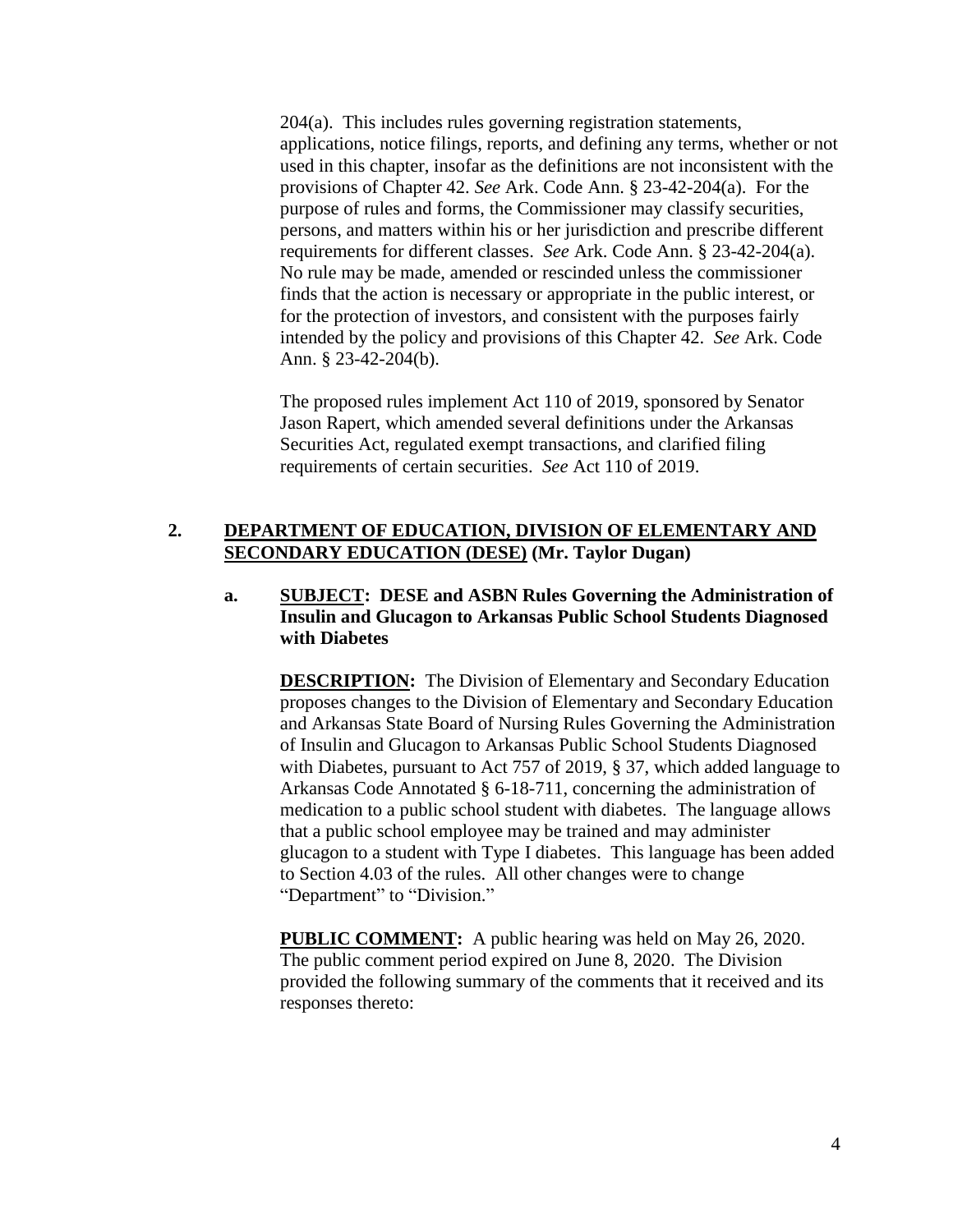204(a). This includes rules governing registration statements, applications, notice filings, reports, and defining any terms, whether or not used in this chapter, insofar as the definitions are not inconsistent with the provisions of Chapter 42. *See* Ark. Code Ann. § 23-42-204(a). For the purpose of rules and forms, the Commissioner may classify securities, persons, and matters within his or her jurisdiction and prescribe different requirements for different classes. *See* Ark. Code Ann. § 23-42-204(a). No rule may be made, amended or rescinded unless the commissioner finds that the action is necessary or appropriate in the public interest, or for the protection of investors, and consistent with the purposes fairly intended by the policy and provisions of this Chapter 42. *See* Ark. Code Ann. § 23-42-204(b).

The proposed rules implement Act 110 of 2019, sponsored by Senator Jason Rapert, which amended several definitions under the Arkansas Securities Act, regulated exempt transactions, and clarified filing requirements of certain securities. *See* Act 110 of 2019.

**2. DEPARTMENT OF EDUCATION, DIVISION OF ELEMENTARY AND SECONDARY EDUCATION (DESE) (Mr. Taylor Dugan)**

**a. SUBJECT: DESE and ASBN Rules Governing the Administration of Insulin and Glucagon to Arkansas Public School Students Diagnosed with Diabetes**

**DESCRIPTION:** The Division of Elementary and Secondary Education proposes changes to the Division of Elementary and Secondary Education and Arkansas State Board of Nursing Rules Governing the Administration of Insulin and Glucagon to Arkansas Public School Students Diagnosed with Diabetes, pursuant to Act 757 of 2019, § 37, which added language to Arkansas Code Annotated § 6-18-711, concerning the administration of medication to a public school student with diabetes. The language allows that a public school employee may be trained and may administer glucagon to a student with Type I diabetes. This language has been added to Section 4.03 of the rules. All other changes were to change "Department" to "Division."

**PUBLIC COMMENT:** A public hearing was held on May 26, 2020. The public comment period expired on June 8, 2020. The Division provided the following summary of the comments that it received and its responses thereto: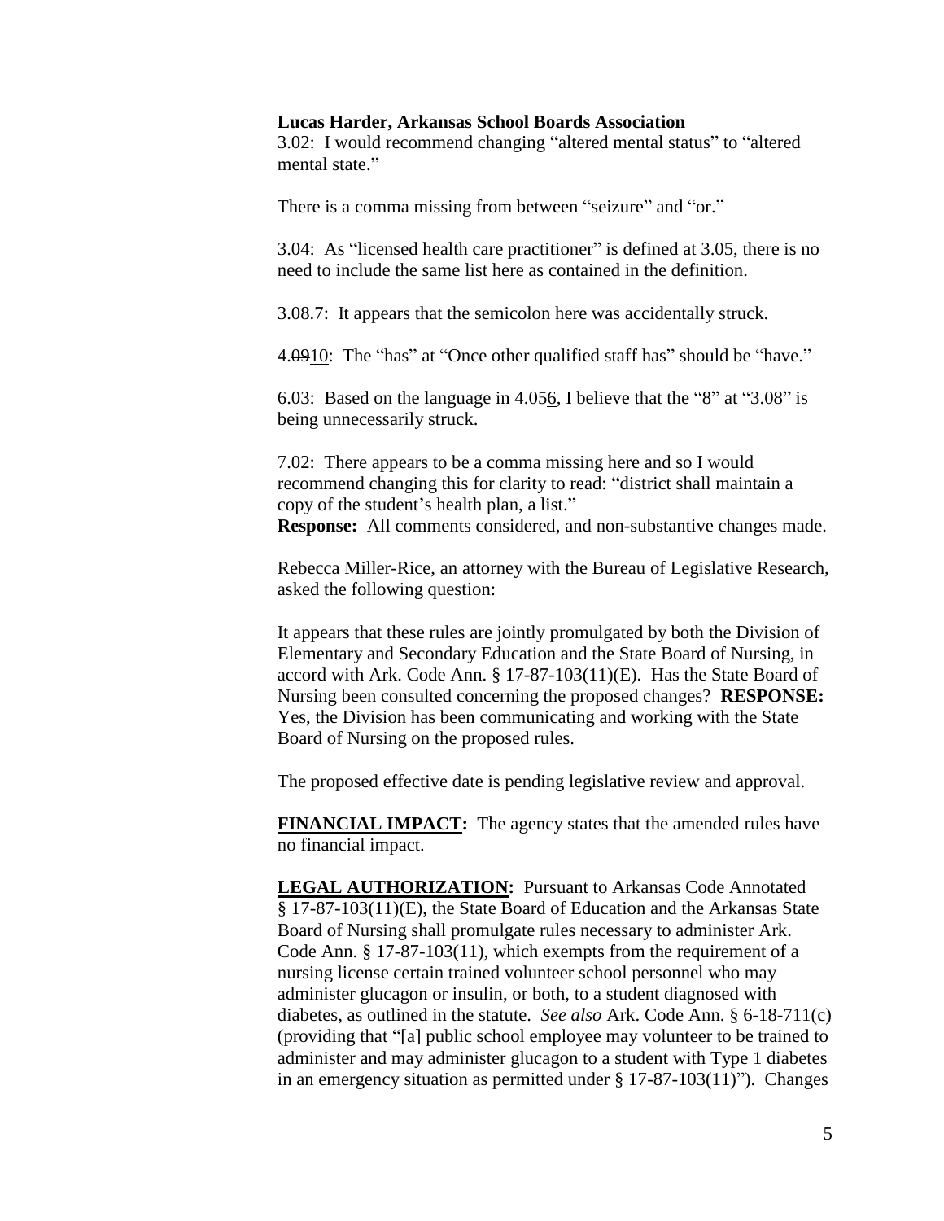**Lucas Harder, Arkansas School Boards Association**
3.02: I would recommend changing "altered mental status" to "altered mental state."

There is a comma missing from between "seizure" and "or."

3.04: As "licensed health care practitioner" is defined at 3.05, there is no need to include the same list here as contained in the definition.

3.08.7: It appears that the semicolon here was accidentally struck.

4.~~09~~10: The "has" at "Once other qualified staff has" should be "have."

6.03: Based on the language in 4.~~05~~6, I believe that the "8" at "3.08" is being unnecessarily struck.

7.02: There appears to be a comma missing here and so I would recommend changing this for clarity to read: "district shall maintain a copy of the student's health plan, a list."
**Response:** All comments considered, and non-substantive changes made.

Rebecca Miller-Rice, an attorney with the Bureau of Legislative Research, asked the following question:

It appears that these rules are jointly promulgated by both the Division of Elementary and Secondary Education and the State Board of Nursing, in accord with Ark. Code Ann. § 17-87-103(11)(E). Has the State Board of Nursing been consulted concerning the proposed changes? **RESPONSE:** Yes, the Division has been communicating and working with the State Board of Nursing on the proposed rules.

The proposed effective date is pending legislative review and approval.

**FINANCIAL IMPACT:** The agency states that the amended rules have no financial impact.

**LEGAL AUTHORIZATION:** Pursuant to Arkansas Code Annotated § 17-87-103(11)(E), the State Board of Education and the Arkansas State Board of Nursing shall promulgate rules necessary to administer Ark. Code Ann. § 17-87-103(11), which exempts from the requirement of a nursing license certain trained volunteer school personnel who may administer glucagon or insulin, or both, to a student diagnosed with diabetes, as outlined in the statute. *See also* Ark. Code Ann. § 6-18-711(c) (providing that "[a] public school employee may volunteer to be trained to administer and may administer glucagon to a student with Type 1 diabetes in an emergency situation as permitted under § 17-87-103(11)"). Changes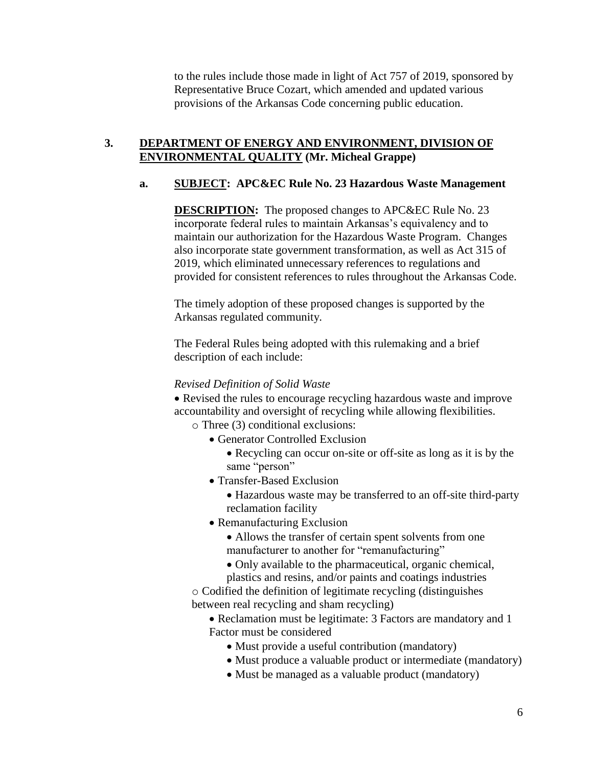to the rules include those made in light of Act 757 of 2019, sponsored by Representative Bruce Cozart, which amended and updated various provisions of the Arkansas Code concerning public education.

**3. <u>DEPARTMENT OF ENERGY AND ENVIRONMENT, DIVISION OF ENVIRONMENTAL QUALITY</u> (Mr. Micheal Grappe)**

**a. <u>SUBJECT</u>: APC&EC Rule No. 23 Hazardous Waste Management**

**<u>DESCRIPTION</u>:** The proposed changes to APC&EC Rule No. 23 incorporate federal rules to maintain Arkansas's equivalency and to maintain our authorization for the Hazardous Waste Program. Changes also incorporate state government transformation, as well as Act 315 of 2019, which eliminated unnecessary references to regulations and provided for consistent references to rules throughout the Arkansas Code.

The timely adoption of these proposed changes is supported by the Arkansas regulated community.

The Federal Rules being adopted with this rulemaking and a brief description of each include:

*Revised Definition of Solid Waste*

- Revised the rules to encourage recycling hazardous waste and improve accountability and oversight of recycling while allowing flexibilities.
  - Three (3) conditional exclusions:
    - Generator Controlled Exclusion
      - Recycling can occur on-site or off-site as long as it is by the same "person"
    - Transfer-Based Exclusion
      - Hazardous waste may be transferred to an off-site third-party reclamation facility
    - Remanufacturing Exclusion
      - Allows the transfer of certain spent solvents from one manufacturer to another for "remanufacturing"
      - Only available to the pharmaceutical, organic chemical, plastics and resins, and/or paints and coatings industries
  - Codified the definition of legitimate recycling (distinguishes between real recycling and sham recycling)
    - Reclamation must be legitimate: 3 Factors are mandatory and 1 Factor must be considered
      - Must provide a useful contribution (mandatory)
      - Must produce a valuable product or intermediate (mandatory)
      - Must be managed as a valuable product (mandatory)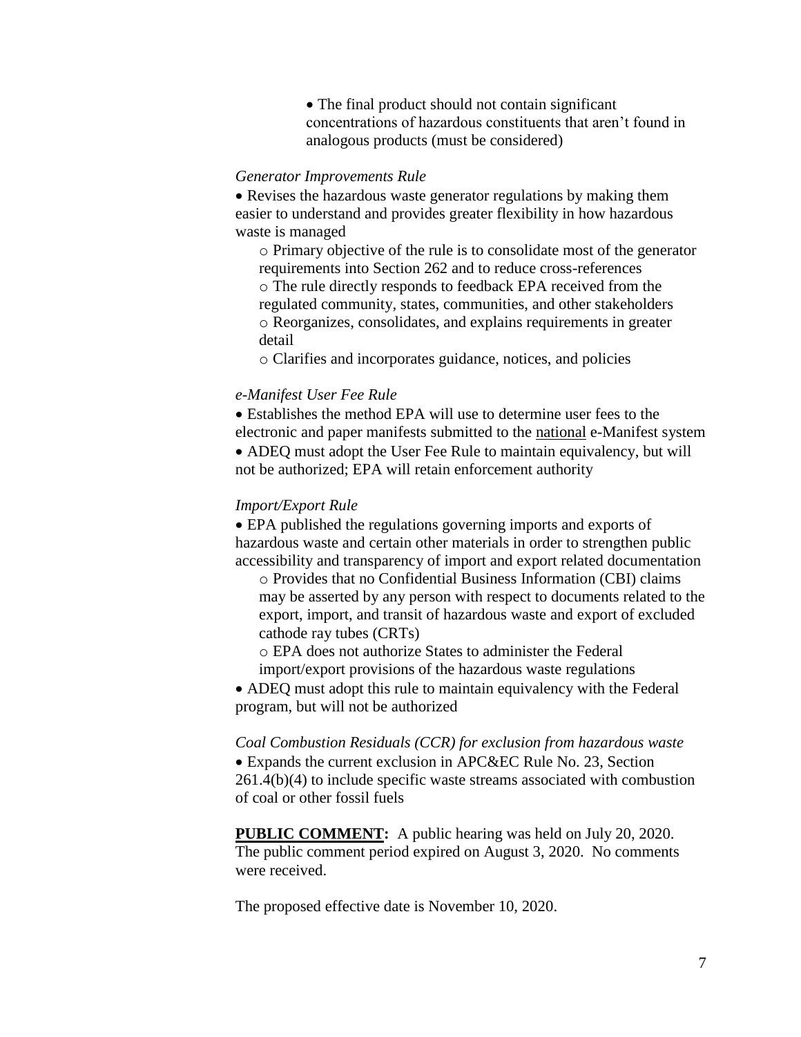- The final product should not contain significant concentrations of hazardous constituents that aren't found in analogous products (must be considered)

*Generator Improvements Rule*

- Revises the hazardous waste generator regulations by making them easier to understand and provides greater flexibility in how hazardous waste is managed
  - Primary objective of the rule is to consolidate most of the generator requirements into Section 262 and to reduce cross-references
  - The rule directly responds to feedback EPA received from the regulated community, states, communities, and other stakeholders
  - Reorganizes, consolidates, and explains requirements in greater detail
  - Clarifies and incorporates guidance, notices, and policies

*e-Manifest User Fee Rule*

- Establishes the method EPA will use to determine user fees to the electronic and paper manifests submitted to the national e-Manifest system
- ADEQ must adopt the User Fee Rule to maintain equivalency, but will not be authorized; EPA will retain enforcement authority

*Import/Export Rule*

- EPA published the regulations governing imports and exports of hazardous waste and certain other materials in order to strengthen public accessibility and transparency of import and export related documentation
  - Provides that no Confidential Business Information (CBI) claims may be asserted by any person with respect to documents related to the export, import, and transit of hazardous waste and export of excluded cathode ray tubes (CRTs)
  - EPA does not authorize States to administer the Federal import/export provisions of the hazardous waste regulations
- ADEQ must adopt this rule to maintain equivalency with the Federal program, but will not be authorized

*Coal Combustion Residuals (CCR) for exclusion from hazardous waste*

- Expands the current exclusion in APC&EC Rule No. 23, Section 261.4(b)(4) to include specific waste streams associated with combustion of coal or other fossil fuels

**PUBLIC COMMENT:** A public hearing was held on July 20, 2020. The public comment period expired on August 3, 2020. No comments were received.

The proposed effective date is November 10, 2020.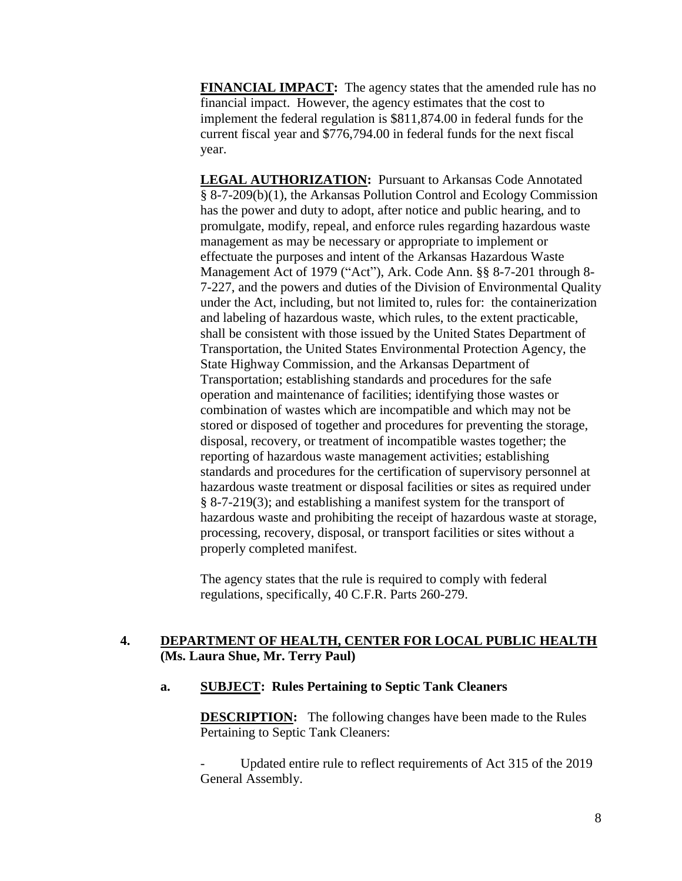**FINANCIAL IMPACT:** The agency states that the amended rule has no financial impact. However, the agency estimates that the cost to implement the federal regulation is $811,874.00 in federal funds for the current fiscal year and $776,794.00 in federal funds for the next fiscal year.

**LEGAL AUTHORIZATION:** Pursuant to Arkansas Code Annotated § 8-7-209(b)(1), the Arkansas Pollution Control and Ecology Commission has the power and duty to adopt, after notice and public hearing, and to promulgate, modify, repeal, and enforce rules regarding hazardous waste management as may be necessary or appropriate to implement or effectuate the purposes and intent of the Arkansas Hazardous Waste Management Act of 1979 ("Act"), Ark. Code Ann. §§ 8-7-201 through 8-7-227, and the powers and duties of the Division of Environmental Quality under the Act, including, but not limited to, rules for: the containerization and labeling of hazardous waste, which rules, to the extent practicable, shall be consistent with those issued by the United States Department of Transportation, the United States Environmental Protection Agency, the State Highway Commission, and the Arkansas Department of Transportation; establishing standards and procedures for the safe operation and maintenance of facilities; identifying those wastes or combination of wastes which are incompatible and which may not be stored or disposed of together and procedures for preventing the storage, disposal, recovery, or treatment of incompatible wastes together; the reporting of hazardous waste management activities; establishing standards and procedures for the certification of supervisory personnel at hazardous waste treatment or disposal facilities or sites as required under § 8-7-219(3); and establishing a manifest system for the transport of hazardous waste and prohibiting the receipt of hazardous waste at storage, processing, recovery, disposal, or transport facilities or sites without a properly completed manifest.

The agency states that the rule is required to comply with federal regulations, specifically, 40 C.F.R. Parts 260-279.

**4. DEPARTMENT OF HEALTH, CENTER FOR LOCAL PUBLIC HEALTH (Ms. Laura Shue, Mr. Terry Paul)**

**a. SUBJECT: Rules Pertaining to Septic Tank Cleaners**

**DESCRIPTION:** The following changes have been made to the Rules Pertaining to Septic Tank Cleaners:

- Updated entire rule to reflect requirements of Act 315 of the 2019 General Assembly.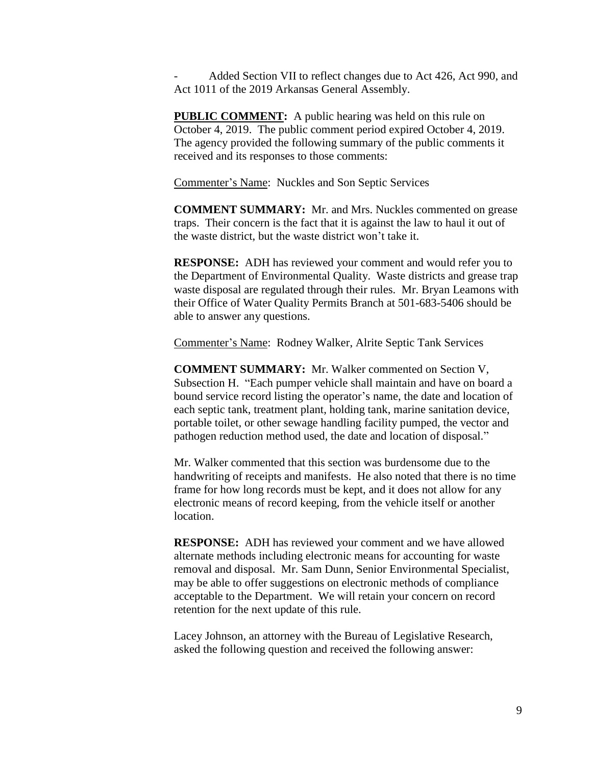- Added Section VII to reflect changes due to Act 426, Act 990, and Act 1011 of the 2019 Arkansas General Assembly.

**PUBLIC COMMENT:** A public hearing was held on this rule on October 4, 2019. The public comment period expired October 4, 2019. The agency provided the following summary of the public comments it received and its responses to those comments:

Commenter's Name: Nuckles and Son Septic Services

**COMMENT SUMMARY:** Mr. and Mrs. Nuckles commented on grease traps. Their concern is the fact that it is against the law to haul it out of the waste district, but the waste district won't take it.

**RESPONSE:** ADH has reviewed your comment and would refer you to the Department of Environmental Quality. Waste districts and grease trap waste disposal are regulated through their rules. Mr. Bryan Leamons with their Office of Water Quality Permits Branch at 501-683-5406 should be able to answer any questions.

Commenter's Name: Rodney Walker, Alrite Septic Tank Services

**COMMENT SUMMARY:** Mr. Walker commented on Section V, Subsection H. "Each pumper vehicle shall maintain and have on board a bound service record listing the operator's name, the date and location of each septic tank, treatment plant, holding tank, marine sanitation device, portable toilet, or other sewage handling facility pumped, the vector and pathogen reduction method used, the date and location of disposal."

Mr. Walker commented that this section was burdensome due to the handwriting of receipts and manifests. He also noted that there is no time frame for how long records must be kept, and it does not allow for any electronic means of record keeping, from the vehicle itself or another location.

**RESPONSE:** ADH has reviewed your comment and we have allowed alternate methods including electronic means for accounting for waste removal and disposal. Mr. Sam Dunn, Senior Environmental Specialist, may be able to offer suggestions on electronic methods of compliance acceptable to the Department. We will retain your concern on record retention for the next update of this rule.

Lacey Johnson, an attorney with the Bureau of Legislative Research, asked the following question and received the following answer: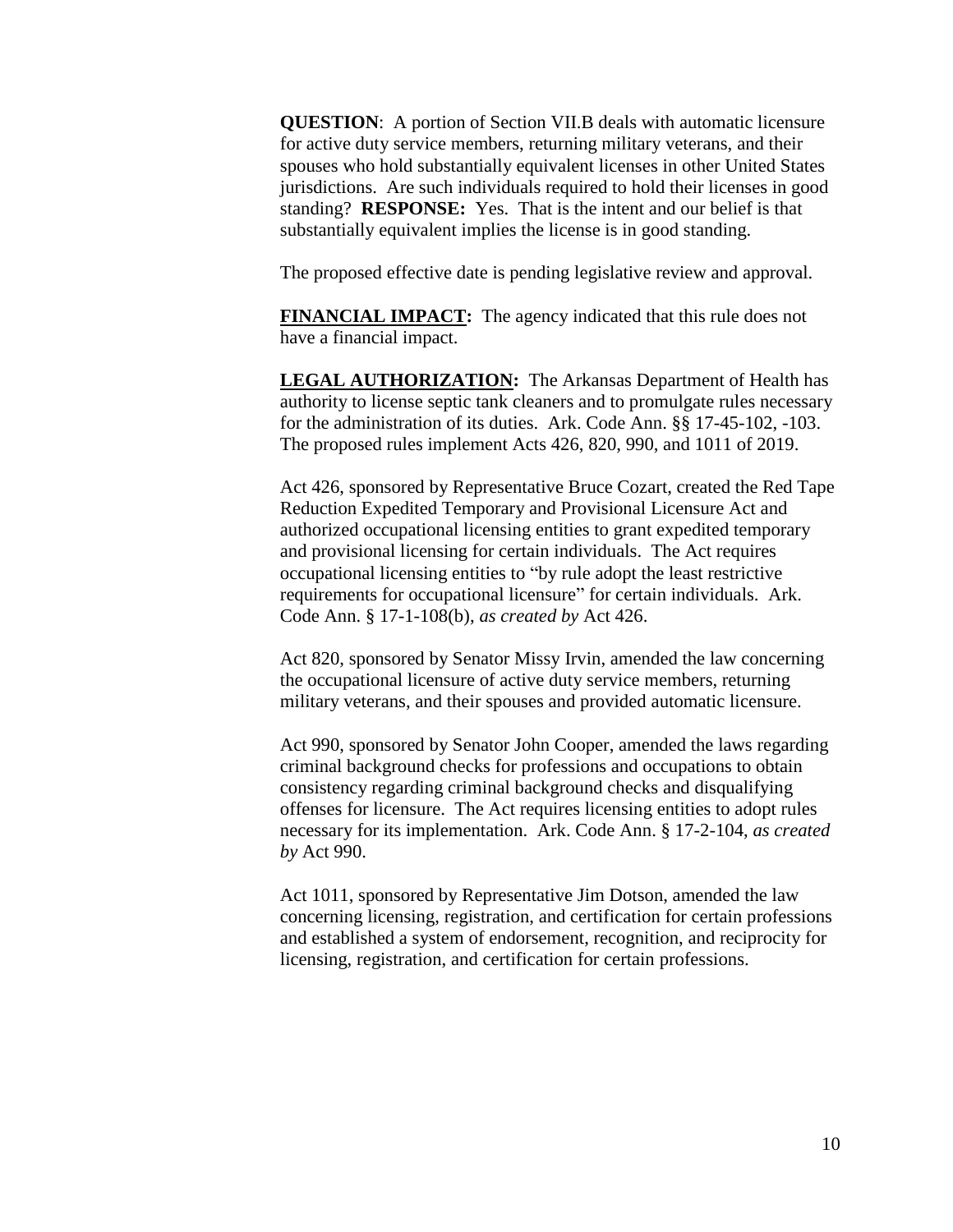**QUESTION**: A portion of Section VII.B deals with automatic licensure for active duty service members, returning military veterans, and their spouses who hold substantially equivalent licenses in other United States jurisdictions. Are such individuals required to hold their licenses in good standing? **RESPONSE:** Yes. That is the intent and our belief is that substantially equivalent implies the license is in good standing.

The proposed effective date is pending legislative review and approval.

**FINANCIAL IMPACT:** The agency indicated that this rule does not have a financial impact.

**LEGAL AUTHORIZATION:** The Arkansas Department of Health has authority to license septic tank cleaners and to promulgate rules necessary for the administration of its duties. Ark. Code Ann. §§ 17-45-102, -103. The proposed rules implement Acts 426, 820, 990, and 1011 of 2019.

Act 426, sponsored by Representative Bruce Cozart, created the Red Tape Reduction Expedited Temporary and Provisional Licensure Act and authorized occupational licensing entities to grant expedited temporary and provisional licensing for certain individuals. The Act requires occupational licensing entities to "by rule adopt the least restrictive requirements for occupational licensure" for certain individuals. Ark. Code Ann. § 17-1-108(b), *as created by* Act 426.

Act 820, sponsored by Senator Missy Irvin, amended the law concerning the occupational licensure of active duty service members, returning military veterans, and their spouses and provided automatic licensure.

Act 990, sponsored by Senator John Cooper, amended the laws regarding criminal background checks for professions and occupations to obtain consistency regarding criminal background checks and disqualifying offenses for licensure. The Act requires licensing entities to adopt rules necessary for its implementation. Ark. Code Ann. § 17-2-104, *as created by* Act 990.

Act 1011, sponsored by Representative Jim Dotson, amended the law concerning licensing, registration, and certification for certain professions and established a system of endorsement, recognition, and reciprocity for licensing, registration, and certification for certain professions.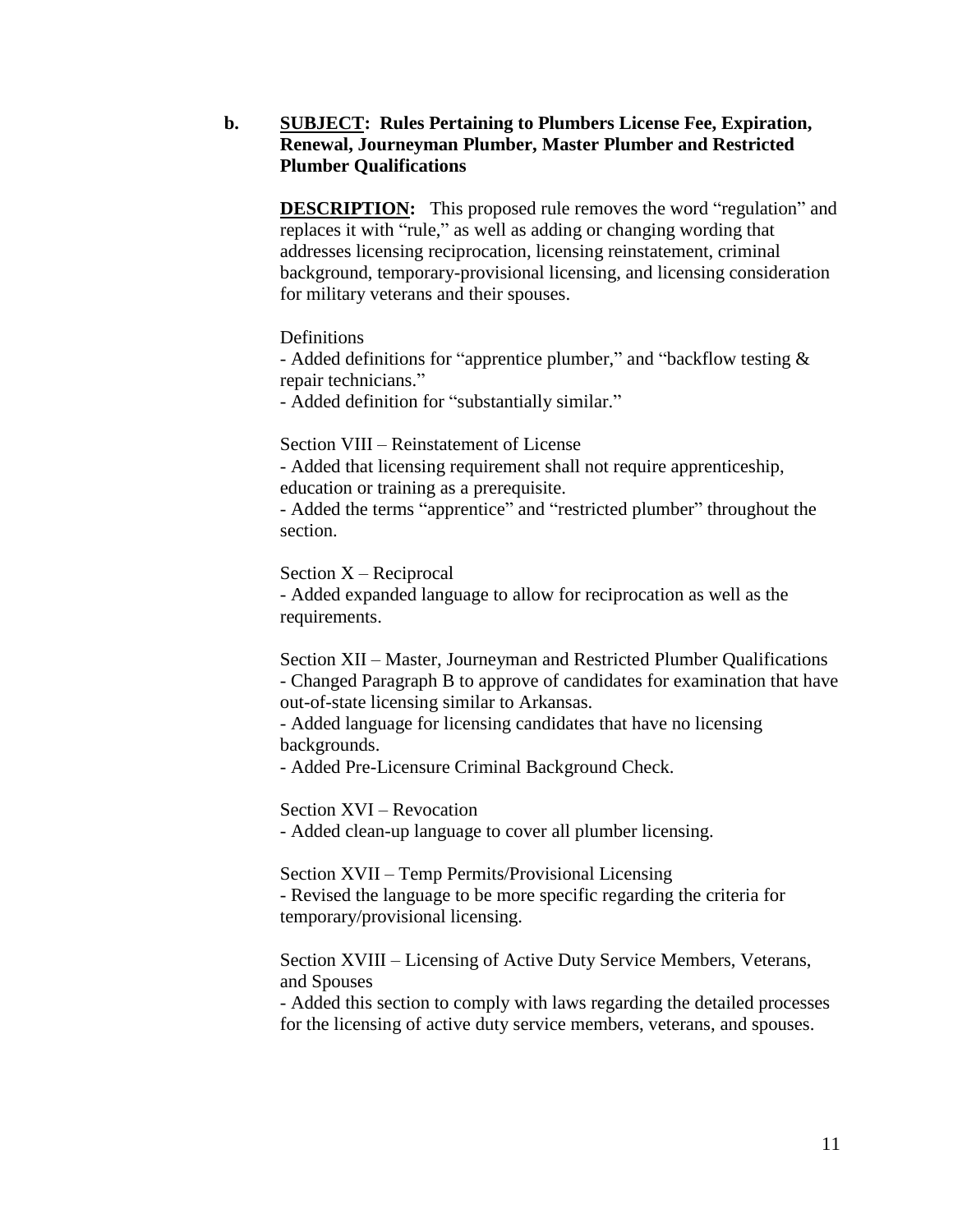**b.** **<u>SUBJECT</u>: Rules Pertaining to Plumbers License Fee, Expiration, Renewal, Journeyman Plumber, Master Plumber and Restricted Plumber Qualifications**

**<u>DESCRIPTION</u>:** This proposed rule removes the word "regulation" and replaces it with "rule," as well as adding or changing wording that addresses licensing reciprocation, licensing reinstatement, criminal background, temporary-provisional licensing, and licensing consideration for military veterans and their spouses.

Definitions

- Added definitions for "apprentice plumber," and "backflow testing & repair technicians."
- Added definition for "substantially similar."

Section VIII – Reinstatement of License

- Added that licensing requirement shall not require apprenticeship, education or training as a prerequisite.
- Added the terms "apprentice" and "restricted plumber" throughout the section.

Section X – Reciprocal

- Added expanded language to allow for reciprocation as well as the requirements.

Section XII – Master, Journeyman and Restricted Plumber Qualifications

- Changed Paragraph B to approve of candidates for examination that have out-of-state licensing similar to Arkansas.
- Added language for licensing candidates that have no licensing backgrounds.
- Added Pre-Licensure Criminal Background Check.

Section XVI – Revocation

- Added clean-up language to cover all plumber licensing.

Section XVII – Temp Permits/Provisional Licensing

- Revised the language to be more specific regarding the criteria for temporary/provisional licensing.

Section XVIII – Licensing of Active Duty Service Members, Veterans, and Spouses

- Added this section to comply with laws regarding the detailed processes for the licensing of active duty service members, veterans, and spouses.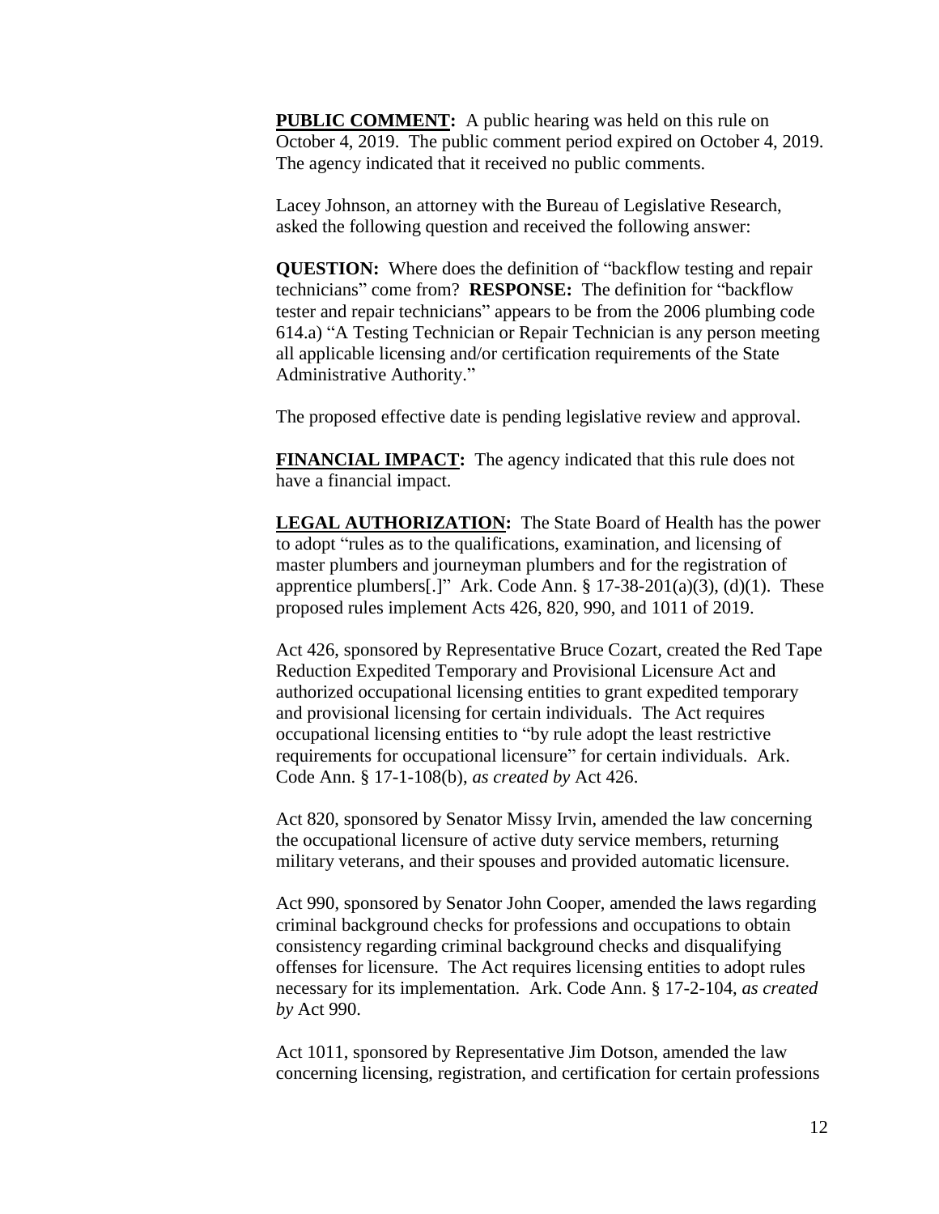**PUBLIC COMMENT:** A public hearing was held on this rule on October 4, 2019. The public comment period expired on October 4, 2019. The agency indicated that it received no public comments.

Lacey Johnson, an attorney with the Bureau of Legislative Research, asked the following question and received the following answer:

**QUESTION:** Where does the definition of "backflow testing and repair technicians" come from? **RESPONSE:** The definition for "backflow tester and repair technicians" appears to be from the 2006 plumbing code 614.a) "A Testing Technician or Repair Technician is any person meeting all applicable licensing and/or certification requirements of the State Administrative Authority."

The proposed effective date is pending legislative review and approval.

**FINANCIAL IMPACT:** The agency indicated that this rule does not have a financial impact.

**LEGAL AUTHORIZATION:** The State Board of Health has the power to adopt "rules as to the qualifications, examination, and licensing of master plumbers and journeyman plumbers and for the registration of apprentice plumbers[.]" Ark. Code Ann. § 17-38-201(a)(3), (d)(1). These proposed rules implement Acts 426, 820, 990, and 1011 of 2019.

Act 426, sponsored by Representative Bruce Cozart, created the Red Tape Reduction Expedited Temporary and Provisional Licensure Act and authorized occupational licensing entities to grant expedited temporary and provisional licensing for certain individuals. The Act requires occupational licensing entities to "by rule adopt the least restrictive requirements for occupational licensure" for certain individuals. Ark. Code Ann. § 17-1-108(b), *as created by* Act 426.

Act 820, sponsored by Senator Missy Irvin, amended the law concerning the occupational licensure of active duty service members, returning military veterans, and their spouses and provided automatic licensure.

Act 990, sponsored by Senator John Cooper, amended the laws regarding criminal background checks for professions and occupations to obtain consistency regarding criminal background checks and disqualifying offenses for licensure. The Act requires licensing entities to adopt rules necessary for its implementation. Ark. Code Ann. § 17-2-104, *as created by* Act 990.

Act 1011, sponsored by Representative Jim Dotson, amended the law concerning licensing, registration, and certification for certain professions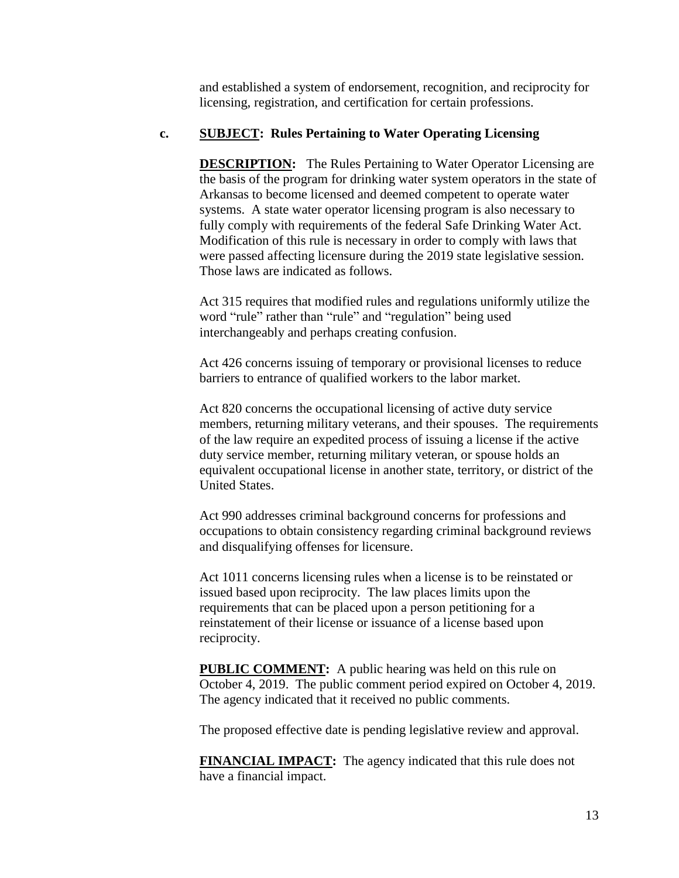and established a system of endorsement, recognition, and reciprocity for licensing, registration, and certification for certain professions.

**c. <u>SUBJECT</u>: Rules Pertaining to Water Operating Licensing**

**<u>DESCRIPTION</u>:** The Rules Pertaining to Water Operator Licensing are the basis of the program for drinking water system operators in the state of Arkansas to become licensed and deemed competent to operate water systems. A state water operator licensing program is also necessary to fully comply with requirements of the federal Safe Drinking Water Act. Modification of this rule is necessary in order to comply with laws that were passed affecting licensure during the 2019 state legislative session. Those laws are indicated as follows.

Act 315 requires that modified rules and regulations uniformly utilize the word "rule" rather than "rule" and "regulation" being used interchangeably and perhaps creating confusion.

Act 426 concerns issuing of temporary or provisional licenses to reduce barriers to entrance of qualified workers to the labor market.

Act 820 concerns the occupational licensing of active duty service members, returning military veterans, and their spouses. The requirements of the law require an expedited process of issuing a license if the active duty service member, returning military veteran, or spouse holds an equivalent occupational license in another state, territory, or district of the United States.

Act 990 addresses criminal background concerns for professions and occupations to obtain consistency regarding criminal background reviews and disqualifying offenses for licensure.

Act 1011 concerns licensing rules when a license is to be reinstated or issued based upon reciprocity. The law places limits upon the requirements that can be placed upon a person petitioning for a reinstatement of their license or issuance of a license based upon reciprocity.

**<u>PUBLIC COMMENT</u>:** A public hearing was held on this rule on October 4, 2019. The public comment period expired on October 4, 2019. The agency indicated that it received no public comments.

The proposed effective date is pending legislative review and approval.

**<u>FINANCIAL IMPACT</u>:** The agency indicated that this rule does not have a financial impact.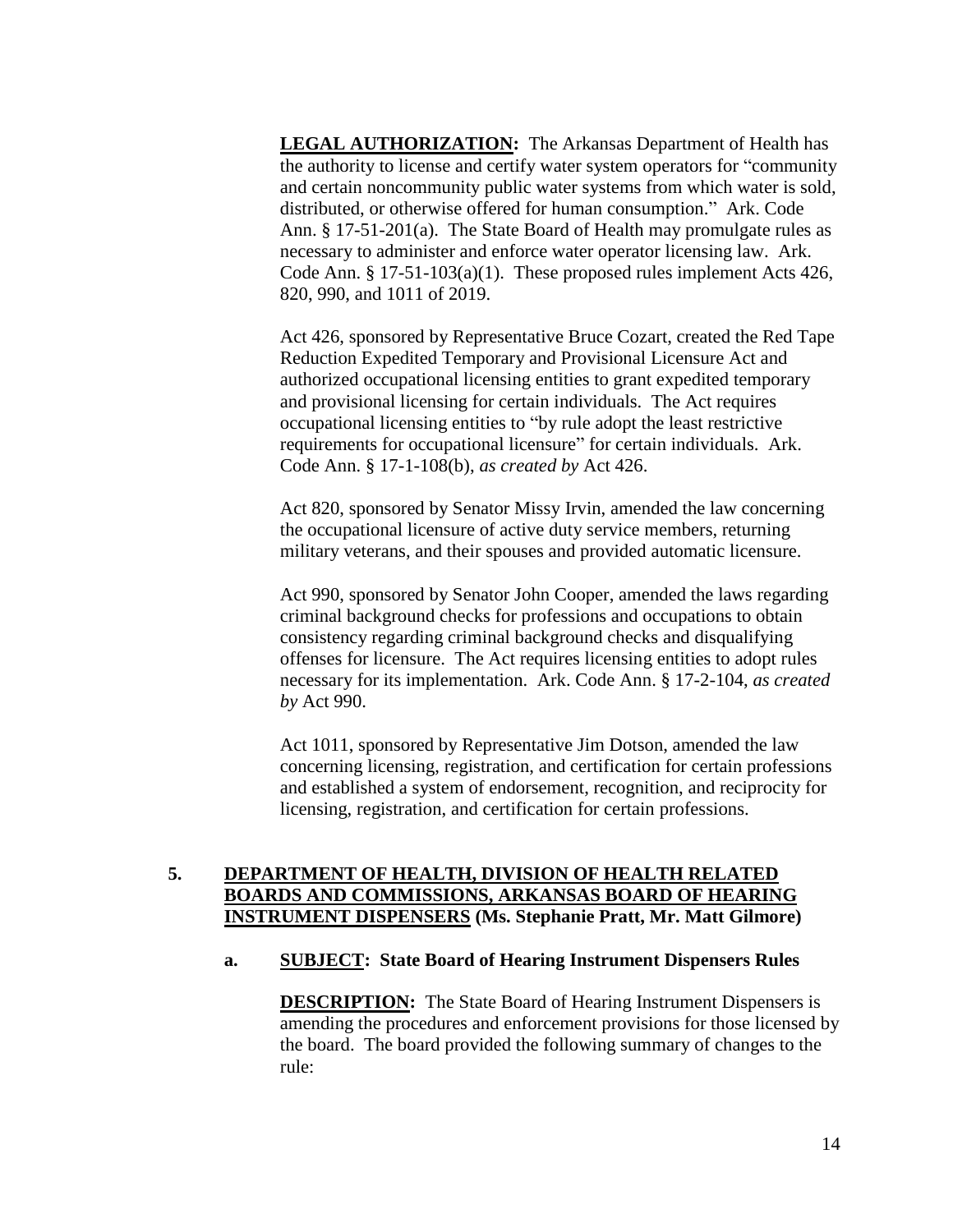**LEGAL AUTHORIZATION:** The Arkansas Department of Health has the authority to license and certify water system operators for "community and certain noncommunity public water systems from which water is sold, distributed, or otherwise offered for human consumption." Ark. Code Ann. § 17-51-201(a). The State Board of Health may promulgate rules as necessary to administer and enforce water operator licensing law. Ark. Code Ann. § 17-51-103(a)(1). These proposed rules implement Acts 426, 820, 990, and 1011 of 2019.

Act 426, sponsored by Representative Bruce Cozart, created the Red Tape Reduction Expedited Temporary and Provisional Licensure Act and authorized occupational licensing entities to grant expedited temporary and provisional licensing for certain individuals. The Act requires occupational licensing entities to "by rule adopt the least restrictive requirements for occupational licensure" for certain individuals. Ark. Code Ann. § 17-1-108(b), *as created by* Act 426.

Act 820, sponsored by Senator Missy Irvin, amended the law concerning the occupational licensure of active duty service members, returning military veterans, and their spouses and provided automatic licensure.

Act 990, sponsored by Senator John Cooper, amended the laws regarding criminal background checks for professions and occupations to obtain consistency regarding criminal background checks and disqualifying offenses for licensure. The Act requires licensing entities to adopt rules necessary for its implementation. Ark. Code Ann. § 17-2-104, *as created by* Act 990.

Act 1011, sponsored by Representative Jim Dotson, amended the law concerning licensing, registration, and certification for certain professions and established a system of endorsement, recognition, and reciprocity for licensing, registration, and certification for certain professions.

## 5. DEPARTMENT OF HEALTH, DIVISION OF HEALTH RELATED BOARDS AND COMMISSIONS, ARKANSAS BOARD OF HEARING INSTRUMENT DISPENSERS (Ms. Stephanie Pratt, Mr. Matt Gilmore)

### a. SUBJECT: State Board of Hearing Instrument Dispensers Rules

**DESCRIPTION:** The State Board of Hearing Instrument Dispensers is amending the procedures and enforcement provisions for those licensed by the board. The board provided the following summary of changes to the rule: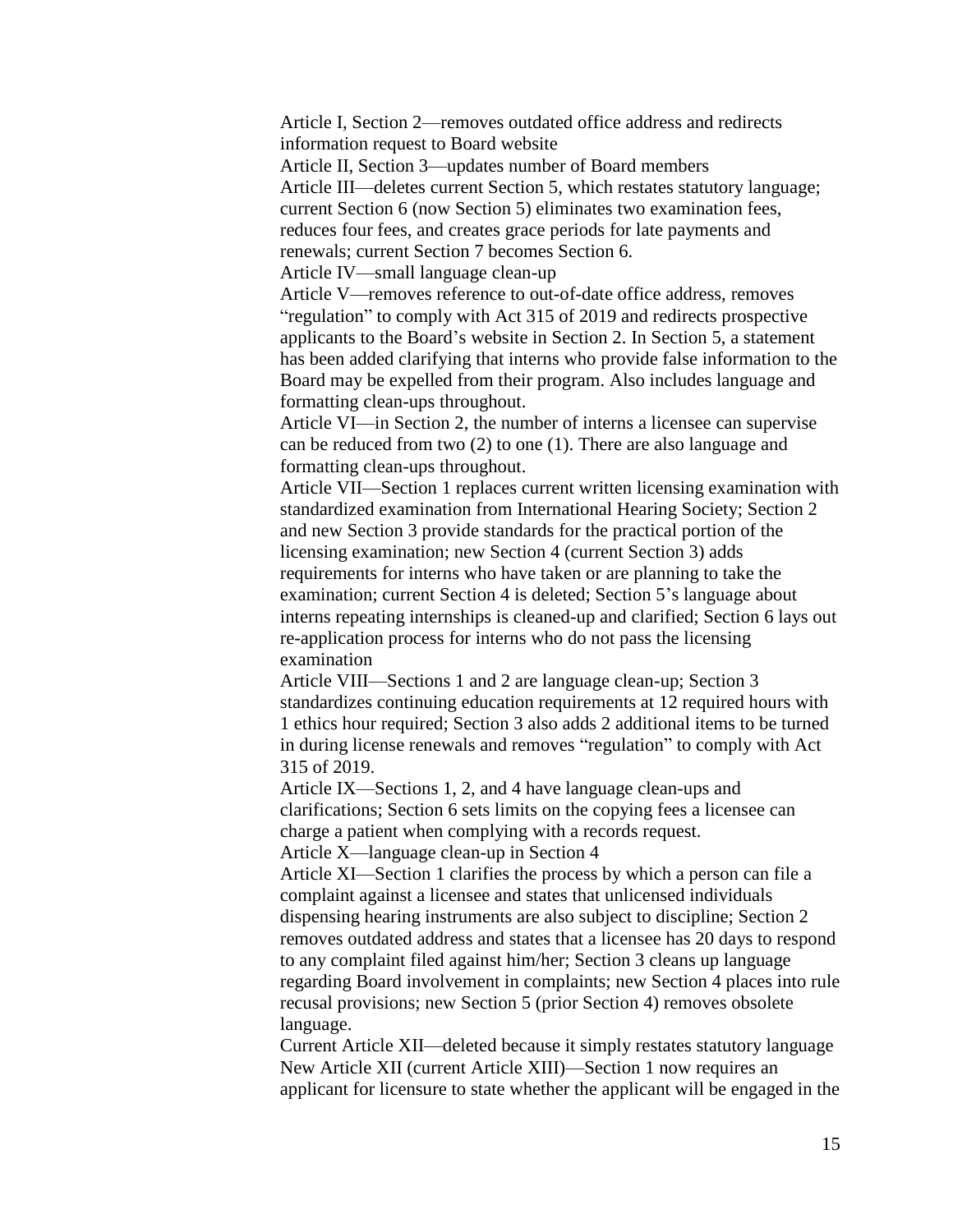Article I, Section 2—removes outdated office address and redirects information request to Board website

Article II, Section 3—updates number of Board members

Article III—deletes current Section 5, which restates statutory language; current Section 6 (now Section 5) eliminates two examination fees, reduces four fees, and creates grace periods for late payments and renewals; current Section 7 becomes Section 6.

Article IV—small language clean-up

Article V—removes reference to out-of-date office address, removes "regulation" to comply with Act 315 of 2019 and redirects prospective applicants to the Board's website in Section 2. In Section 5, a statement has been added clarifying that interns who provide false information to the Board may be expelled from their program. Also includes language and formatting clean-ups throughout.

Article VI—in Section 2, the number of interns a licensee can supervise can be reduced from two (2) to one (1). There are also language and formatting clean-ups throughout.

Article VII—Section 1 replaces current written licensing examination with standardized examination from International Hearing Society; Section 2 and new Section 3 provide standards for the practical portion of the licensing examination; new Section 4 (current Section 3) adds requirements for interns who have taken or are planning to take the examination; current Section 4 is deleted; Section 5's language about interns repeating internships is cleaned-up and clarified; Section 6 lays out re-application process for interns who do not pass the licensing examination

Article VIII—Sections 1 and 2 are language clean-up; Section 3 standardizes continuing education requirements at 12 required hours with 1 ethics hour required; Section 3 also adds 2 additional items to be turned in during license renewals and removes "regulation" to comply with Act 315 of 2019.

Article IX—Sections 1, 2, and 4 have language clean-ups and clarifications; Section 6 sets limits on the copying fees a licensee can charge a patient when complying with a records request.

Article X—language clean-up in Section 4

Article XI—Section 1 clarifies the process by which a person can file a complaint against a licensee and states that unlicensed individuals dispensing hearing instruments are also subject to discipline; Section 2 removes outdated address and states that a licensee has 20 days to respond to any complaint filed against him/her; Section 3 cleans up language regarding Board involvement in complaints; new Section 4 places into rule recusal provisions; new Section 5 (prior Section 4) removes obsolete language.

Current Article XII—deleted because it simply restates statutory language

New Article XII (current Article XIII)—Section 1 now requires an applicant for licensure to state whether the applicant will be engaged in the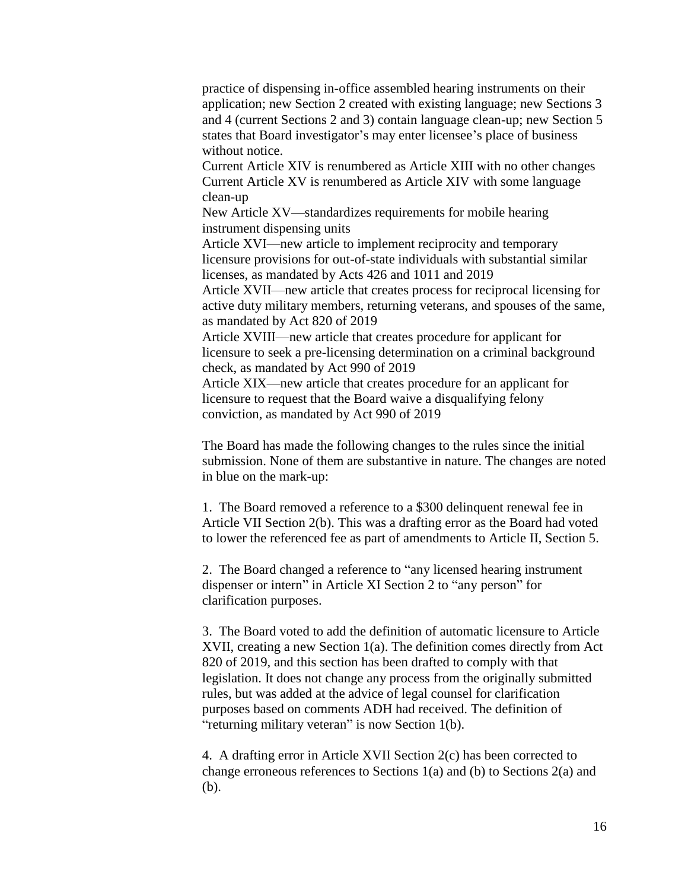practice of dispensing in-office assembled hearing instruments on their application; new Section 2 created with existing language; new Sections 3 and 4 (current Sections 2 and 3) contain language clean-up; new Section 5 states that Board investigator's may enter licensee's place of business without notice.

Current Article XIV is renumbered as Article XIII with no other changes

Current Article XV is renumbered as Article XIV with some language clean-up

New Article XV—standardizes requirements for mobile hearing instrument dispensing units

Article XVI—new article to implement reciprocity and temporary licensure provisions for out-of-state individuals with substantial similar licenses, as mandated by Acts 426 and 1011 and 2019

Article XVII—new article that creates process for reciprocal licensing for active duty military members, returning veterans, and spouses of the same, as mandated by Act 820 of 2019

Article XVIII—new article that creates procedure for applicant for licensure to seek a pre-licensing determination on a criminal background check, as mandated by Act 990 of 2019

Article XIX—new article that creates procedure for an applicant for licensure to request that the Board waive a disqualifying felony conviction, as mandated by Act 990 of 2019

The Board has made the following changes to the rules since the initial submission. None of them are substantive in nature. The changes are noted in blue on the mark-up:

1. The Board removed a reference to a $300 delinquent renewal fee in Article VII Section 2(b). This was a drafting error as the Board had voted to lower the referenced fee as part of amendments to Article II, Section 5.

2. The Board changed a reference to "any licensed hearing instrument dispenser or intern" in Article XI Section 2 to "any person" for clarification purposes.

3. The Board voted to add the definition of automatic licensure to Article XVII, creating a new Section 1(a). The definition comes directly from Act 820 of 2019, and this section has been drafted to comply with that legislation. It does not change any process from the originally submitted rules, but was added at the advice of legal counsel for clarification purposes based on comments ADH had received. The definition of "returning military veteran" is now Section 1(b).

4. A drafting error in Article XVII Section 2(c) has been corrected to change erroneous references to Sections 1(a) and (b) to Sections 2(a) and (b).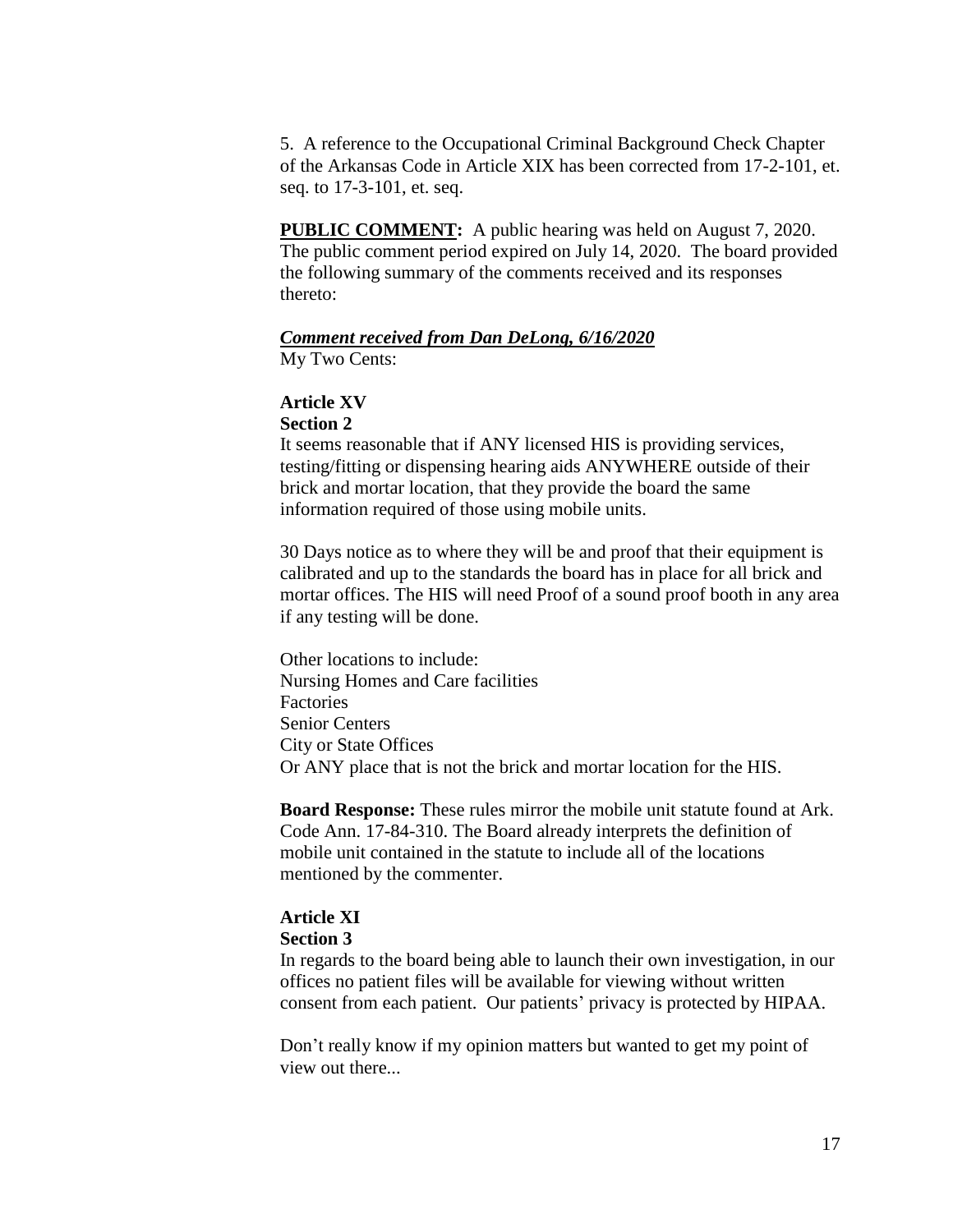5. A reference to the Occupational Criminal Background Check Chapter of the Arkansas Code in Article XIX has been corrected from 17-2-101, et. seq. to 17-3-101, et. seq.

**PUBLIC COMMENT:** A public hearing was held on August 7, 2020. The public comment period expired on July 14, 2020. The board provided the following summary of the comments received and its responses thereto:

***Comment received from Dan DeLong, 6/16/2020***

My Two Cents:

**Article XV**

**Section 2**

It seems reasonable that if ANY licensed HIS is providing services, testing/fitting or dispensing hearing aids ANYWHERE outside of their brick and mortar location, that they provide the board the same information required of those using mobile units.

30 Days notice as to where they will be and proof that their equipment is calibrated and up to the standards the board has in place for all brick and mortar offices. The HIS will need Proof of a sound proof booth in any area if any testing will be done.

Other locations to include:
Nursing Homes and Care facilities
Factories
Senior Centers
City or State Offices
Or ANY place that is not the brick and mortar location for the HIS.

**Board Response:** These rules mirror the mobile unit statute found at Ark. Code Ann. 17-84-310. The Board already interprets the definition of mobile unit contained in the statute to include all of the locations mentioned by the commenter.

**Article XI**

**Section 3**

In regards to the board being able to launch their own investigation, in our offices no patient files will be available for viewing without written consent from each patient. Our patients' privacy is protected by HIPAA.

Don't really know if my opinion matters but wanted to get my point of view out there...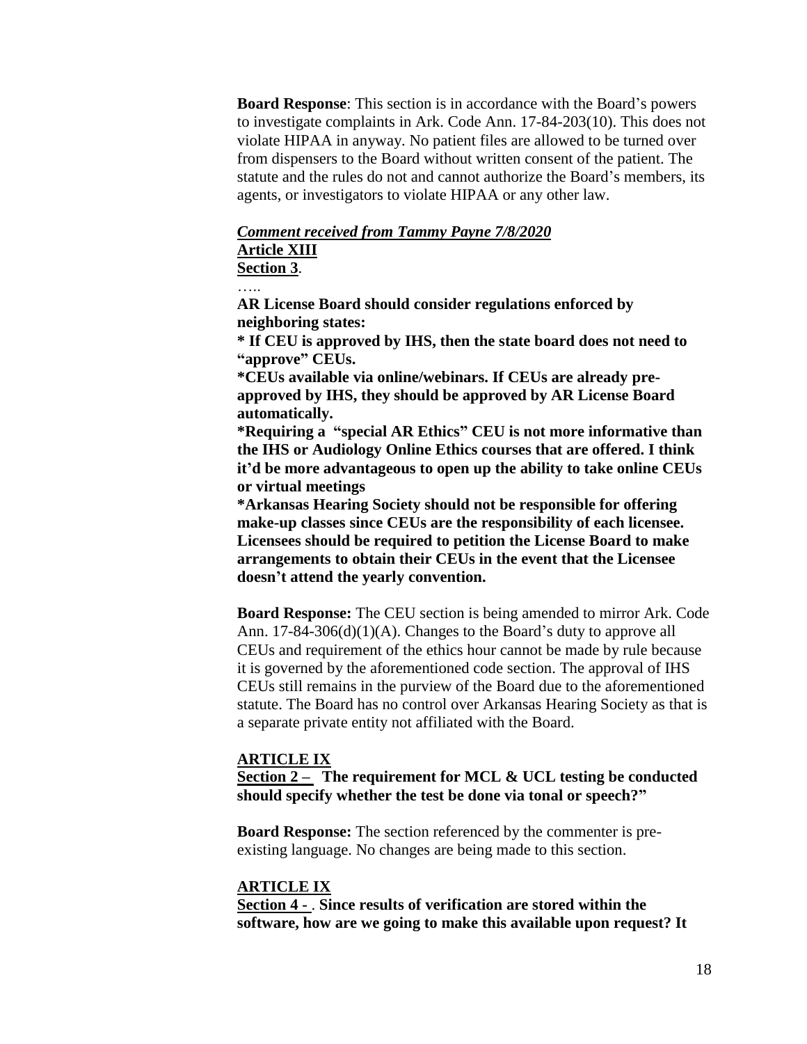**Board Response**: This section is in accordance with the Board's powers to investigate complaints in Ark. Code Ann. 17-84-203(10). This does not violate HIPAA in anyway. No patient files are allowed to be turned over from dispensers to the Board without written consent of the patient. The statute and the rules do not and cannot authorize the Board's members, its agents, or investigators to violate HIPAA or any other law.

***Comment received from Tammy Payne 7/8/2020***

**Article XIII**

**Section 3**.

…..

**AR License Board should consider regulations enforced by neighboring states:**

**\* If CEU is approved by IHS, then the state board does not need to "approve" CEUs.**

**\*CEUs available via online/webinars. If CEUs are already pre-approved by IHS, they should be approved by AR License Board automatically.**

**\*Requiring a "special AR Ethics" CEU is not more informative than the IHS or Audiology Online Ethics courses that are offered. I think it'd be more advantageous to open up the ability to take online CEUs or virtual meetings**

**\*Arkansas Hearing Society should not be responsible for offering make-up classes since CEUs are the responsibility of each licensee. Licensees should be required to petition the License Board to make arrangements to obtain their CEUs in the event that the Licensee doesn't attend the yearly convention.**

**Board Response:** The CEU section is being amended to mirror Ark. Code Ann. 17-84-306(d)(1)(A). Changes to the Board's duty to approve all CEUs and requirement of the ethics hour cannot be made by rule because it is governed by the aforementioned code section. The approval of IHS CEUs still remains in the purview of the Board due to the aforementioned statute. The Board has no control over Arkansas Hearing Society as that is a separate private entity not affiliated with the Board.

**ARTICLE IX**

**Section 2 – The requirement for MCL & UCL testing be conducted should specify whether the test be done via tonal or speech?"**

**Board Response:** The section referenced by the commenter is pre-existing language. No changes are being made to this section.

**ARTICLE IX**

**Section 4 -** . **Since results of verification are stored within the software, how are we going to make this available upon request? It**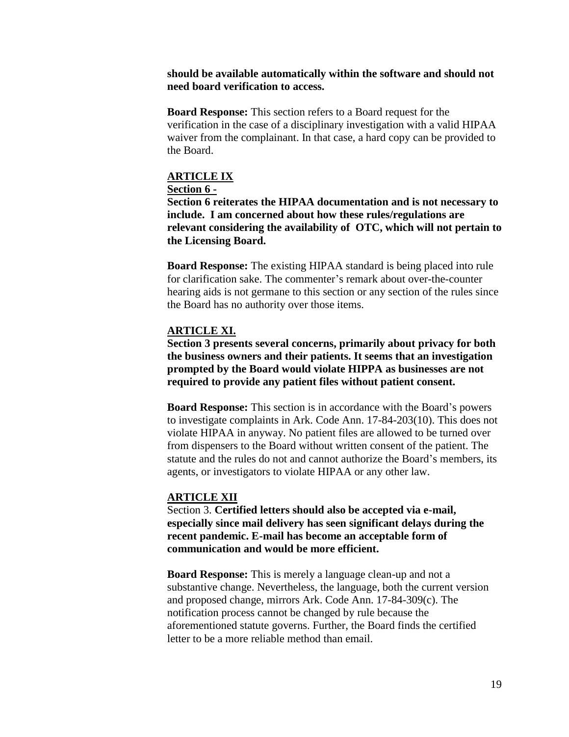**should be available automatically within the software and should not need board verification to access.**

**Board Response:** This section refers to a Board request for the verification in the case of a disciplinary investigation with a valid HIPAA waiver from the complainant. In that case, a hard copy can be provided to the Board.

**ARTICLE IX**

**Section 6 -**

**Section 6 reiterates the HIPAA documentation and is not necessary to include. I am concerned about how these rules/regulations are relevant considering the availability of OTC, which will not pertain to the Licensing Board.**

**Board Response:** The existing HIPAA standard is being placed into rule for clarification sake. The commenter's remark about over-the-counter hearing aids is not germane to this section or any section of the rules since the Board has no authority over those items.

**ARTICLE XI.**

**Section 3 presents several concerns, primarily about privacy for both the business owners and their patients. It seems that an investigation prompted by the Board would violate HIPPA as businesses are not required to provide any patient files without patient consent.**

**Board Response:** This section is in accordance with the Board's powers to investigate complaints in Ark. Code Ann. 17-84-203(10). This does not violate HIPAA in anyway. No patient files are allowed to be turned over from dispensers to the Board without written consent of the patient. The statute and the rules do not and cannot authorize the Board's members, its agents, or investigators to violate HIPAA or any other law.

**ARTICLE XII**

Section 3. **Certified letters should also be accepted via e-mail, especially since mail delivery has seen significant delays during the recent pandemic. E-mail has become an acceptable form of communication and would be more efficient.**

**Board Response:** This is merely a language clean-up and not a substantive change. Nevertheless, the language, both the current version and proposed change, mirrors Ark. Code Ann. 17-84-309(c). The notification process cannot be changed by rule because the aforementioned statute governs. Further, the Board finds the certified letter to be a more reliable method than email.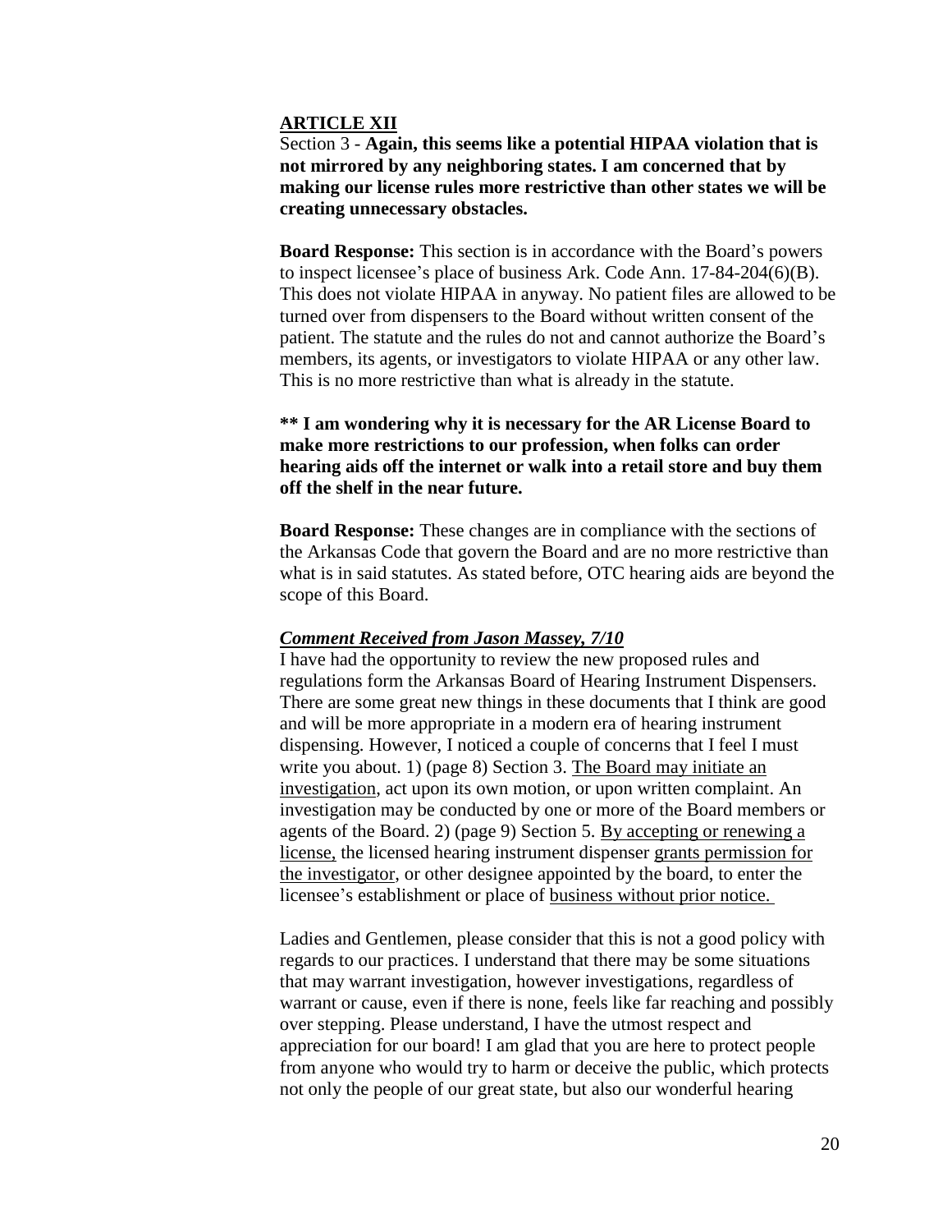**ARTICLE XII**

Section 3 - **Again, this seems like a potential HIPAA violation that is not mirrored by any neighboring states. I am concerned that by making our license rules more restrictive than other states we will be creating unnecessary obstacles.**

**Board Response:** This section is in accordance with the Board's powers to inspect licensee's place of business Ark. Code Ann. 17-84-204(6)(B). This does not violate HIPAA in anyway. No patient files are allowed to be turned over from dispensers to the Board without written consent of the patient. The statute and the rules do not and cannot authorize the Board's members, its agents, or investigators to violate HIPAA or any other law. This is no more restrictive than what is already in the statute.

**** I am wondering why it is necessary for the AR License Board to make more restrictions to our profession, when folks can order hearing aids off the internet or walk into a retail store and buy them off the shelf in the near future.**

**Board Response:** These changes are in compliance with the sections of the Arkansas Code that govern the Board and are no more restrictive than what is in said statutes. As stated before, OTC hearing aids are beyond the scope of this Board.

***Comment Received from Jason Massey, 7/10***

I have had the opportunity to review the new proposed rules and regulations form the Arkansas Board of Hearing Instrument Dispensers. There are some great new things in these documents that I think are good and will be more appropriate in a modern era of hearing instrument dispensing. However, I noticed a couple of concerns that I feel I must write you about. 1) (page 8) Section 3. The Board may initiate an investigation, act upon its own motion, or upon written complaint. An investigation may be conducted by one or more of the Board members or agents of the Board. 2) (page 9) Section 5. By accepting or renewing a license, the licensed hearing instrument dispenser grants permission for the investigator, or other designee appointed by the board, to enter the licensee's establishment or place of business without prior notice.

Ladies and Gentlemen, please consider that this is not a good policy with regards to our practices. I understand that there may be some situations that may warrant investigation, however investigations, regardless of warrant or cause, even if there is none, feels like far reaching and possibly over stepping. Please understand, I have the utmost respect and appreciation for our board! I am glad that you are here to protect people from anyone who would try to harm or deceive the public, which protects not only the people of our great state, but also our wonderful hearing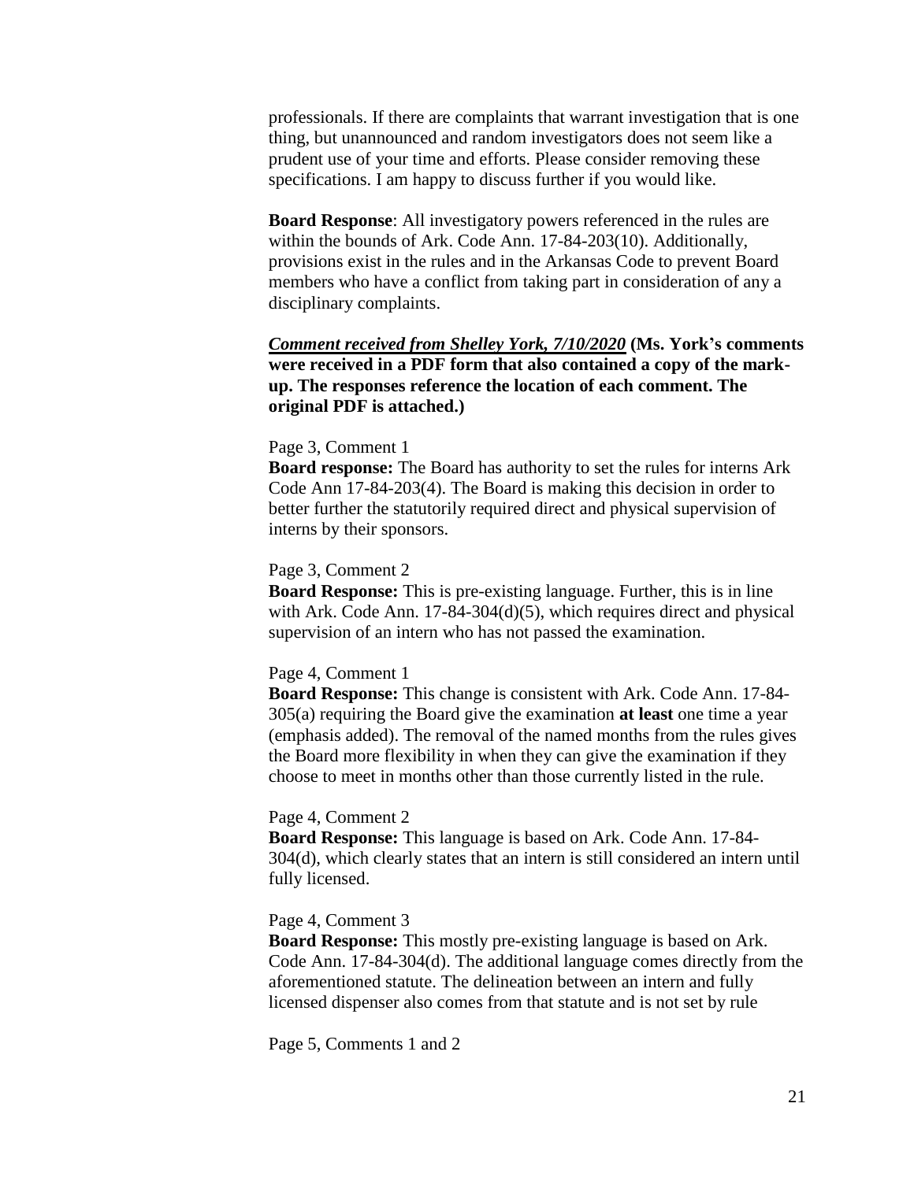professionals. If there are complaints that warrant investigation that is one thing, but unannounced and random investigators does not seem like a prudent use of your time and efforts. Please consider removing these specifications. I am happy to discuss further if you would like.

**Board Response**: All investigatory powers referenced in the rules are within the bounds of Ark. Code Ann. 17-84-203(10). Additionally, provisions exist in the rules and in the Arkansas Code to prevent Board members who have a conflict from taking part in consideration of any a disciplinary complaints.

***Comment received from Shelley York, 7/10/2020*** **(Ms. York's comments were received in a PDF form that also contained a copy of the mark-up. The responses reference the location of each comment. The original PDF is attached.)**

Page 3, Comment 1

**Board response:** The Board has authority to set the rules for interns Ark Code Ann 17-84-203(4). The Board is making this decision in order to better further the statutorily required direct and physical supervision of interns by their sponsors.

Page 3, Comment 2

**Board Response:** This is pre-existing language. Further, this is in line with Ark. Code Ann. 17-84-304(d)(5), which requires direct and physical supervision of an intern who has not passed the examination.

Page 4, Comment 1

**Board Response:** This change is consistent with Ark. Code Ann. 17-84-305(a) requiring the Board give the examination **at least** one time a year (emphasis added). The removal of the named months from the rules gives the Board more flexibility in when they can give the examination if they choose to meet in months other than those currently listed in the rule.

Page 4, Comment 2

**Board Response:** This language is based on Ark. Code Ann. 17-84-304(d), which clearly states that an intern is still considered an intern until fully licensed.

Page 4, Comment 3

**Board Response:** This mostly pre-existing language is based on Ark. Code Ann. 17-84-304(d). The additional language comes directly from the aforementioned statute. The delineation between an intern and fully licensed dispenser also comes from that statute and is not set by rule

Page 5, Comments 1 and 2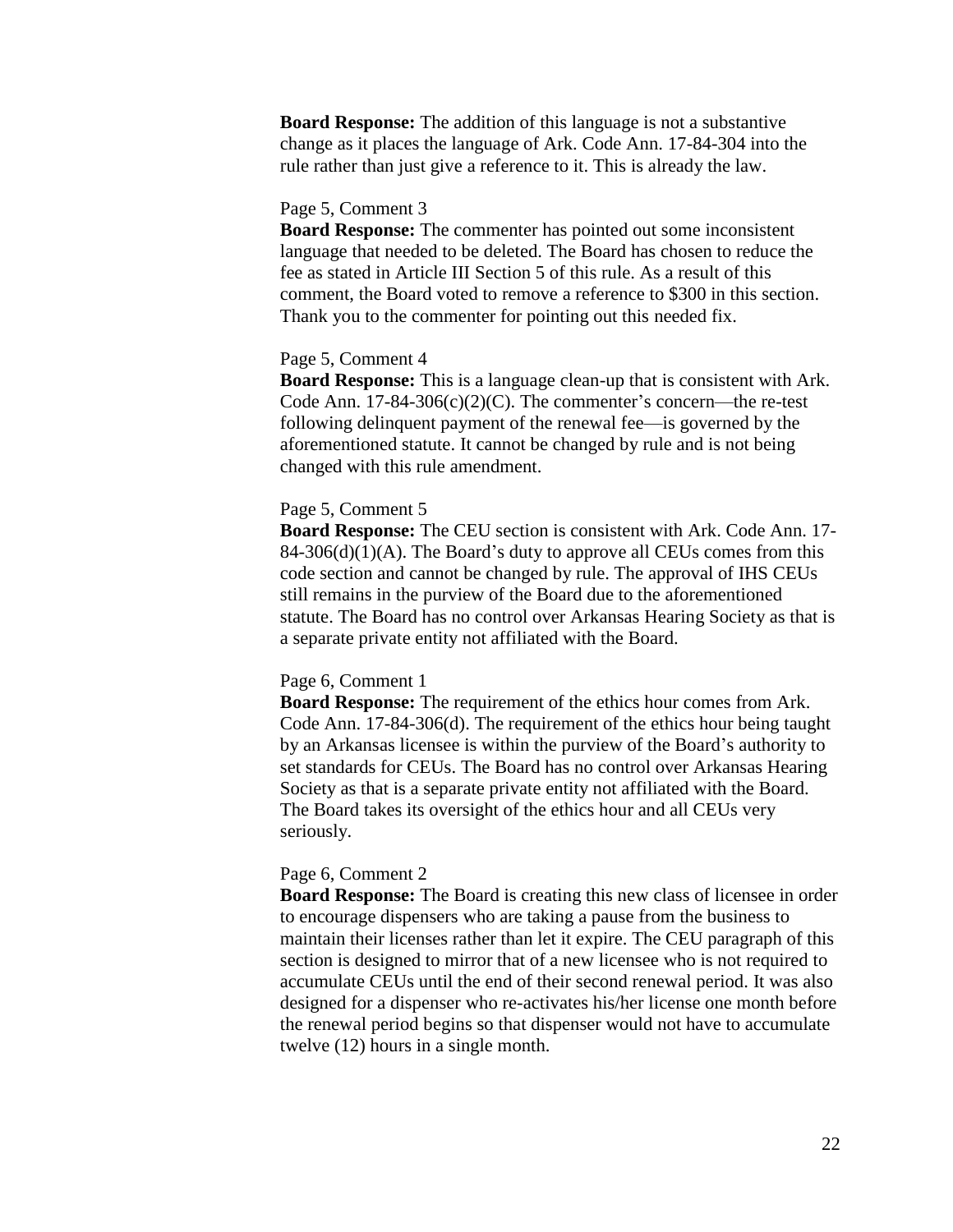**Board Response:** The addition of this language is not a substantive change as it places the language of Ark. Code Ann. 17-84-304 into the rule rather than just give a reference to it. This is already the law.

Page 5, Comment 3

**Board Response:** The commenter has pointed out some inconsistent language that needed to be deleted. The Board has chosen to reduce the fee as stated in Article III Section 5 of this rule. As a result of this comment, the Board voted to remove a reference to $300 in this section. Thank you to the commenter for pointing out this needed fix.

Page 5, Comment 4

**Board Response:** This is a language clean-up that is consistent with Ark. Code Ann. 17-84-306(c)(2)(C). The commenter's concern—the re-test following delinquent payment of the renewal fee—is governed by the aforementioned statute. It cannot be changed by rule and is not being changed with this rule amendment.

Page 5, Comment 5

**Board Response:** The CEU section is consistent with Ark. Code Ann. 17-84-306(d)(1)(A). The Board's duty to approve all CEUs comes from this code section and cannot be changed by rule. The approval of IHS CEUs still remains in the purview of the Board due to the aforementioned statute. The Board has no control over Arkansas Hearing Society as that is a separate private entity not affiliated with the Board.

Page 6, Comment 1

**Board Response:** The requirement of the ethics hour comes from Ark. Code Ann. 17-84-306(d). The requirement of the ethics hour being taught by an Arkansas licensee is within the purview of the Board's authority to set standards for CEUs. The Board has no control over Arkansas Hearing Society as that is a separate private entity not affiliated with the Board. The Board takes its oversight of the ethics hour and all CEUs very seriously.

Page 6, Comment 2

**Board Response:** The Board is creating this new class of licensee in order to encourage dispensers who are taking a pause from the business to maintain their licenses rather than let it expire. The CEU paragraph of this section is designed to mirror that of a new licensee who is not required to accumulate CEUs until the end of their second renewal period. It was also designed for a dispenser who re-activates his/her license one month before the renewal period begins so that dispenser would not have to accumulate twelve (12) hours in a single month.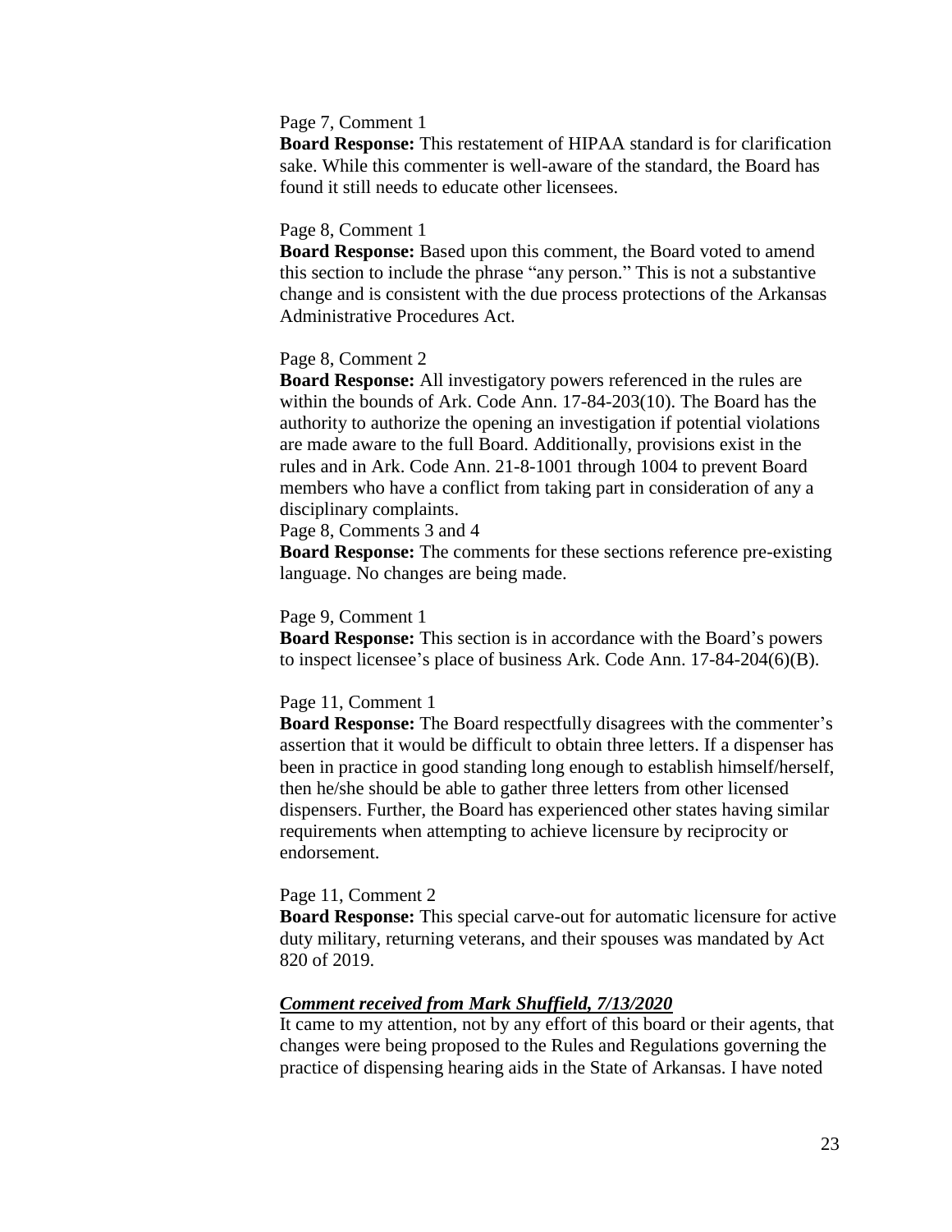Page 7, Comment 1

**Board Response:** This restatement of HIPAA standard is for clarification sake. While this commenter is well-aware of the standard, the Board has found it still needs to educate other licensees.

Page 8, Comment 1

**Board Response:** Based upon this comment, the Board voted to amend this section to include the phrase "any person." This is not a substantive change and is consistent with the due process protections of the Arkansas Administrative Procedures Act.

Page 8, Comment 2

**Board Response:** All investigatory powers referenced in the rules are within the bounds of Ark. Code Ann. 17-84-203(10). The Board has the authority to authorize the opening an investigation if potential violations are made aware to the full Board. Additionally, provisions exist in the rules and in Ark. Code Ann. 21-8-1001 through 1004 to prevent Board members who have a conflict from taking part in consideration of any a disciplinary complaints.

Page 8, Comments 3 and 4

**Board Response:** The comments for these sections reference pre-existing language. No changes are being made.

Page 9, Comment 1

**Board Response:** This section is in accordance with the Board's powers to inspect licensee's place of business Ark. Code Ann. 17-84-204(6)(B).

Page 11, Comment 1

**Board Response:** The Board respectfully disagrees with the commenter's assertion that it would be difficult to obtain three letters. If a dispenser has been in practice in good standing long enough to establish himself/herself, then he/she should be able to gather three letters from other licensed dispensers. Further, the Board has experienced other states having similar requirements when attempting to achieve licensure by reciprocity or endorsement.

Page 11, Comment 2

**Board Response:** This special carve-out for automatic licensure for active duty military, returning veterans, and their spouses was mandated by Act 820 of 2019.

***Comment received from Mark Shuffield, 7/13/2020***

It came to my attention, not by any effort of this board or their agents, that changes were being proposed to the Rules and Regulations governing the practice of dispensing hearing aids in the State of Arkansas. I have noted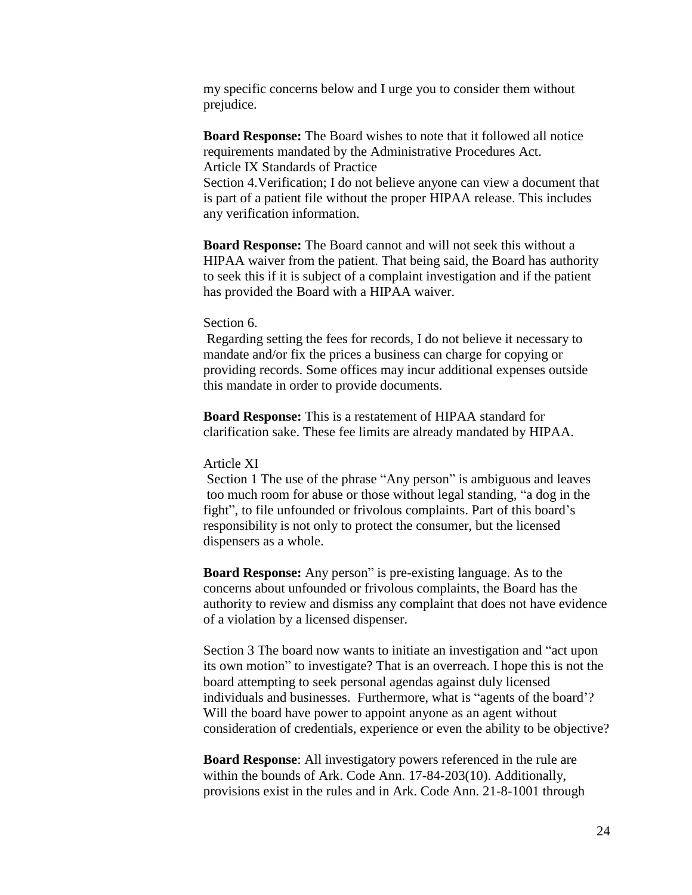my specific concerns below and I urge you to consider them without prejudice.

**Board Response:** The Board wishes to note that it followed all notice requirements mandated by the Administrative Procedures Act.
Article IX Standards of Practice
Section 4.Verification; I do not believe anyone can view a document that is part of a patient file without the proper HIPAA release. This includes any verification information.

**Board Response:** The Board cannot and will not seek this without a HIPAA waiver from the patient. That being said, the Board has authority to seek this if it is subject of a complaint investigation and if the patient has provided the Board with a HIPAA waiver.

Section 6.
Regarding setting the fees for records, I do not believe it necessary to mandate and/or fix the prices a business can charge for copying or providing records. Some offices may incur additional expenses outside this mandate in order to provide documents.

**Board Response:** This is a restatement of HIPAA standard for clarification sake. These fee limits are already mandated by HIPAA.

Article XI
Section 1 The use of the phrase "Any person" is ambiguous and leaves too much room for abuse or those without legal standing, "a dog in the fight", to file unfounded or frivolous complaints. Part of this board's responsibility is not only to protect the consumer, but the licensed dispensers as a whole.

**Board Response:** Any person" is pre-existing language. As to the concerns about unfounded or frivolous complaints, the Board has the authority to review and dismiss any complaint that does not have evidence of a violation by a licensed dispenser.

Section 3 The board now wants to initiate an investigation and "act upon its own motion" to investigate? That is an overreach. I hope this is not the board attempting to seek personal agendas against duly licensed individuals and businesses. Furthermore, what is "agents of the board'? Will the board have power to appoint anyone as an agent without consideration of credentials, experience or even the ability to be objective?

**Board Response**: All investigatory powers referenced in the rule are within the bounds of Ark. Code Ann. 17-84-203(10). Additionally, provisions exist in the rules and in Ark. Code Ann. 21-8-1001 through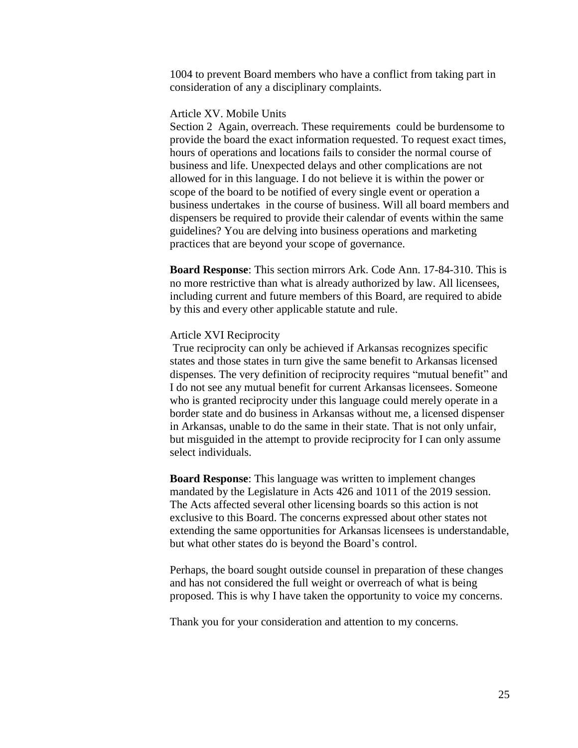1004 to prevent Board members who have a conflict from taking part in consideration of any a disciplinary complaints.

Article XV. Mobile Units

Section 2 Again, overreach. These requirements could be burdensome to provide the board the exact information requested. To request exact times, hours of operations and locations fails to consider the normal course of business and life. Unexpected delays and other complications are not allowed for in this language. I do not believe it is within the power or scope of the board to be notified of every single event or operation a business undertakes in the course of business. Will all board members and dispensers be required to provide their calendar of events within the same guidelines? You are delving into business operations and marketing practices that are beyond your scope of governance.

**Board Response**: This section mirrors Ark. Code Ann. 17-84-310. This is no more restrictive than what is already authorized by law. All licensees, including current and future members of this Board, are required to abide by this and every other applicable statute and rule.

Article XVI Reciprocity

True reciprocity can only be achieved if Arkansas recognizes specific states and those states in turn give the same benefit to Arkansas licensed dispenses. The very definition of reciprocity requires "mutual benefit" and I do not see any mutual benefit for current Arkansas licensees. Someone who is granted reciprocity under this language could merely operate in a border state and do business in Arkansas without me, a licensed dispenser in Arkansas, unable to do the same in their state. That is not only unfair, but misguided in the attempt to provide reciprocity for I can only assume select individuals.

**Board Response**: This language was written to implement changes mandated by the Legislature in Acts 426 and 1011 of the 2019 session. The Acts affected several other licensing boards so this action is not exclusive to this Board. The concerns expressed about other states not extending the same opportunities for Arkansas licensees is understandable, but what other states do is beyond the Board's control.

Perhaps, the board sought outside counsel in preparation of these changes and has not considered the full weight or overreach of what is being proposed. This is why I have taken the opportunity to voice my concerns.

Thank you for your consideration and attention to my concerns.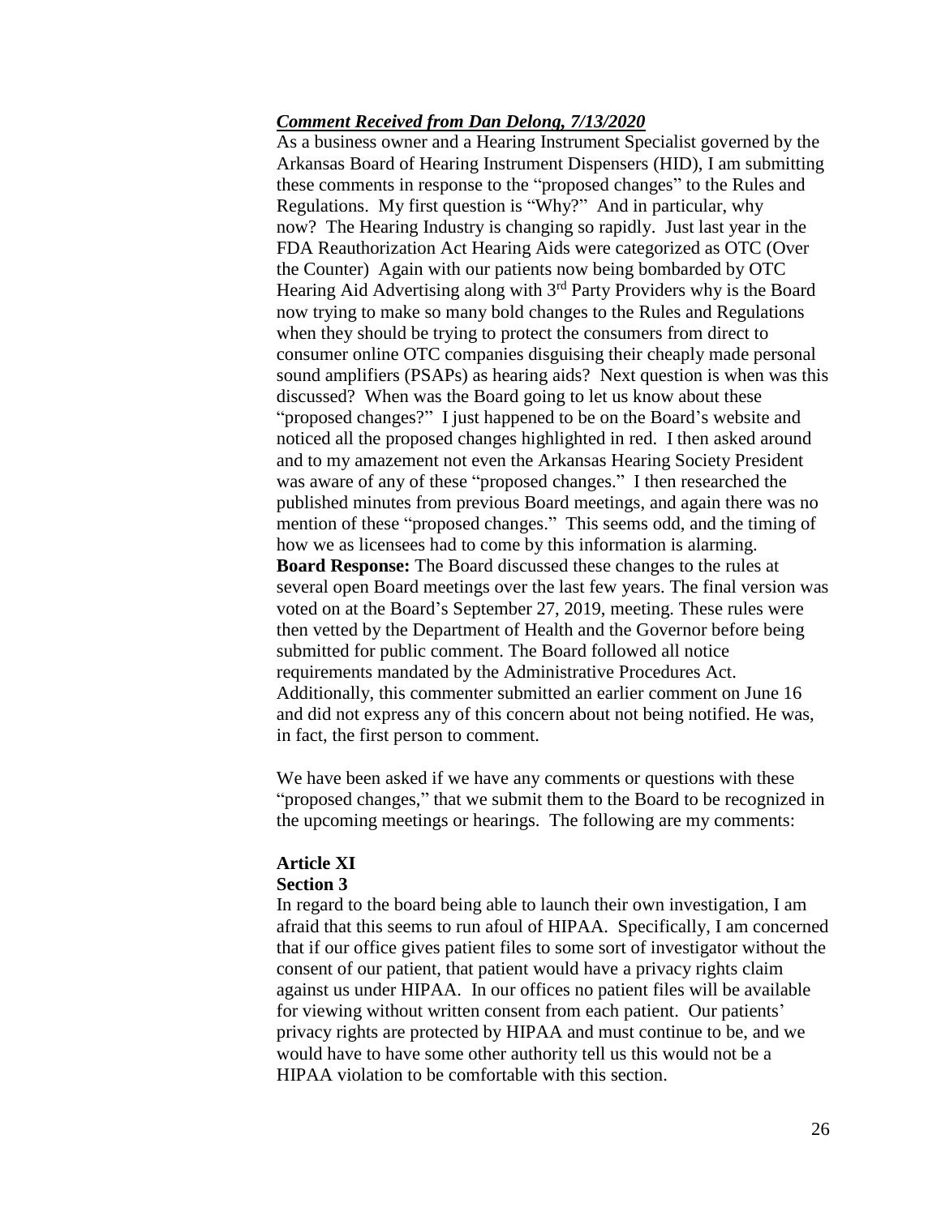***Comment Received from Dan Delong, 7/13/2020***

As a business owner and a Hearing Instrument Specialist governed by the Arkansas Board of Hearing Instrument Dispensers (HID), I am submitting these comments in response to the "proposed changes" to the Rules and Regulations. My first question is "Why?" And in particular, why now? The Hearing Industry is changing so rapidly. Just last year in the FDA Reauthorization Act Hearing Aids were categorized as OTC (Over the Counter) Again with our patients now being bombarded by OTC Hearing Aid Advertising along with 3rd Party Providers why is the Board now trying to make so many bold changes to the Rules and Regulations when they should be trying to protect the consumers from direct to consumer online OTC companies disguising their cheaply made personal sound amplifiers (PSAPs) as hearing aids? Next question is when was this discussed? When was the Board going to let us know about these "proposed changes?" I just happened to be on the Board's website and noticed all the proposed changes highlighted in red. I then asked around and to my amazement not even the Arkansas Hearing Society President was aware of any of these "proposed changes." I then researched the published minutes from previous Board meetings, and again there was no mention of these "proposed changes." This seems odd, and the timing of how we as licensees had to come by this information is alarming.

**Board Response:** The Board discussed these changes to the rules at several open Board meetings over the last few years. The final version was voted on at the Board's September 27, 2019, meeting. These rules were then vetted by the Department of Health and the Governor before being submitted for public comment. The Board followed all notice requirements mandated by the Administrative Procedures Act. Additionally, this commenter submitted an earlier comment on June 16 and did not express any of this concern about not being notified. He was, in fact, the first person to comment.

We have been asked if we have any comments or questions with these "proposed changes," that we submit them to the Board to be recognized in the upcoming meetings or hearings. The following are my comments:

**Article XI**
**Section 3**

In regard to the board being able to launch their own investigation, I am afraid that this seems to run afoul of HIPAA. Specifically, I am concerned that if our office gives patient files to some sort of investigator without the consent of our patient, that patient would have a privacy rights claim against us under HIPAA. In our offices no patient files will be available for viewing without written consent from each patient. Our patients' privacy rights are protected by HIPAA and must continue to be, and we would have to have some other authority tell us this would not be a HIPAA violation to be comfortable with this section.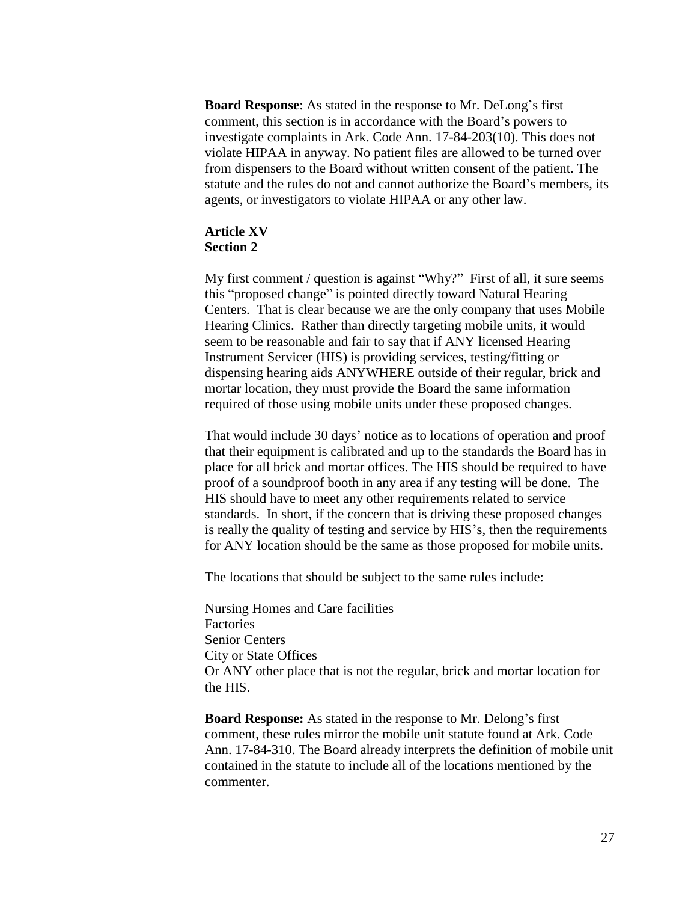**Board Response**: As stated in the response to Mr. DeLong's first comment, this section is in accordance with the Board's powers to investigate complaints in Ark. Code Ann. 17-84-203(10). This does not violate HIPAA in anyway. No patient files are allowed to be turned over from dispensers to the Board without written consent of the patient. The statute and the rules do not and cannot authorize the Board's members, its agents, or investigators to violate HIPAA or any other law.

**Article XV**
**Section 2**

My first comment / question is against "Why?" First of all, it sure seems this "proposed change" is pointed directly toward Natural Hearing Centers. That is clear because we are the only company that uses Mobile Hearing Clinics. Rather than directly targeting mobile units, it would seem to be reasonable and fair to say that if ANY licensed Hearing Instrument Servicer (HIS) is providing services, testing/fitting or dispensing hearing aids ANYWHERE outside of their regular, brick and mortar location, they must provide the Board the same information required of those using mobile units under these proposed changes.

That would include 30 days' notice as to locations of operation and proof that their equipment is calibrated and up to the standards the Board has in place for all brick and mortar offices. The HIS should be required to have proof of a soundproof booth in any area if any testing will be done. The HIS should have to meet any other requirements related to service standards. In short, if the concern that is driving these proposed changes is really the quality of testing and service by HIS's, then the requirements for ANY location should be the same as those proposed for mobile units.

The locations that should be subject to the same rules include:

Nursing Homes and Care facilities
Factories
Senior Centers
City or State Offices
Or ANY other place that is not the regular, brick and mortar location for the HIS.

**Board Response:** As stated in the response to Mr. Delong's first comment, these rules mirror the mobile unit statute found at Ark. Code Ann. 17-84-310. The Board already interprets the definition of mobile unit contained in the statute to include all of the locations mentioned by the commenter.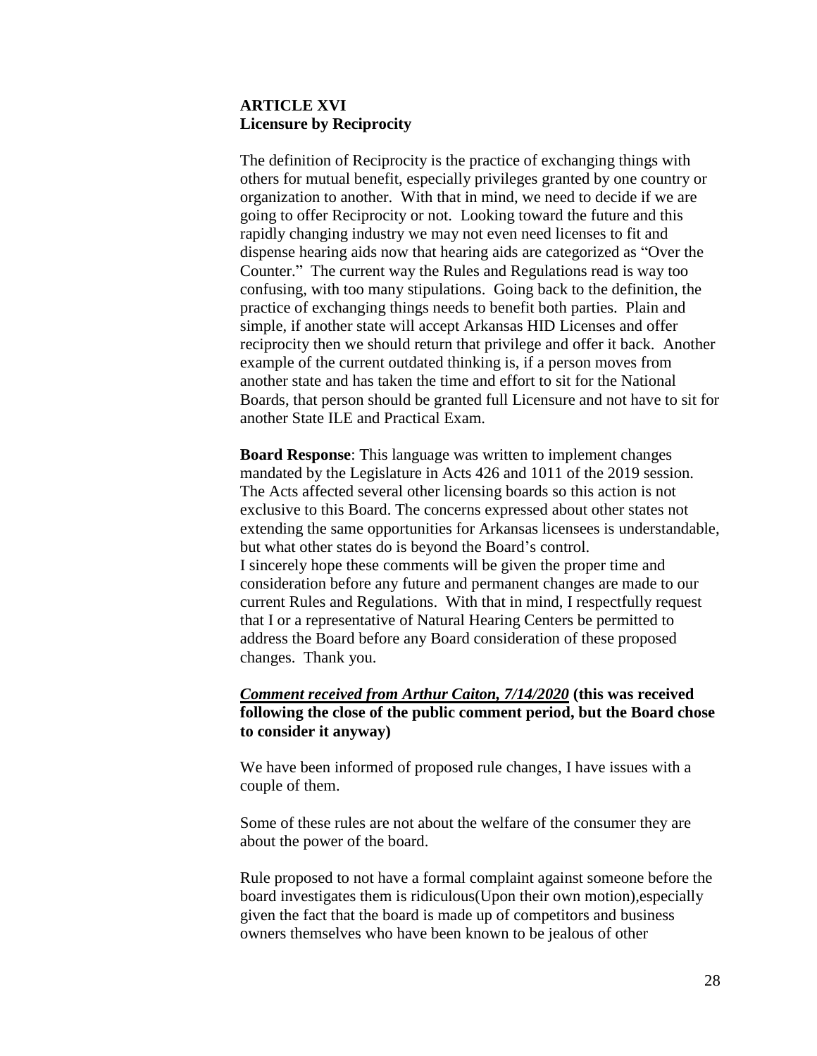**ARTICLE XVI**
**Licensure by Reciprocity**

The definition of Reciprocity is the practice of exchanging things with others for mutual benefit, especially privileges granted by one country or organization to another. With that in mind, we need to decide if we are going to offer Reciprocity or not. Looking toward the future and this rapidly changing industry we may not even need licenses to fit and dispense hearing aids now that hearing aids are categorized as "Over the Counter." The current way the Rules and Regulations read is way too confusing, with too many stipulations. Going back to the definition, the practice of exchanging things needs to benefit both parties. Plain and simple, if another state will accept Arkansas HID Licenses and offer reciprocity then we should return that privilege and offer it back. Another example of the current outdated thinking is, if a person moves from another state and has taken the time and effort to sit for the National Boards, that person should be granted full Licensure and not have to sit for another State ILE and Practical Exam.

**Board Response**: This language was written to implement changes mandated by the Legislature in Acts 426 and 1011 of the 2019 session. The Acts affected several other licensing boards so this action is not exclusive to this Board. The concerns expressed about other states not extending the same opportunities for Arkansas licensees is understandable, but what other states do is beyond the Board's control.
I sincerely hope these comments will be given the proper time and consideration before any future and permanent changes are made to our current Rules and Regulations. With that in mind, I respectfully request that I or a representative of Natural Hearing Centers be permitted to address the Board before any Board consideration of these proposed changes. Thank you.

***Comment received from Arthur Caiton, 7/14/2020*** **(this was received following the close of the public comment period, but the Board chose to consider it anyway)**

We have been informed of proposed rule changes, I have issues with a couple of them.

Some of these rules are not about the welfare of the consumer they are about the power of the board.

Rule proposed to not have a formal complaint against someone before the board investigates them is ridiculous(Upon their own motion),especially given the fact that the board is made up of competitors and business owners themselves who have been known to be jealous of other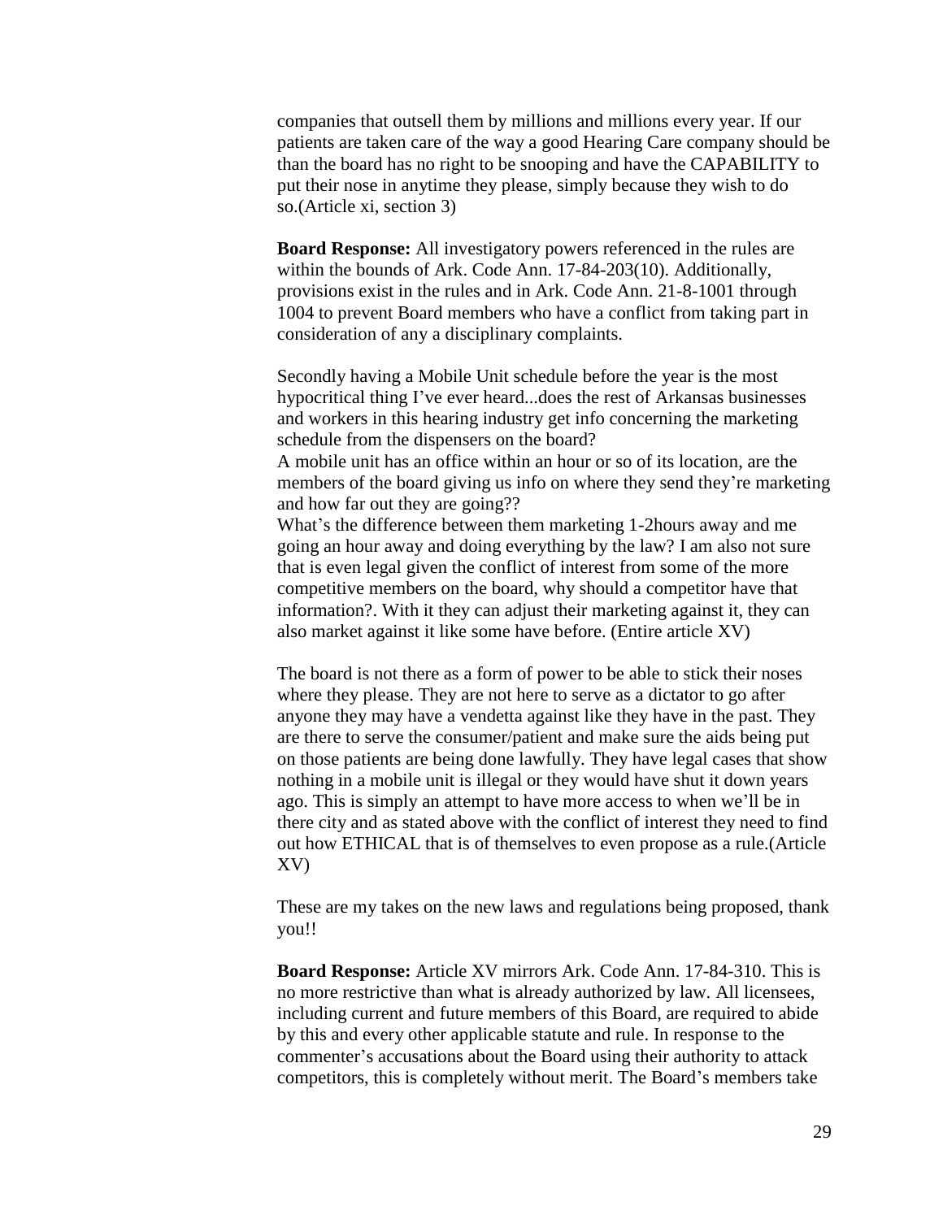companies that outsell them by millions and millions every year. If our patients are taken care of the way a good Hearing Care company should be than the board has no right to be snooping and have the CAPABILITY to put their nose in anytime they please, simply because they wish to do so.(Article xi, section 3)

**Board Response:** All investigatory powers referenced in the rules are within the bounds of Ark. Code Ann. 17-84-203(10). Additionally, provisions exist in the rules and in Ark. Code Ann. 21-8-1001 through 1004 to prevent Board members who have a conflict from taking part in consideration of any a disciplinary complaints.

Secondly having a Mobile Unit schedule before the year is the most hypocritical thing I've ever heard...does the rest of Arkansas businesses and workers in this hearing industry get info concerning the marketing schedule from the dispensers on the board?
A mobile unit has an office within an hour or so of its location, are the members of the board giving us info on where they send they're marketing and how far out they are going??
What's the difference between them marketing 1-2hours away and me going an hour away and doing everything by the law? I am also not sure that is even legal given the conflict of interest from some of the more competitive members on the board, why should a competitor have that information?. With it they can adjust their marketing against it, they can also market against it like some have before. (Entire article XV)

The board is not there as a form of power to be able to stick their noses where they please. They are not here to serve as a dictator to go after anyone they may have a vendetta against like they have in the past. They are there to serve the consumer/patient and make sure the aids being put on those patients are being done lawfully. They have legal cases that show nothing in a mobile unit is illegal or they would have shut it down years ago. This is simply an attempt to have more access to when we'll be in there city and as stated above with the conflict of interest they need to find out how ETHICAL that is of themselves to even propose as a rule.(Article XV)

These are my takes on the new laws and regulations being proposed, thank you!!

**Board Response:** Article XV mirrors Ark. Code Ann. 17-84-310. This is no more restrictive than what is already authorized by law. All licensees, including current and future members of this Board, are required to abide by this and every other applicable statute and rule. In response to the commenter's accusations about the Board using their authority to attack competitors, this is completely without merit. The Board's members take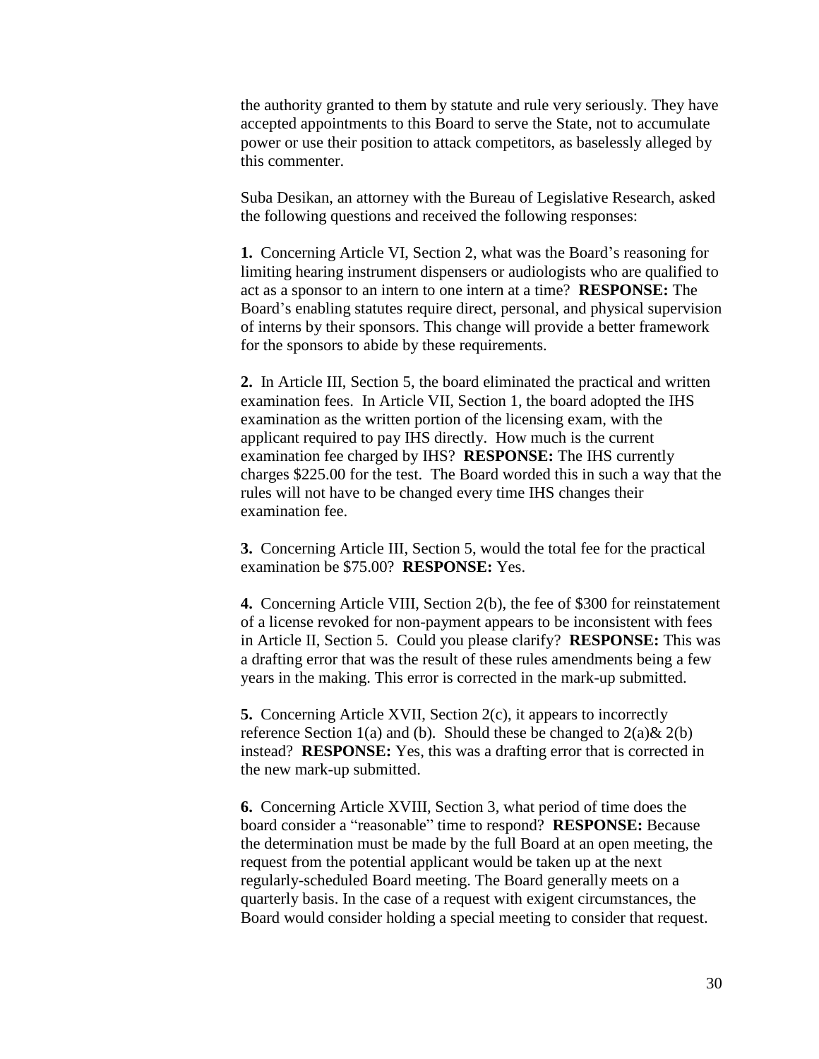the authority granted to them by statute and rule very seriously. They have accepted appointments to this Board to serve the State, not to accumulate power or use their position to attack competitors, as baselessly alleged by this commenter.

Suba Desikan, an attorney with the Bureau of Legislative Research, asked the following questions and received the following responses:

**1.** Concerning Article VI, Section 2, what was the Board's reasoning for limiting hearing instrument dispensers or audiologists who are qualified to act as a sponsor to an intern to one intern at a time? **RESPONSE:** The Board's enabling statutes require direct, personal, and physical supervision of interns by their sponsors. This change will provide a better framework for the sponsors to abide by these requirements.

**2.** In Article III, Section 5, the board eliminated the practical and written examination fees. In Article VII, Section 1, the board adopted the IHS examination as the written portion of the licensing exam, with the applicant required to pay IHS directly. How much is the current examination fee charged by IHS? **RESPONSE:** The IHS currently charges $225.00 for the test. The Board worded this in such a way that the rules will not have to be changed every time IHS changes their examination fee.

**3.** Concerning Article III, Section 5, would the total fee for the practical examination be $75.00? **RESPONSE:** Yes.

**4.** Concerning Article VIII, Section 2(b), the fee of $300 for reinstatement of a license revoked for non-payment appears to be inconsistent with fees in Article II, Section 5. Could you please clarify? **RESPONSE:** This was a drafting error that was the result of these rules amendments being a few years in the making. This error is corrected in the mark-up submitted.

**5.** Concerning Article XVII, Section 2(c), it appears to incorrectly reference Section 1(a) and (b). Should these be changed to 2(a)& 2(b) instead? **RESPONSE:** Yes, this was a drafting error that is corrected in the new mark-up submitted.

**6.** Concerning Article XVIII, Section 3, what period of time does the board consider a "reasonable" time to respond? **RESPONSE:** Because the determination must be made by the full Board at an open meeting, the request from the potential applicant would be taken up at the next regularly-scheduled Board meeting. The Board generally meets on a quarterly basis. In the case of a request with exigent circumstances, the Board would consider holding a special meeting to consider that request.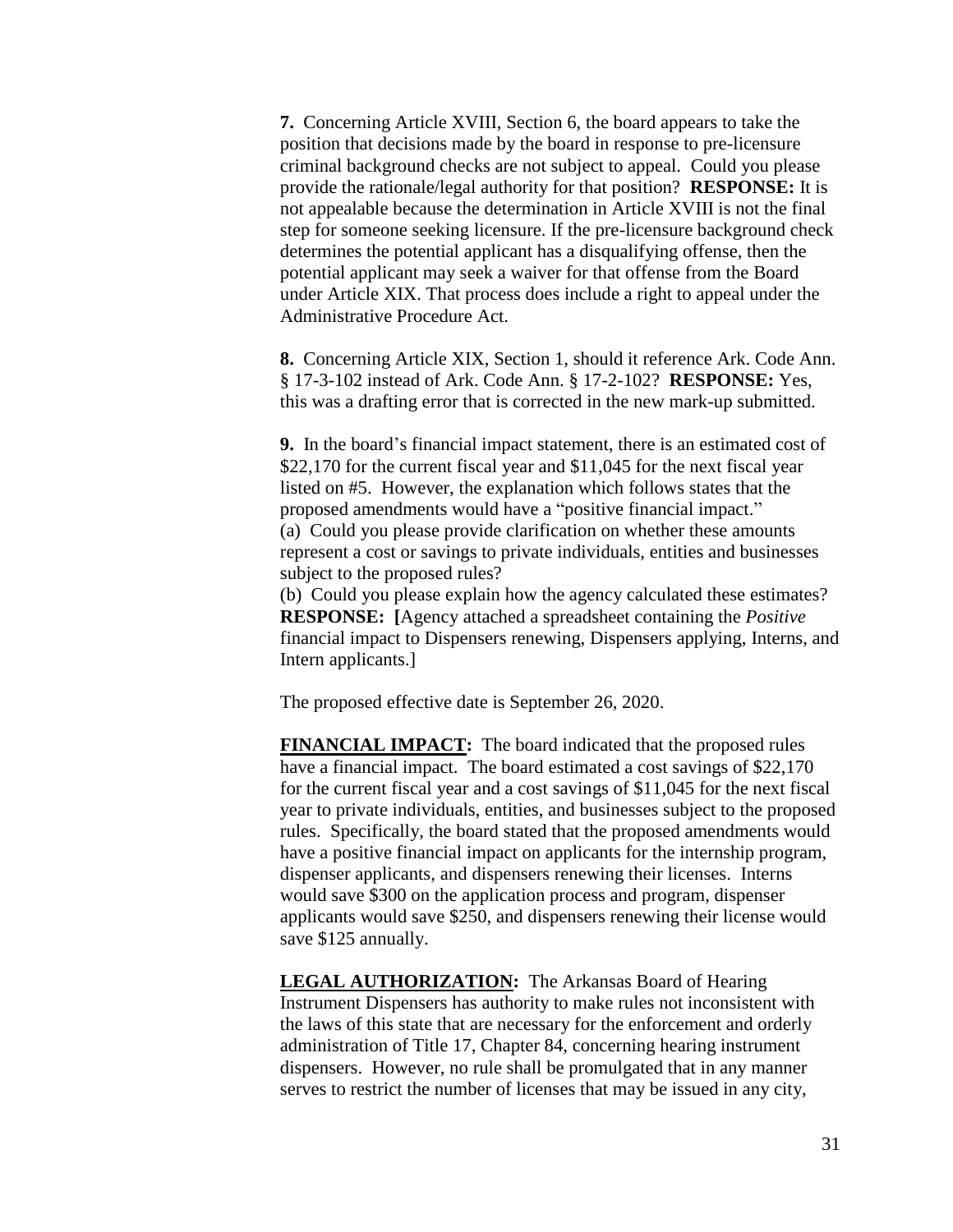**7.** Concerning Article XVIII, Section 6, the board appears to take the position that decisions made by the board in response to pre-licensure criminal background checks are not subject to appeal. Could you please provide the rationale/legal authority for that position? **RESPONSE:** It is not appealable because the determination in Article XVIII is not the final step for someone seeking licensure. If the pre-licensure background check determines the potential applicant has a disqualifying offense, then the potential applicant may seek a waiver for that offense from the Board under Article XIX. That process does include a right to appeal under the Administrative Procedure Act.

**8.** Concerning Article XIX, Section 1, should it reference Ark. Code Ann. § 17-3-102 instead of Ark. Code Ann. § 17-2-102? **RESPONSE:** Yes, this was a drafting error that is corrected in the new mark-up submitted.

**9.** In the board's financial impact statement, there is an estimated cost of $22,170 for the current fiscal year and $11,045 for the next fiscal year listed on #5. However, the explanation which follows states that the proposed amendments would have a "positive financial impact."
(a) Could you please provide clarification on whether these amounts represent a cost or savings to private individuals, entities and businesses subject to the proposed rules?
(b) Could you please explain how the agency calculated these estimates?
**RESPONSE: [**Agency attached a spreadsheet containing the *Positive* financial impact to Dispensers renewing, Dispensers applying, Interns, and Intern applicants.]

The proposed effective date is September 26, 2020.

**FINANCIAL IMPACT:** The board indicated that the proposed rules have a financial impact. The board estimated a cost savings of $22,170 for the current fiscal year and a cost savings of $11,045 for the next fiscal year to private individuals, entities, and businesses subject to the proposed rules. Specifically, the board stated that the proposed amendments would have a positive financial impact on applicants for the internship program, dispenser applicants, and dispensers renewing their licenses. Interns would save $300 on the application process and program, dispenser applicants would save $250, and dispensers renewing their license would save $125 annually.

**LEGAL AUTHORIZATION:** The Arkansas Board of Hearing Instrument Dispensers has authority to make rules not inconsistent with the laws of this state that are necessary for the enforcement and orderly administration of Title 17, Chapter 84, concerning hearing instrument dispensers. However, no rule shall be promulgated that in any manner serves to restrict the number of licenses that may be issued in any city,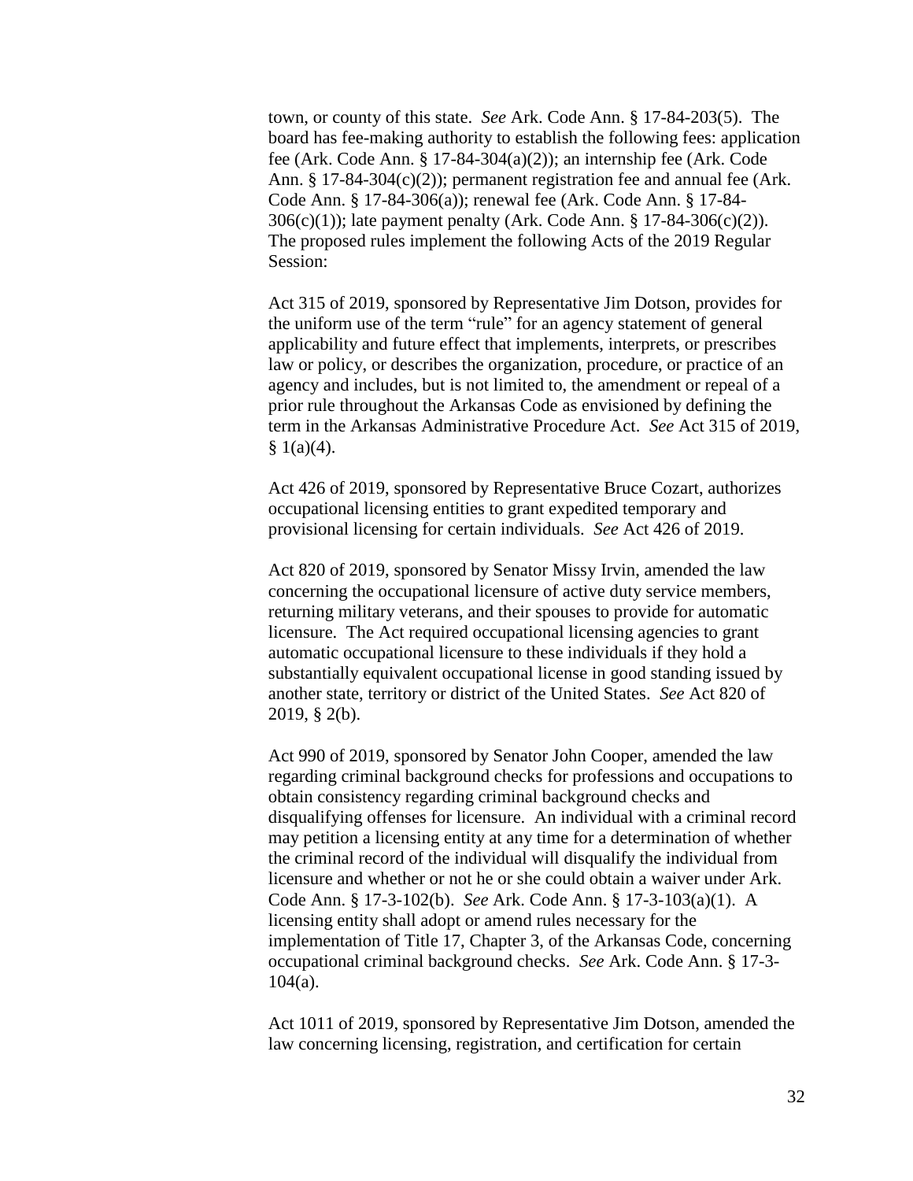town, or county of this state. *See* Ark. Code Ann. § 17-84-203(5). The board has fee-making authority to establish the following fees: application fee (Ark. Code Ann. § 17-84-304(a)(2)); an internship fee (Ark. Code Ann. § 17-84-304(c)(2)); permanent registration fee and annual fee (Ark. Code Ann. § 17-84-306(a)); renewal fee (Ark. Code Ann. § 17-84-306(c)(1)); late payment penalty (Ark. Code Ann. § 17-84-306(c)(2)). The proposed rules implement the following Acts of the 2019 Regular Session:

Act 315 of 2019, sponsored by Representative Jim Dotson, provides for the uniform use of the term "rule" for an agency statement of general applicability and future effect that implements, interprets, or prescribes law or policy, or describes the organization, procedure, or practice of an agency and includes, but is not limited to, the amendment or repeal of a prior rule throughout the Arkansas Code as envisioned by defining the term in the Arkansas Administrative Procedure Act. *See* Act 315 of 2019, § 1(a)(4).

Act 426 of 2019, sponsored by Representative Bruce Cozart, authorizes occupational licensing entities to grant expedited temporary and provisional licensing for certain individuals. *See* Act 426 of 2019.

Act 820 of 2019, sponsored by Senator Missy Irvin, amended the law concerning the occupational licensure of active duty service members, returning military veterans, and their spouses to provide for automatic licensure. The Act required occupational licensing agencies to grant automatic occupational licensure to these individuals if they hold a substantially equivalent occupational license in good standing issued by another state, territory or district of the United States. *See* Act 820 of 2019, § 2(b).

Act 990 of 2019, sponsored by Senator John Cooper, amended the law regarding criminal background checks for professions and occupations to obtain consistency regarding criminal background checks and disqualifying offenses for licensure. An individual with a criminal record may petition a licensing entity at any time for a determination of whether the criminal record of the individual will disqualify the individual from licensure and whether or not he or she could obtain a waiver under Ark. Code Ann. § 17-3-102(b). *See* Ark. Code Ann. § 17-3-103(a)(1). A licensing entity shall adopt or amend rules necessary for the implementation of Title 17, Chapter 3, of the Arkansas Code, concerning occupational criminal background checks. *See* Ark. Code Ann. § 17-3-104(a).

Act 1011 of 2019, sponsored by Representative Jim Dotson, amended the law concerning licensing, registration, and certification for certain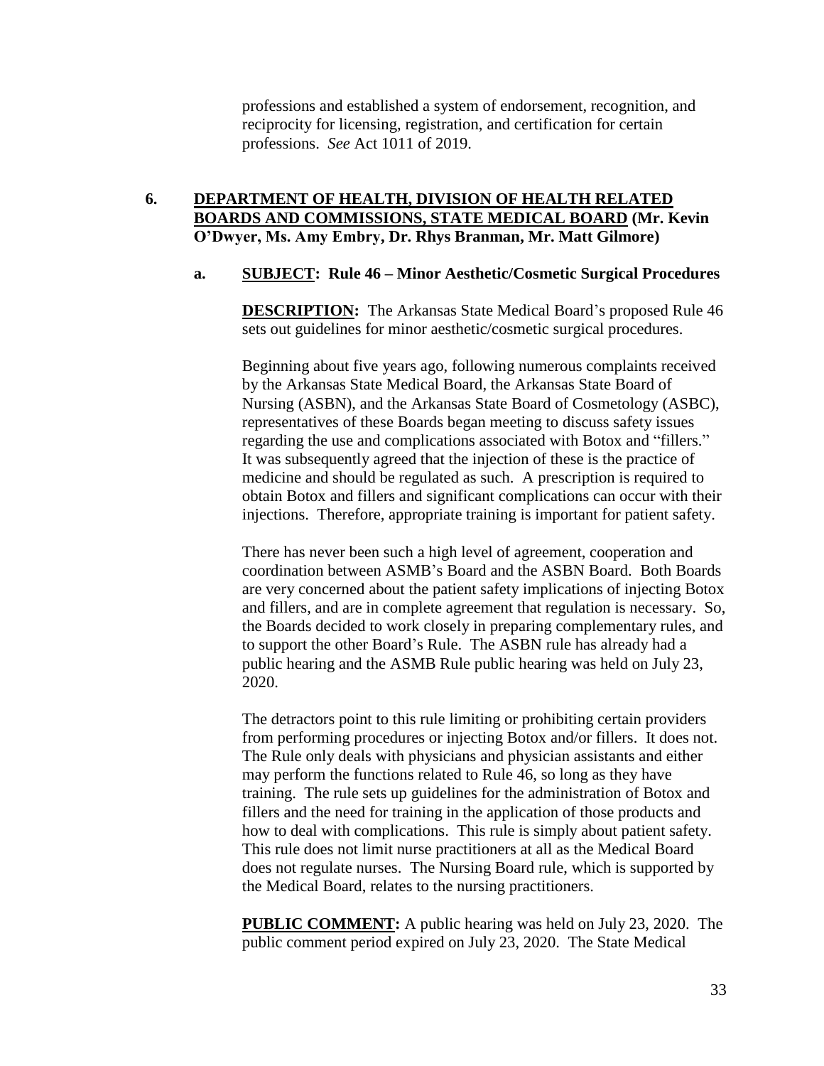professions and established a system of endorsement, recognition, and reciprocity for licensing, registration, and certification for certain professions. *See* Act 1011 of 2019.

**6. <u>DEPARTMENT OF HEALTH, DIVISION OF HEALTH RELATED BOARDS AND COMMISSIONS, STATE MEDICAL BOARD</u> (Mr. Kevin O'Dwyer, Ms. Amy Embry, Dr. Rhys Branman, Mr. Matt Gilmore)**

**a. <u>SUBJECT</u>: Rule 46 – Minor Aesthetic/Cosmetic Surgical Procedures**

**<u>DESCRIPTION</u>:** The Arkansas State Medical Board's proposed Rule 46 sets out guidelines for minor aesthetic/cosmetic surgical procedures.

Beginning about five years ago, following numerous complaints received by the Arkansas State Medical Board, the Arkansas State Board of Nursing (ASBN), and the Arkansas State Board of Cosmetology (ASBC), representatives of these Boards began meeting to discuss safety issues regarding the use and complications associated with Botox and "fillers." It was subsequently agreed that the injection of these is the practice of medicine and should be regulated as such. A prescription is required to obtain Botox and fillers and significant complications can occur with their injections. Therefore, appropriate training is important for patient safety.

There has never been such a high level of agreement, cooperation and coordination between ASMB's Board and the ASBN Board. Both Boards are very concerned about the patient safety implications of injecting Botox and fillers, and are in complete agreement that regulation is necessary. So, the Boards decided to work closely in preparing complementary rules, and to support the other Board's Rule. The ASBN rule has already had a public hearing and the ASMB Rule public hearing was held on July 23, 2020.

The detractors point to this rule limiting or prohibiting certain providers from performing procedures or injecting Botox and/or fillers. It does not. The Rule only deals with physicians and physician assistants and either may perform the functions related to Rule 46, so long as they have training. The rule sets up guidelines for the administration of Botox and fillers and the need for training in the application of those products and how to deal with complications. This rule is simply about patient safety. This rule does not limit nurse practitioners at all as the Medical Board does not regulate nurses. The Nursing Board rule, which is supported by the Medical Board, relates to the nursing practitioners.

**<u>PUBLIC COMMENT</u>:** A public hearing was held on July 23, 2020. The public comment period expired on July 23, 2020. The State Medical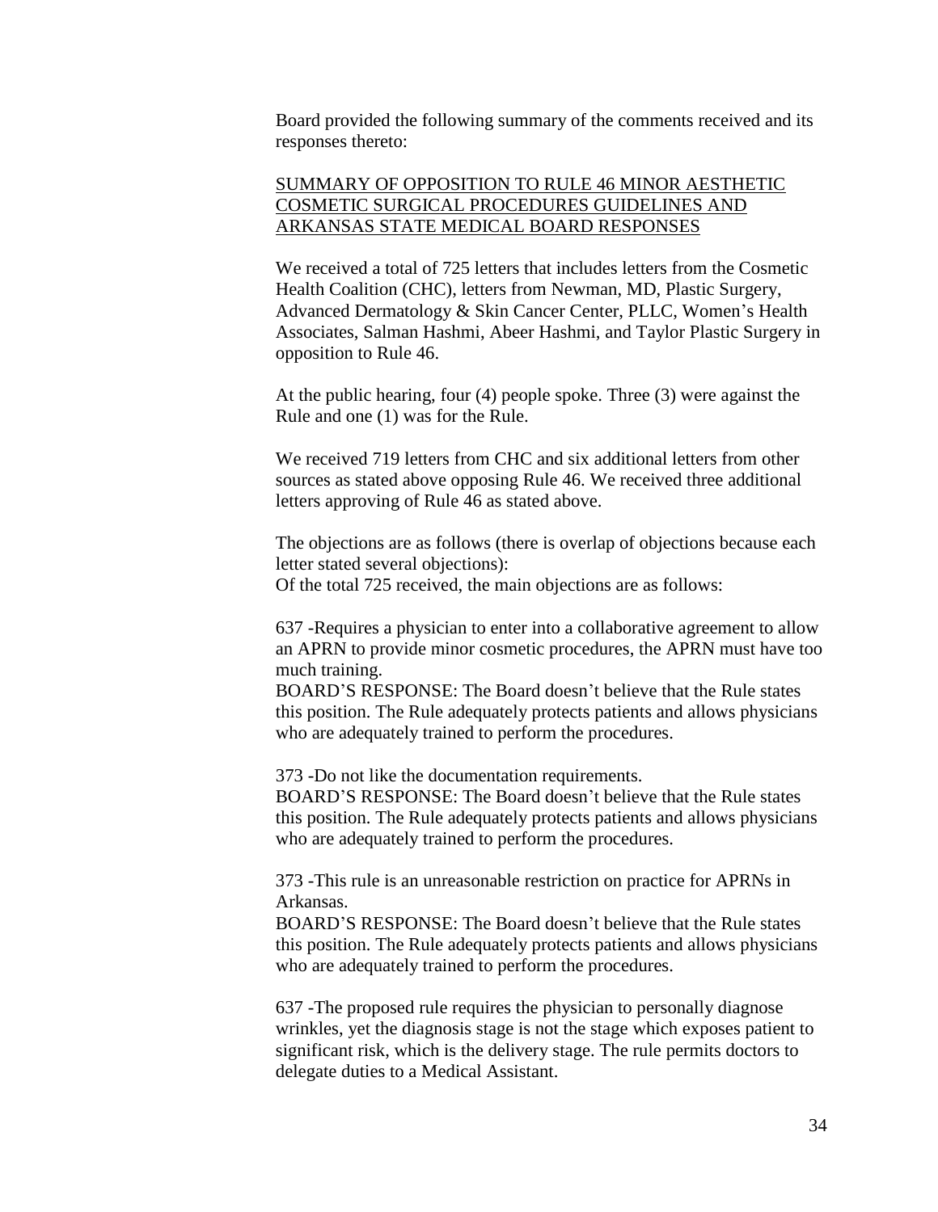Board provided the following summary of the comments received and its responses thereto:

<u>SUMMARY OF OPPOSITION TO RULE 46 MINOR AESTHETIC COSMETIC SURGICAL PROCEDURES GUIDELINES AND ARKANSAS STATE MEDICAL BOARD RESPONSES</u>

We received a total of 725 letters that includes letters from the Cosmetic Health Coalition (CHC), letters from Newman, MD, Plastic Surgery, Advanced Dermatology & Skin Cancer Center, PLLC, Women's Health Associates, Salman Hashmi, Abeer Hashmi, and Taylor Plastic Surgery in opposition to Rule 46.

At the public hearing, four (4) people spoke. Three (3) were against the Rule and one (1) was for the Rule.

We received 719 letters from CHC and six additional letters from other sources as stated above opposing Rule 46. We received three additional letters approving of Rule 46 as stated above.

The objections are as follows (there is overlap of objections because each letter stated several objections):
Of the total 725 received, the main objections are as follows:

637 -Requires a physician to enter into a collaborative agreement to allow an APRN to provide minor cosmetic procedures, the APRN must have too much training.
BOARD'S RESPONSE: The Board doesn't believe that the Rule states this position. The Rule adequately protects patients and allows physicians who are adequately trained to perform the procedures.

373 -Do not like the documentation requirements.
BOARD'S RESPONSE: The Board doesn't believe that the Rule states this position. The Rule adequately protects patients and allows physicians who are adequately trained to perform the procedures.

373 -This rule is an unreasonable restriction on practice for APRNs in Arkansas.
BOARD'S RESPONSE: The Board doesn't believe that the Rule states this position. The Rule adequately protects patients and allows physicians who are adequately trained to perform the procedures.

637 -The proposed rule requires the physician to personally diagnose wrinkles, yet the diagnosis stage is not the stage which exposes patient to significant risk, which is the delivery stage. The rule permits doctors to delegate duties to a Medical Assistant.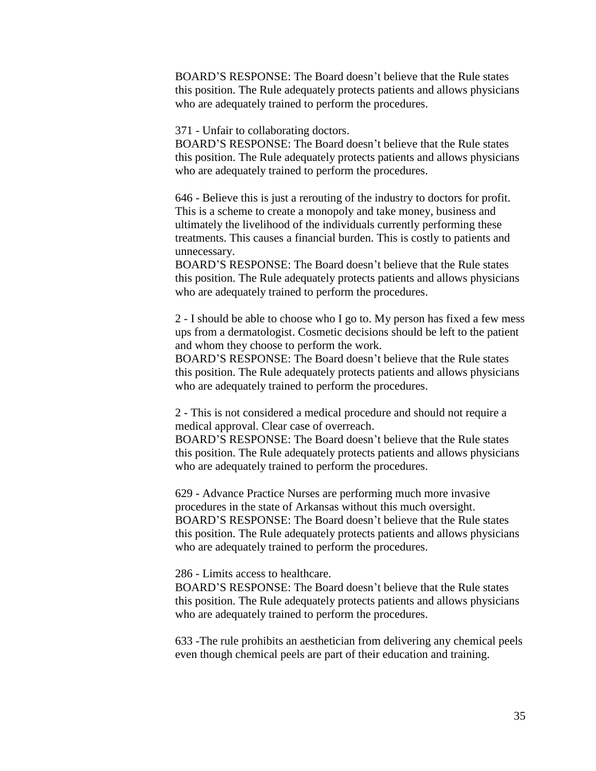BOARD'S RESPONSE: The Board doesn't believe that the Rule states this position. The Rule adequately protects patients and allows physicians who are adequately trained to perform the procedures.

371 - Unfair to collaborating doctors.
BOARD'S RESPONSE: The Board doesn't believe that the Rule states this position. The Rule adequately protects patients and allows physicians who are adequately trained to perform the procedures.

646 - Believe this is just a rerouting of the industry to doctors for profit. This is a scheme to create a monopoly and take money, business and ultimately the livelihood of the individuals currently performing these treatments. This causes a financial burden. This is costly to patients and unnecessary.
BOARD'S RESPONSE: The Board doesn't believe that the Rule states this position. The Rule adequately protects patients and allows physicians who are adequately trained to perform the procedures.

2 - I should be able to choose who I go to. My person has fixed a few mess ups from a dermatologist. Cosmetic decisions should be left to the patient and whom they choose to perform the work.
BOARD'S RESPONSE: The Board doesn't believe that the Rule states this position. The Rule adequately protects patients and allows physicians who are adequately trained to perform the procedures.

2 - This is not considered a medical procedure and should not require a medical approval. Clear case of overreach.
BOARD'S RESPONSE: The Board doesn't believe that the Rule states this position. The Rule adequately protects patients and allows physicians who are adequately trained to perform the procedures.

629 - Advance Practice Nurses are performing much more invasive procedures in the state of Arkansas without this much oversight.
BOARD'S RESPONSE: The Board doesn't believe that the Rule states this position. The Rule adequately protects patients and allows physicians who are adequately trained to perform the procedures.

286 - Limits access to healthcare.
BOARD'S RESPONSE: The Board doesn't believe that the Rule states this position. The Rule adequately protects patients and allows physicians who are adequately trained to perform the procedures.

633 -The rule prohibits an aesthetician from delivering any chemical peels even though chemical peels are part of their education and training.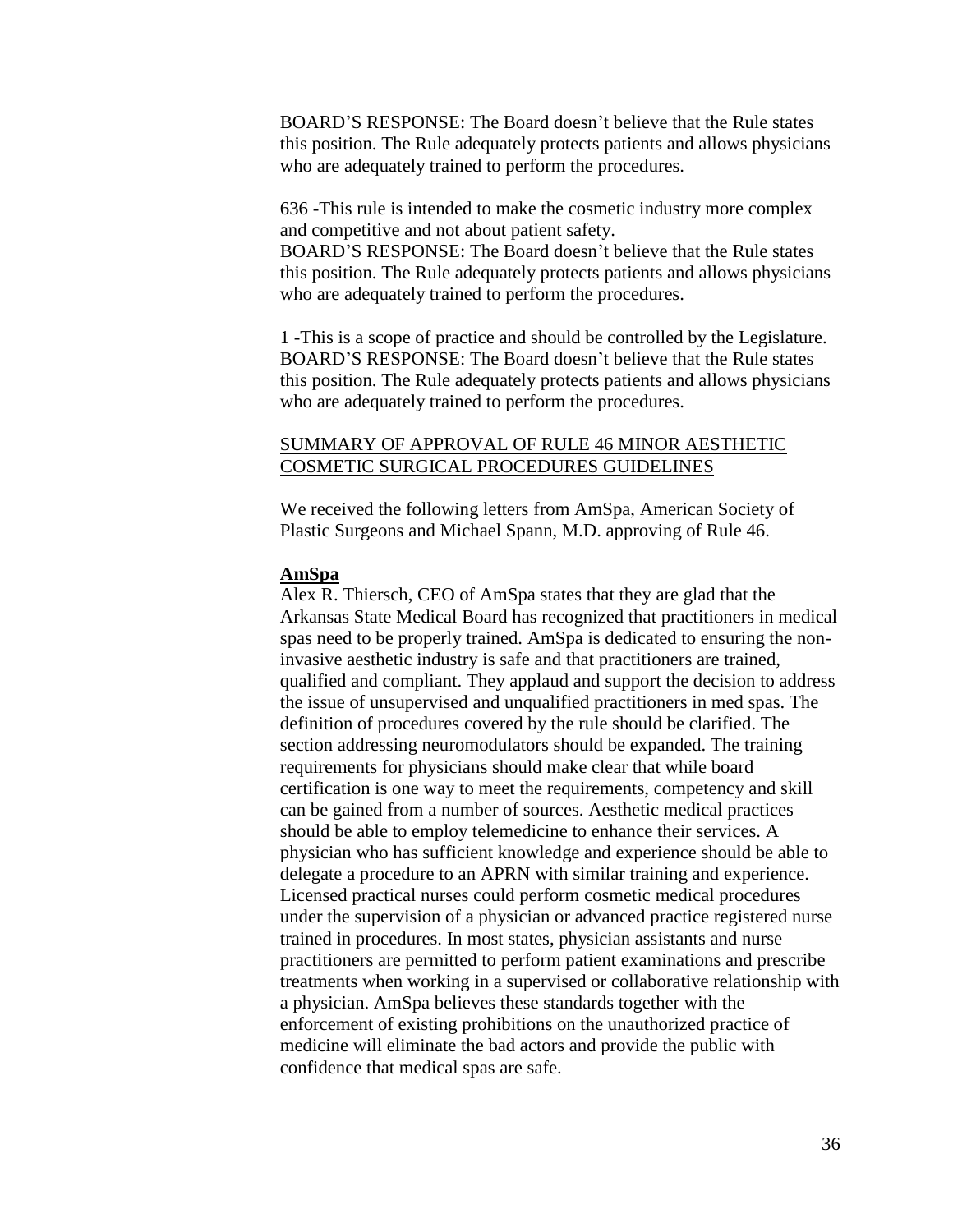BOARD'S RESPONSE: The Board doesn't believe that the Rule states this position. The Rule adequately protects patients and allows physicians who are adequately trained to perform the procedures.

636 -This rule is intended to make the cosmetic industry more complex and competitive and not about patient safety.
BOARD'S RESPONSE: The Board doesn't believe that the Rule states this position. The Rule adequately protects patients and allows physicians who are adequately trained to perform the procedures.

1 -This is a scope of practice and should be controlled by the Legislature.
BOARD'S RESPONSE: The Board doesn't believe that the Rule states this position. The Rule adequately protects patients and allows physicians who are adequately trained to perform the procedures.

SUMMARY OF APPROVAL OF RULE 46 MINOR AESTHETIC COSMETIC SURGICAL PROCEDURES GUIDELINES

We received the following letters from AmSpa, American Society of Plastic Surgeons and Michael Spann, M.D. approving of Rule 46.

**AmSpa**

Alex R. Thiersch, CEO of AmSpa states that they are glad that the Arkansas State Medical Board has recognized that practitioners in medical spas need to be properly trained. AmSpa is dedicated to ensuring the non-invasive aesthetic industry is safe and that practitioners are trained, qualified and compliant. They applaud and support the decision to address the issue of unsupervised and unqualified practitioners in med spas. The definition of procedures covered by the rule should be clarified. The section addressing neuromodulators should be expanded. The training requirements for physicians should make clear that while board certification is one way to meet the requirements, competency and skill can be gained from a number of sources. Aesthetic medical practices should be able to employ telemedicine to enhance their services. A physician who has sufficient knowledge and experience should be able to delegate a procedure to an APRN with similar training and experience. Licensed practical nurses could perform cosmetic medical procedures under the supervision of a physician or advanced practice registered nurse trained in procedures. In most states, physician assistants and nurse practitioners are permitted to perform patient examinations and prescribe treatments when working in a supervised or collaborative relationship with a physician. AmSpa believes these standards together with the enforcement of existing prohibitions on the unauthorized practice of medicine will eliminate the bad actors and provide the public with confidence that medical spas are safe.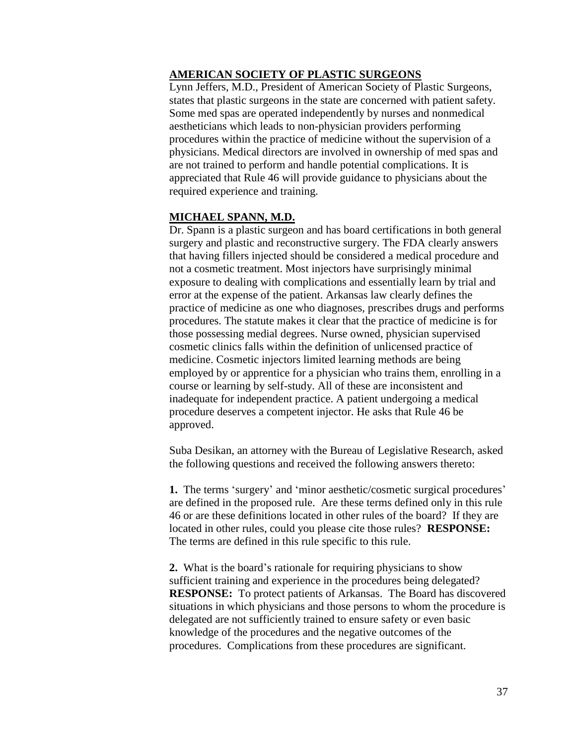**AMERICAN SOCIETY OF PLASTIC SURGEONS**

Lynn Jeffers, M.D., President of American Society of Plastic Surgeons, states that plastic surgeons in the state are concerned with patient safety. Some med spas are operated independently by nurses and nonmedical aestheticians which leads to non-physician providers performing procedures within the practice of medicine without the supervision of a physicians. Medical directors are involved in ownership of med spas and are not trained to perform and handle potential complications. It is appreciated that Rule 46 will provide guidance to physicians about the required experience and training.

**MICHAEL SPANN, M.D.**

Dr. Spann is a plastic surgeon and has board certifications in both general surgery and plastic and reconstructive surgery. The FDA clearly answers that having fillers injected should be considered a medical procedure and not a cosmetic treatment. Most injectors have surprisingly minimal exposure to dealing with complications and essentially learn by trial and error at the expense of the patient. Arkansas law clearly defines the practice of medicine as one who diagnoses, prescribes drugs and performs procedures. The statute makes it clear that the practice of medicine is for those possessing medial degrees. Nurse owned, physician supervised cosmetic clinics falls within the definition of unlicensed practice of medicine. Cosmetic injectors limited learning methods are being employed by or apprentice for a physician who trains them, enrolling in a course or learning by self-study. All of these are inconsistent and inadequate for independent practice. A patient undergoing a medical procedure deserves a competent injector. He asks that Rule 46 be approved.

Suba Desikan, an attorney with the Bureau of Legislative Research, asked the following questions and received the following answers thereto:

**1.** The terms 'surgery' and 'minor aesthetic/cosmetic surgical procedures' are defined in the proposed rule. Are these terms defined only in this rule 46 or are these definitions located in other rules of the board? If they are located in other rules, could you please cite those rules? **RESPONSE:** The terms are defined in this rule specific to this rule.

**2.** What is the board's rationale for requiring physicians to show sufficient training and experience in the procedures being delegated? **RESPONSE:** To protect patients of Arkansas. The Board has discovered situations in which physicians and those persons to whom the procedure is delegated are not sufficiently trained to ensure safety or even basic knowledge of the procedures and the negative outcomes of the procedures. Complications from these procedures are significant.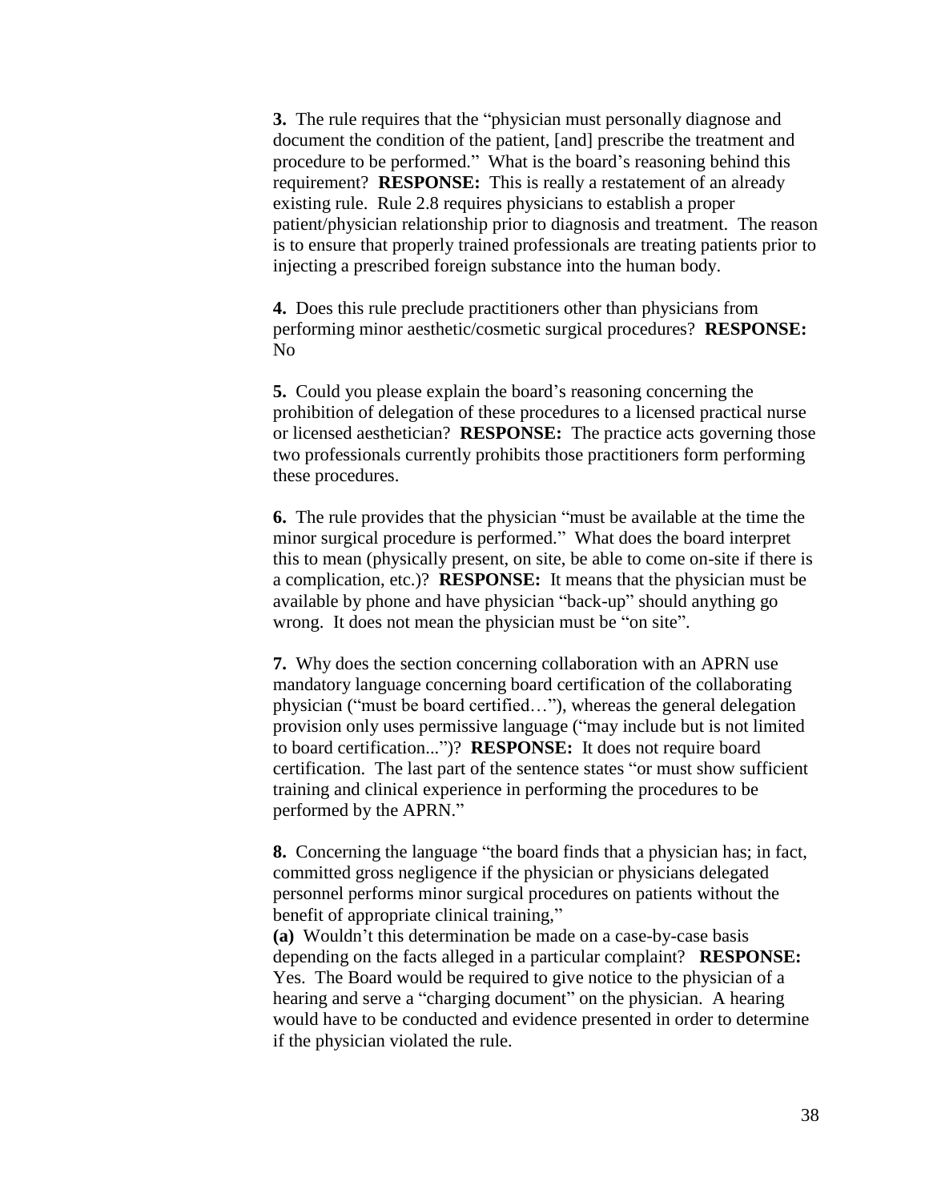**3.** The rule requires that the "physician must personally diagnose and document the condition of the patient, [and] prescribe the treatment and procedure to be performed." What is the board's reasoning behind this requirement? **RESPONSE:** This is really a restatement of an already existing rule. Rule 2.8 requires physicians to establish a proper patient/physician relationship prior to diagnosis and treatment. The reason is to ensure that properly trained professionals are treating patients prior to injecting a prescribed foreign substance into the human body.

**4.** Does this rule preclude practitioners other than physicians from performing minor aesthetic/cosmetic surgical procedures? **RESPONSE:** No

**5.** Could you please explain the board's reasoning concerning the prohibition of delegation of these procedures to a licensed practical nurse or licensed aesthetician? **RESPONSE:** The practice acts governing those two professionals currently prohibits those practitioners form performing these procedures.

**6.** The rule provides that the physician "must be available at the time the minor surgical procedure is performed." What does the board interpret this to mean (physically present, on site, be able to come on-site if there is a complication, etc.)? **RESPONSE:** It means that the physician must be available by phone and have physician "back-up" should anything go wrong. It does not mean the physician must be "on site".

**7.** Why does the section concerning collaboration with an APRN use mandatory language concerning board certification of the collaborating physician ("must be board certified…"), whereas the general delegation provision only uses permissive language ("may include but is not limited to board certification...")? **RESPONSE:** It does not require board certification. The last part of the sentence states "or must show sufficient training and clinical experience in performing the procedures to be performed by the APRN."

**8.** Concerning the language "the board finds that a physician has; in fact, committed gross negligence if the physician or physicians delegated personnel performs minor surgical procedures on patients without the benefit of appropriate clinical training,"

**(a)** Wouldn't this determination be made on a case-by-case basis depending on the facts alleged in a particular complaint? **RESPONSE:** Yes. The Board would be required to give notice to the physician of a hearing and serve a "charging document" on the physician. A hearing would have to be conducted and evidence presented in order to determine if the physician violated the rule.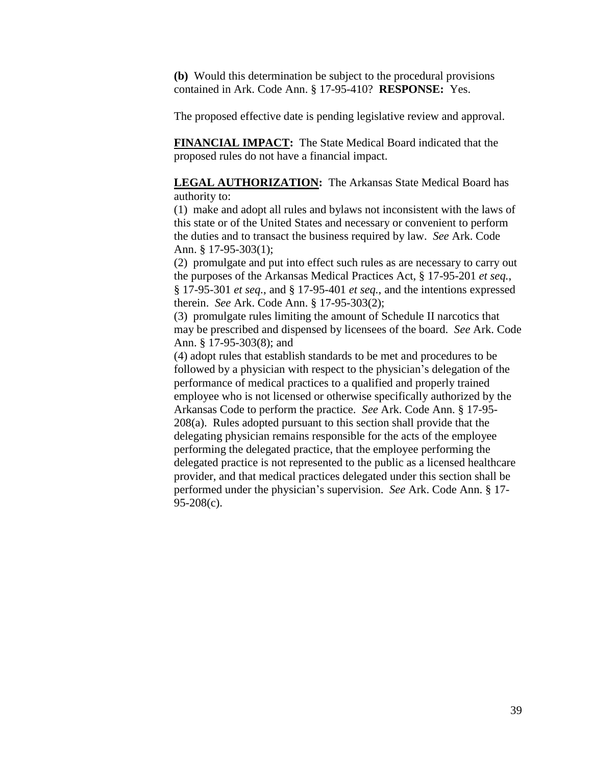**(b)** Would this determination be subject to the procedural provisions contained in Ark. Code Ann. § 17-95-410? **RESPONSE:** Yes.

The proposed effective date is pending legislative review and approval.

**FINANCIAL IMPACT:** The State Medical Board indicated that the proposed rules do not have a financial impact.

**LEGAL AUTHORIZATION:** The Arkansas State Medical Board has authority to:

(1) make and adopt all rules and bylaws not inconsistent with the laws of this state or of the United States and necessary or convenient to perform the duties and to transact the business required by law. *See* Ark. Code Ann. § 17-95-303(1);

(2) promulgate and put into effect such rules as are necessary to carry out the purposes of the Arkansas Medical Practices Act, § 17-95-201 *et seq.*, § 17-95-301 *et seq.*, and § 17-95-401 *et seq.*, and the intentions expressed therein. *See* Ark. Code Ann. § 17-95-303(2);

(3) promulgate rules limiting the amount of Schedule II narcotics that may be prescribed and dispensed by licensees of the board. *See* Ark. Code Ann. § 17-95-303(8); and

(4) adopt rules that establish standards to be met and procedures to be followed by a physician with respect to the physician's delegation of the performance of medical practices to a qualified and properly trained employee who is not licensed or otherwise specifically authorized by the Arkansas Code to perform the practice. *See* Ark. Code Ann. § 17-95-208(a). Rules adopted pursuant to this section shall provide that the delegating physician remains responsible for the acts of the employee performing the delegated practice, that the employee performing the delegated practice is not represented to the public as a licensed healthcare provider, and that medical practices delegated under this section shall be performed under the physician's supervision. *See* Ark. Code Ann. § 17-95-208(c).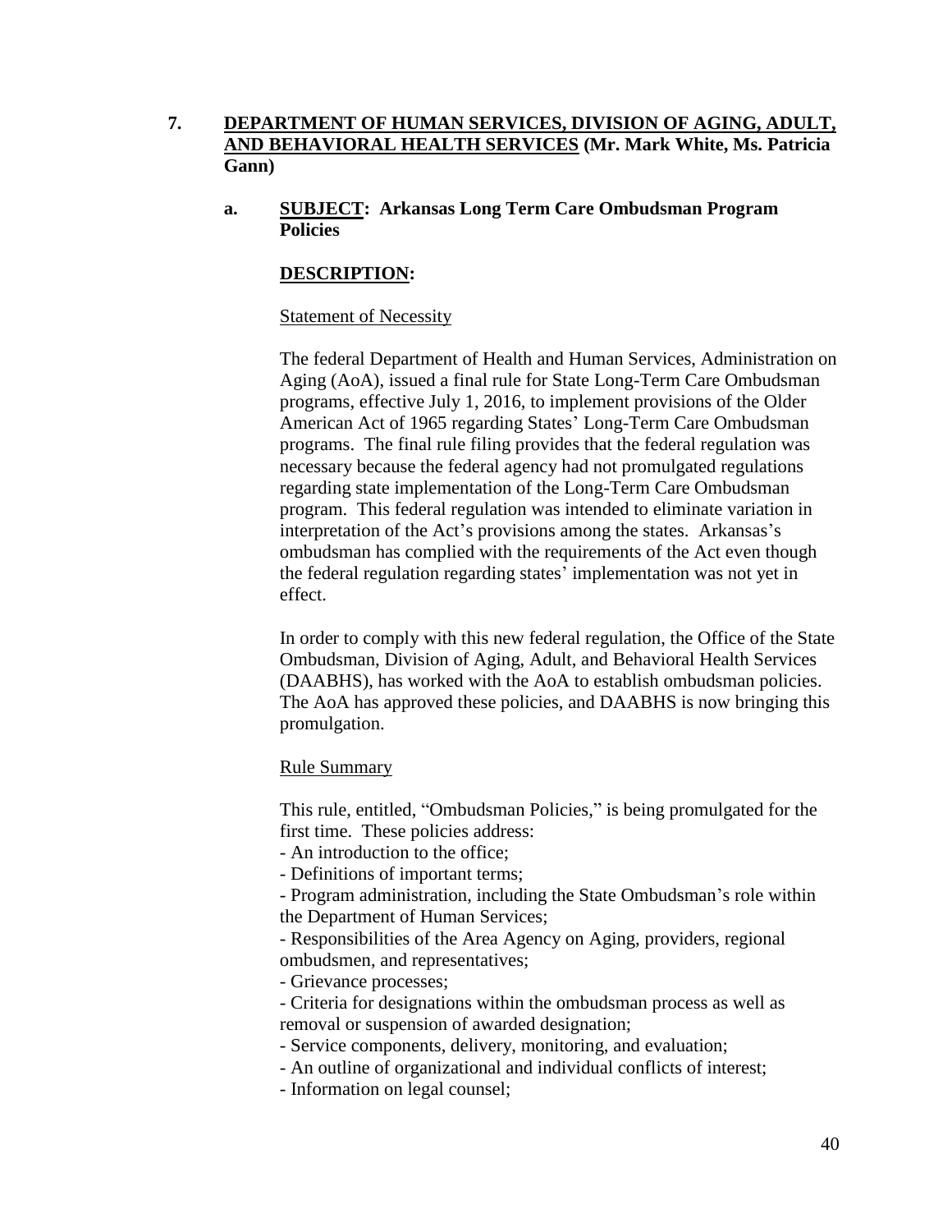**7. <u>DEPARTMENT OF HUMAN SERVICES, DIVISION OF AGING, ADULT, AND BEHAVIORAL HEALTH SERVICES</u> (Mr. Mark White, Ms. Patricia Gann)**

**a. <u>SUBJECT</u>: Arkansas Long Term Care Ombudsman Program Policies**

**<u>DESCRIPTION</u>:**

<u>Statement of Necessity</u>

The federal Department of Health and Human Services, Administration on Aging (AoA), issued a final rule for State Long-Term Care Ombudsman programs, effective July 1, 2016, to implement provisions of the Older American Act of 1965 regarding States' Long-Term Care Ombudsman programs. The final rule filing provides that the federal regulation was necessary because the federal agency had not promulgated regulations regarding state implementation of the Long-Term Care Ombudsman program. This federal regulation was intended to eliminate variation in interpretation of the Act's provisions among the states. Arkansas's ombudsman has complied with the requirements of the Act even though the federal regulation regarding states' implementation was not yet in effect.

In order to comply with this new federal regulation, the Office of the State Ombudsman, Division of Aging, Adult, and Behavioral Health Services (DAABHS), has worked with the AoA to establish ombudsman policies. The AoA has approved these policies, and DAABHS is now bringing this promulgation.

<u>Rule Summary</u>

This rule, entitled, "Ombudsman Policies," is being promulgated for the first time. These policies address:

- An introduction to the office;
- Definitions of important terms;
- Program administration, including the State Ombudsman's role within the Department of Human Services;
- Responsibilities of the Area Agency on Aging, providers, regional ombudsmen, and representatives;
- Grievance processes;
- Criteria for designations within the ombudsman process as well as removal or suspension of awarded designation;
- Service components, delivery, monitoring, and evaluation;
- An outline of organizational and individual conflicts of interest;
- Information on legal counsel;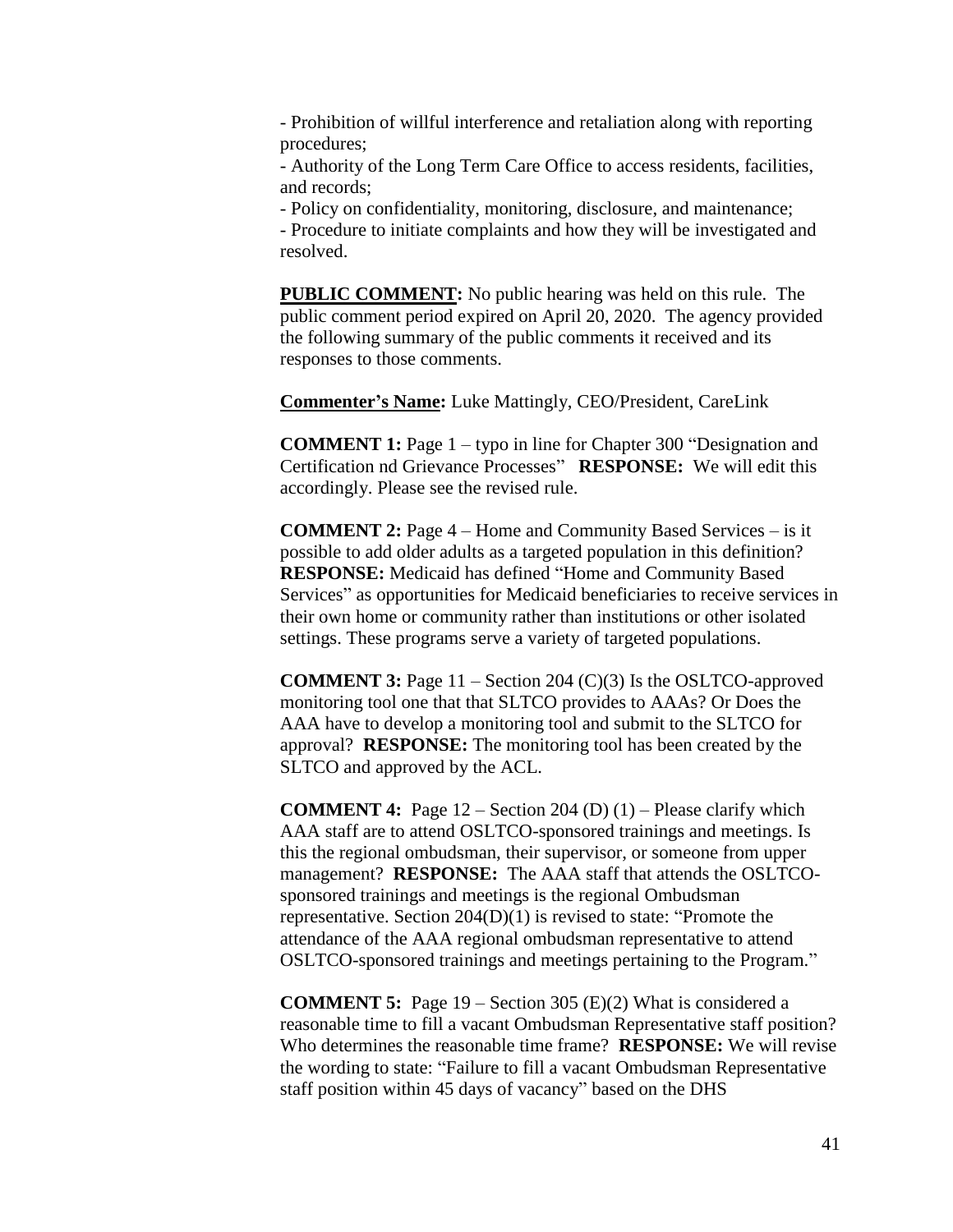- Prohibition of willful interference and retaliation along with reporting procedures;
- Authority of the Long Term Care Office to access residents, facilities, and records;
- Policy on confidentiality, monitoring, disclosure, and maintenance;
- Procedure to initiate complaints and how they will be investigated and resolved.

**PUBLIC COMMENT:** No public hearing was held on this rule. The public comment period expired on April 20, 2020. The agency provided the following summary of the public comments it received and its responses to those comments.

**Commenter's Name:** Luke Mattingly, CEO/President, CareLink

**COMMENT 1:** Page 1 – typo in line for Chapter 300 "Designation and Certification nd Grievance Processes" **RESPONSE:** We will edit this accordingly. Please see the revised rule.

**COMMENT 2:** Page 4 – Home and Community Based Services – is it possible to add older adults as a targeted population in this definition? **RESPONSE:** Medicaid has defined "Home and Community Based Services" as opportunities for Medicaid beneficiaries to receive services in their own home or community rather than institutions or other isolated settings. These programs serve a variety of targeted populations.

**COMMENT 3:** Page 11 – Section 204 (C)(3) Is the OSLTCO-approved monitoring tool one that that SLTCO provides to AAAs? Or Does the AAA have to develop a monitoring tool and submit to the SLTCO for approval? **RESPONSE:** The monitoring tool has been created by the SLTCO and approved by the ACL.

**COMMENT 4:** Page 12 – Section 204 (D) (1) – Please clarify which AAA staff are to attend OSLTCO-sponsored trainings and meetings. Is this the regional ombudsman, their supervisor, or someone from upper management? **RESPONSE:** The AAA staff that attends the OSLTCO-sponsored trainings and meetings is the regional Ombudsman representative. Section 204(D)(1) is revised to state: "Promote the attendance of the AAA regional ombudsman representative to attend OSLTCO-sponsored trainings and meetings pertaining to the Program."

**COMMENT 5:** Page 19 – Section 305 (E)(2) What is considered a reasonable time to fill a vacant Ombudsman Representative staff position? Who determines the reasonable time frame? **RESPONSE:** We will revise the wording to state: "Failure to fill a vacant Ombudsman Representative staff position within 45 days of vacancy" based on the DHS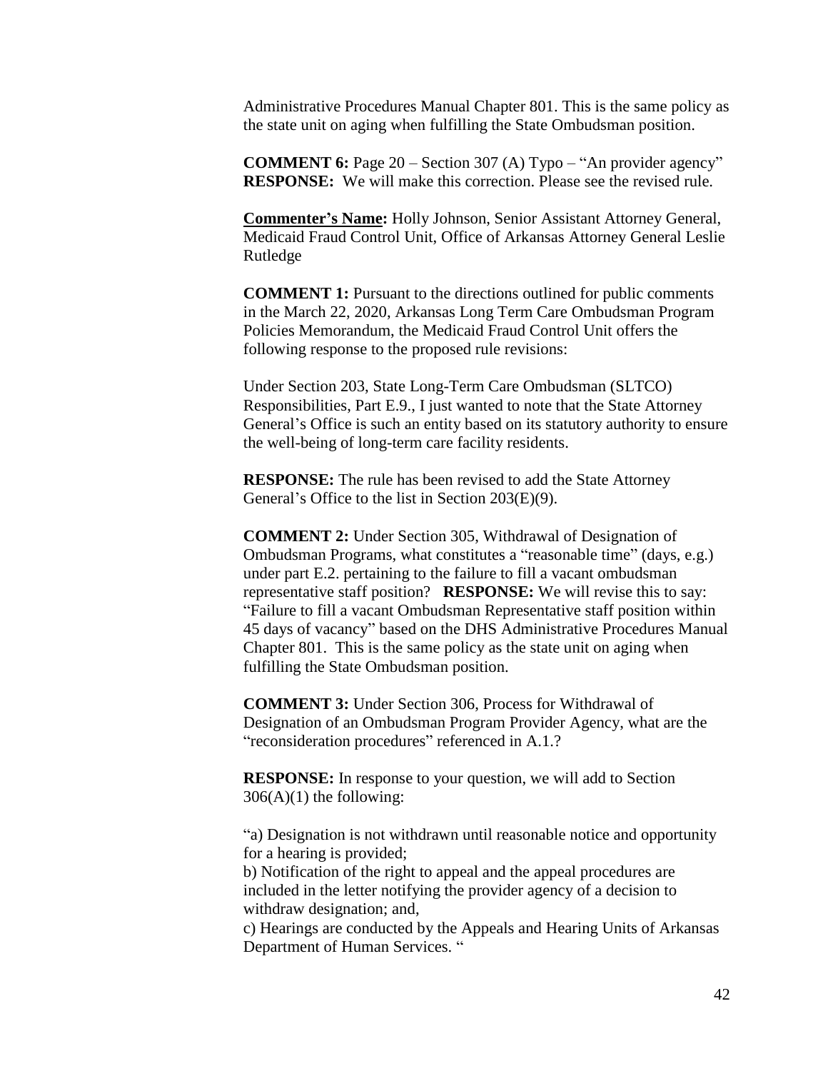Administrative Procedures Manual Chapter 801. This is the same policy as the state unit on aging when fulfilling the State Ombudsman position.

**COMMENT 6:** Page 20 – Section 307 (A) Typo – "An provider agency"
**RESPONSE:** We will make this correction. Please see the revised rule.

**<u>Commenter's Name</u>:** Holly Johnson, Senior Assistant Attorney General, Medicaid Fraud Control Unit, Office of Arkansas Attorney General Leslie Rutledge

**COMMENT 1:** Pursuant to the directions outlined for public comments in the March 22, 2020, Arkansas Long Term Care Ombudsman Program Policies Memorandum, the Medicaid Fraud Control Unit offers the following response to the proposed rule revisions:

Under Section 203, State Long-Term Care Ombudsman (SLTCO) Responsibilities, Part E.9., I just wanted to note that the State Attorney General's Office is such an entity based on its statutory authority to ensure the well-being of long-term care facility residents.

**RESPONSE:** The rule has been revised to add the State Attorney General's Office to the list in Section 203(E)(9).

**COMMENT 2:** Under Section 305, Withdrawal of Designation of Ombudsman Programs, what constitutes a "reasonable time" (days, e.g.) under part E.2. pertaining to the failure to fill a vacant ombudsman representative staff position? **RESPONSE:** We will revise this to say: "Failure to fill a vacant Ombudsman Representative staff position within 45 days of vacancy" based on the DHS Administrative Procedures Manual Chapter 801. This is the same policy as the state unit on aging when fulfilling the State Ombudsman position.

**COMMENT 3:** Under Section 306, Process for Withdrawal of Designation of an Ombudsman Program Provider Agency, what are the "reconsideration procedures" referenced in A.1.?

**RESPONSE:** In response to your question, we will add to Section 306(A)(1) the following:

"a) Designation is not withdrawn until reasonable notice and opportunity for a hearing is provided;
b) Notification of the right to appeal and the appeal procedures are included in the letter notifying the provider agency of a decision to withdraw designation; and,
c) Hearings are conducted by the Appeals and Hearing Units of Arkansas Department of Human Services. "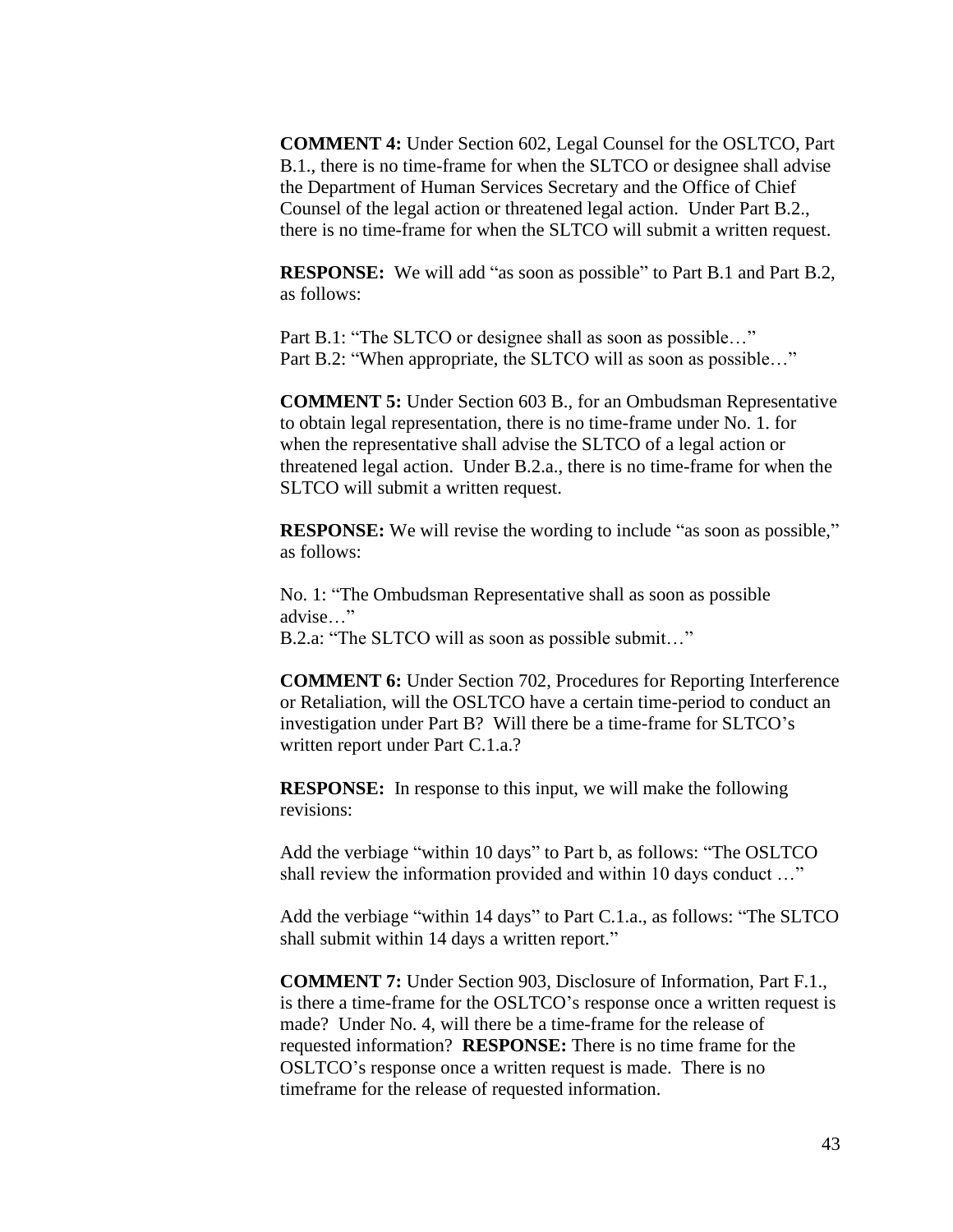**COMMENT 4:** Under Section 602, Legal Counsel for the OSLTCO, Part B.1., there is no time-frame for when the SLTCO or designee shall advise the Department of Human Services Secretary and the Office of Chief Counsel of the legal action or threatened legal action. Under Part B.2., there is no time-frame for when the SLTCO will submit a written request.

**RESPONSE:** We will add "as soon as possible" to Part B.1 and Part B.2, as follows:

Part B.1: "The SLTCO or designee shall as soon as possible…"
Part B.2: "When appropriate, the SLTCO will as soon as possible…"

**COMMENT 5:** Under Section 603 B., for an Ombudsman Representative to obtain legal representation, there is no time-frame under No. 1. for when the representative shall advise the SLTCO of a legal action or threatened legal action. Under B.2.a., there is no time-frame for when the SLTCO will submit a written request.

**RESPONSE:** We will revise the wording to include "as soon as possible," as follows:

No. 1: "The Ombudsman Representative shall as soon as possible advise…"
B.2.a: "The SLTCO will as soon as possible submit…"

**COMMENT 6:** Under Section 702, Procedures for Reporting Interference or Retaliation, will the OSLTCO have a certain time-period to conduct an investigation under Part B? Will there be a time-frame for SLTCO's written report under Part C.1.a.?

**RESPONSE:** In response to this input, we will make the following revisions:

Add the verbiage "within 10 days" to Part b, as follows: "The OSLTCO shall review the information provided and within 10 days conduct …"

Add the verbiage "within 14 days" to Part C.1.a., as follows: "The SLTCO shall submit within 14 days a written report."

**COMMENT 7:** Under Section 903, Disclosure of Information, Part F.1., is there a time-frame for the OSLTCO's response once a written request is made? Under No. 4, will there be a time-frame for the release of requested information? **RESPONSE:** There is no time frame for the OSLTCO's response once a written request is made. There is no timeframe for the release of requested information.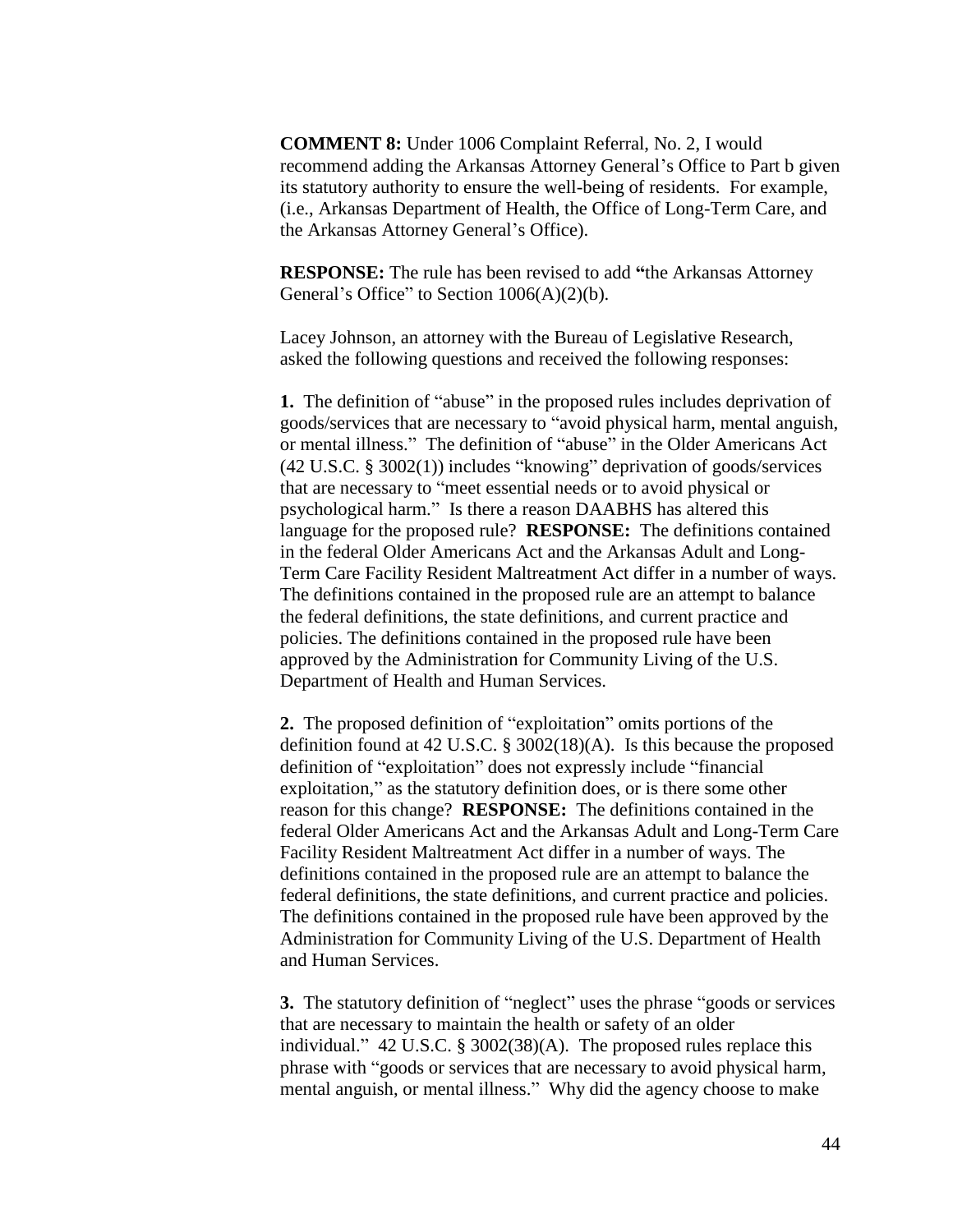**COMMENT 8:** Under 1006 Complaint Referral, No. 2, I would recommend adding the Arkansas Attorney General's Office to Part b given its statutory authority to ensure the well-being of residents. For example, (i.e., Arkansas Department of Health, the Office of Long-Term Care, and the Arkansas Attorney General's Office).

**RESPONSE:** The rule has been revised to add **"**the Arkansas Attorney General's Office" to Section 1006(A)(2)(b).

Lacey Johnson, an attorney with the Bureau of Legislative Research, asked the following questions and received the following responses:

**1.** The definition of "abuse" in the proposed rules includes deprivation of goods/services that are necessary to "avoid physical harm, mental anguish, or mental illness." The definition of "abuse" in the Older Americans Act (42 U.S.C. § 3002(1)) includes "knowing" deprivation of goods/services that are necessary to "meet essential needs or to avoid physical or psychological harm." Is there a reason DAABHS has altered this language for the proposed rule? **RESPONSE:** The definitions contained in the federal Older Americans Act and the Arkansas Adult and Long-Term Care Facility Resident Maltreatment Act differ in a number of ways. The definitions contained in the proposed rule are an attempt to balance the federal definitions, the state definitions, and current practice and policies. The definitions contained in the proposed rule have been approved by the Administration for Community Living of the U.S. Department of Health and Human Services.

**2.** The proposed definition of "exploitation" omits portions of the definition found at 42 U.S.C. § 3002(18)(A). Is this because the proposed definition of "exploitation" does not expressly include "financial exploitation," as the statutory definition does, or is there some other reason for this change? **RESPONSE:** The definitions contained in the federal Older Americans Act and the Arkansas Adult and Long-Term Care Facility Resident Maltreatment Act differ in a number of ways. The definitions contained in the proposed rule are an attempt to balance the federal definitions, the state definitions, and current practice and policies. The definitions contained in the proposed rule have been approved by the Administration for Community Living of the U.S. Department of Health and Human Services.

**3.** The statutory definition of "neglect" uses the phrase "goods or services that are necessary to maintain the health or safety of an older individual." 42 U.S.C. § 3002(38)(A). The proposed rules replace this phrase with "goods or services that are necessary to avoid physical harm, mental anguish, or mental illness." Why did the agency choose to make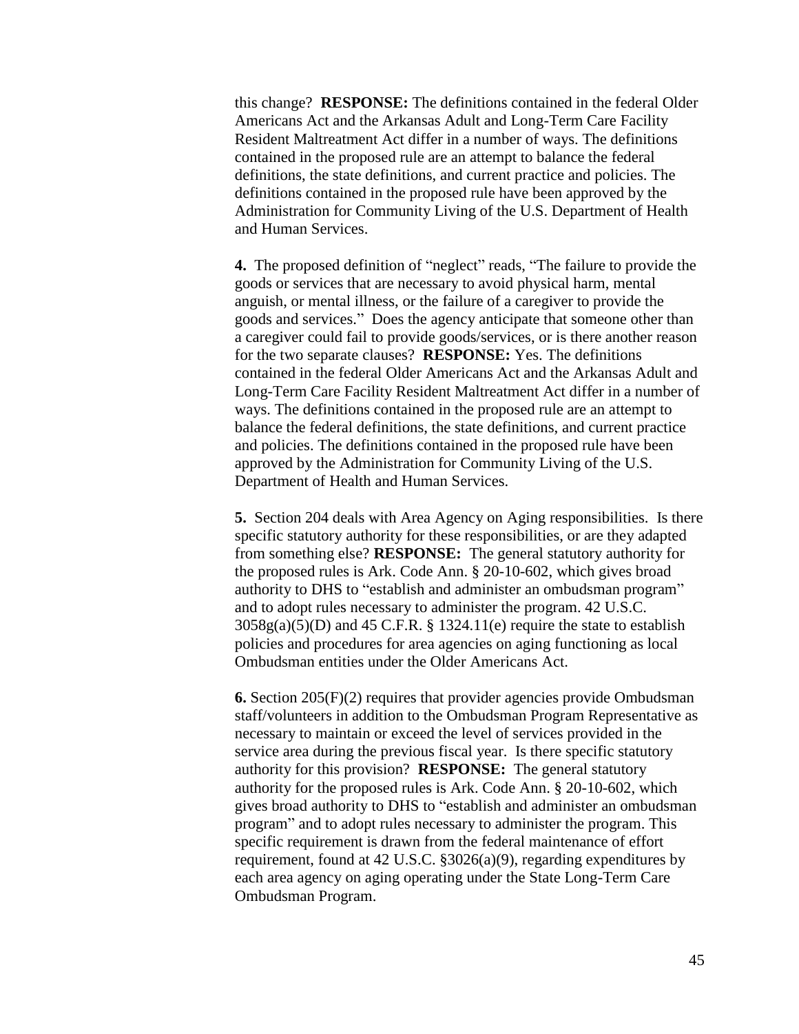this change? **RESPONSE:** The definitions contained in the federal Older Americans Act and the Arkansas Adult and Long-Term Care Facility Resident Maltreatment Act differ in a number of ways. The definitions contained in the proposed rule are an attempt to balance the federal definitions, the state definitions, and current practice and policies. The definitions contained in the proposed rule have been approved by the Administration for Community Living of the U.S. Department of Health and Human Services.

**4.** The proposed definition of "neglect" reads, "The failure to provide the goods or services that are necessary to avoid physical harm, mental anguish, or mental illness, or the failure of a caregiver to provide the goods and services." Does the agency anticipate that someone other than a caregiver could fail to provide goods/services, or is there another reason for the two separate clauses? **RESPONSE:** Yes. The definitions contained in the federal Older Americans Act and the Arkansas Adult and Long-Term Care Facility Resident Maltreatment Act differ in a number of ways. The definitions contained in the proposed rule are an attempt to balance the federal definitions, the state definitions, and current practice and policies. The definitions contained in the proposed rule have been approved by the Administration for Community Living of the U.S. Department of Health and Human Services.

**5.** Section 204 deals with Area Agency on Aging responsibilities. Is there specific statutory authority for these responsibilities, or are they adapted from something else? **RESPONSE:** The general statutory authority for the proposed rules is Ark. Code Ann. § 20-10-602, which gives broad authority to DHS to "establish and administer an ombudsman program" and to adopt rules necessary to administer the program. 42 U.S.C. 3058g(a)(5)(D) and 45 C.F.R. § 1324.11(e) require the state to establish policies and procedures for area agencies on aging functioning as local Ombudsman entities under the Older Americans Act.

**6.** Section 205(F)(2) requires that provider agencies provide Ombudsman staff/volunteers in addition to the Ombudsman Program Representative as necessary to maintain or exceed the level of services provided in the service area during the previous fiscal year. Is there specific statutory authority for this provision? **RESPONSE:** The general statutory authority for the proposed rules is Ark. Code Ann. § 20-10-602, which gives broad authority to DHS to "establish and administer an ombudsman program" and to adopt rules necessary to administer the program. This specific requirement is drawn from the federal maintenance of effort requirement, found at 42 U.S.C. §3026(a)(9), regarding expenditures by each area agency on aging operating under the State Long-Term Care Ombudsman Program.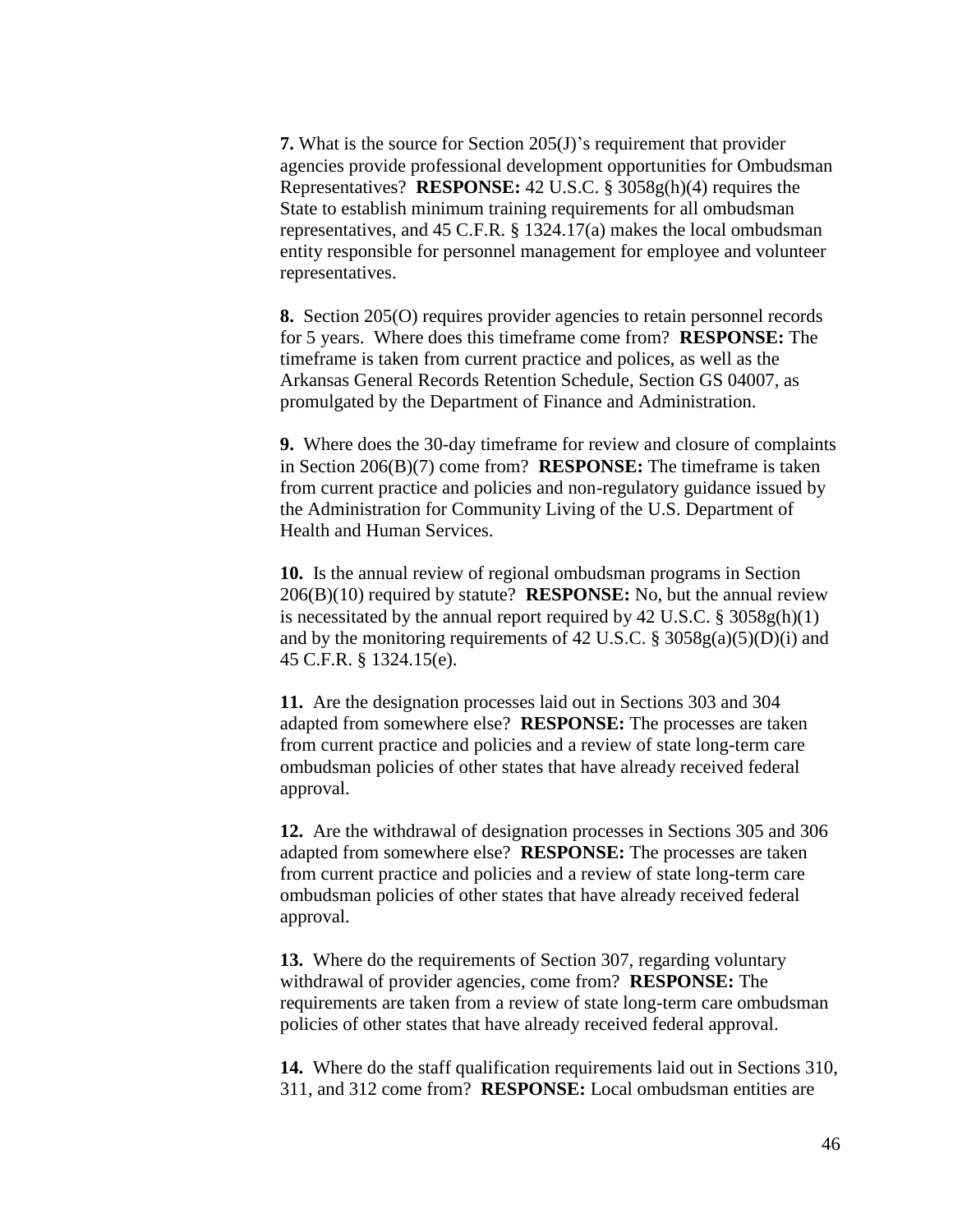**7.** What is the source for Section 205(J)'s requirement that provider agencies provide professional development opportunities for Ombudsman Representatives? **RESPONSE:** 42 U.S.C. § 3058g(h)(4) requires the State to establish minimum training requirements for all ombudsman representatives, and 45 C.F.R. § 1324.17(a) makes the local ombudsman entity responsible for personnel management for employee and volunteer representatives.

**8.** Section 205(O) requires provider agencies to retain personnel records for 5 years. Where does this timeframe come from? **RESPONSE:** The timeframe is taken from current practice and polices, as well as the Arkansas General Records Retention Schedule, Section GS 04007, as promulgated by the Department of Finance and Administration.

**9.** Where does the 30-day timeframe for review and closure of complaints in Section 206(B)(7) come from? **RESPONSE:** The timeframe is taken from current practice and policies and non-regulatory guidance issued by the Administration for Community Living of the U.S. Department of Health and Human Services.

**10.** Is the annual review of regional ombudsman programs in Section 206(B)(10) required by statute? **RESPONSE:** No, but the annual review is necessitated by the annual report required by 42 U.S.C. § 3058g(h)(1) and by the monitoring requirements of 42 U.S.C. § 3058g(a)(5)(D)(i) and 45 C.F.R. § 1324.15(e).

**11.** Are the designation processes laid out in Sections 303 and 304 adapted from somewhere else? **RESPONSE:** The processes are taken from current practice and policies and a review of state long-term care ombudsman policies of other states that have already received federal approval.

**12.** Are the withdrawal of designation processes in Sections 305 and 306 adapted from somewhere else? **RESPONSE:** The processes are taken from current practice and policies and a review of state long-term care ombudsman policies of other states that have already received federal approval.

**13.** Where do the requirements of Section 307, regarding voluntary withdrawal of provider agencies, come from? **RESPONSE:** The requirements are taken from a review of state long-term care ombudsman policies of other states that have already received federal approval.

**14.** Where do the staff qualification requirements laid out in Sections 310, 311, and 312 come from? **RESPONSE:** Local ombudsman entities are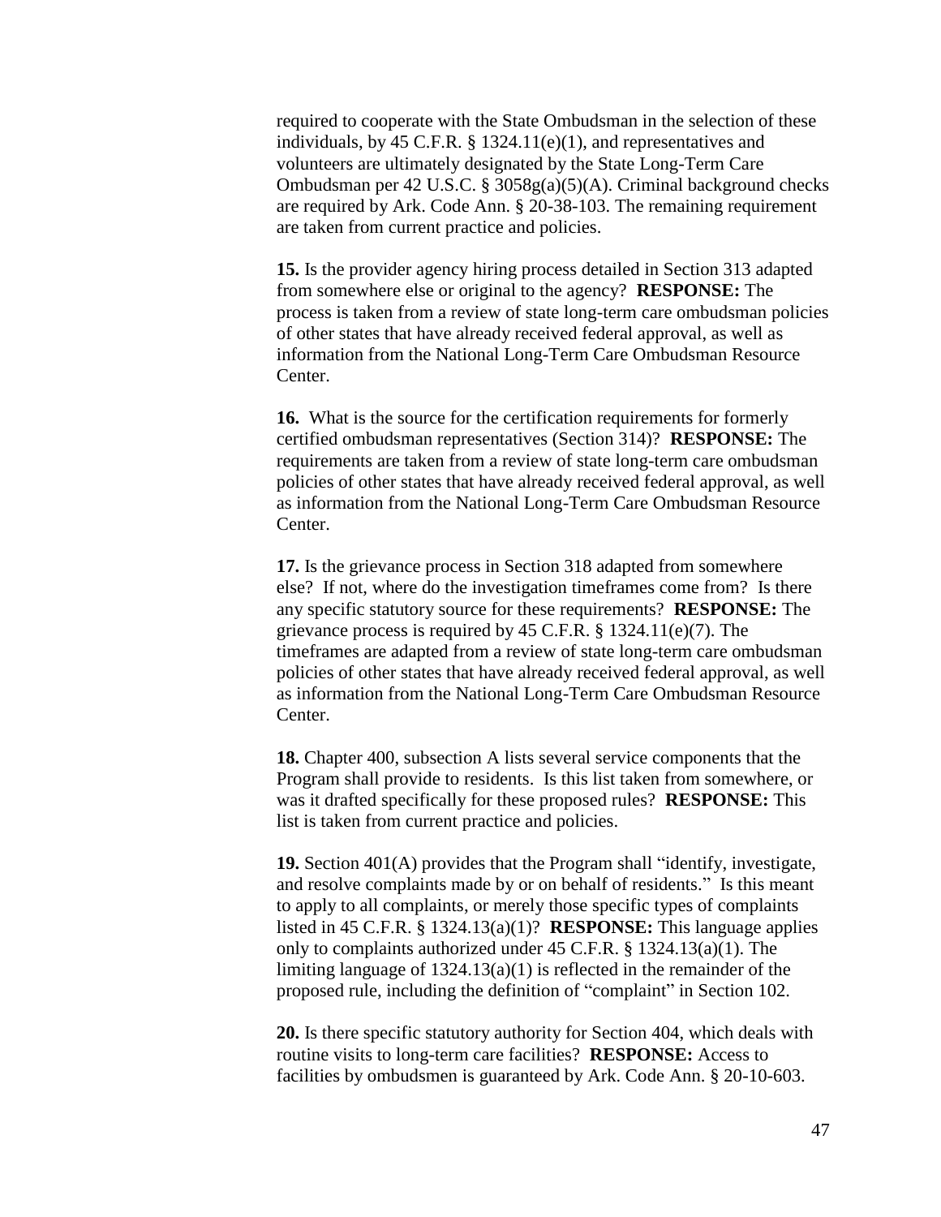required to cooperate with the State Ombudsman in the selection of these individuals, by 45 C.F.R. § 1324.11(e)(1), and representatives and volunteers are ultimately designated by the State Long-Term Care Ombudsman per 42 U.S.C. § 3058g(a)(5)(A). Criminal background checks are required by Ark. Code Ann. § 20-38-103. The remaining requirement are taken from current practice and policies.

**15.** Is the provider agency hiring process detailed in Section 313 adapted from somewhere else or original to the agency? **RESPONSE:** The process is taken from a review of state long-term care ombudsman policies of other states that have already received federal approval, as well as information from the National Long-Term Care Ombudsman Resource Center.

**16.** What is the source for the certification requirements for formerly certified ombudsman representatives (Section 314)? **RESPONSE:** The requirements are taken from a review of state long-term care ombudsman policies of other states that have already received federal approval, as well as information from the National Long-Term Care Ombudsman Resource Center.

**17.** Is the grievance process in Section 318 adapted from somewhere else? If not, where do the investigation timeframes come from? Is there any specific statutory source for these requirements? **RESPONSE:** The grievance process is required by 45 C.F.R. § 1324.11(e)(7). The timeframes are adapted from a review of state long-term care ombudsman policies of other states that have already received federal approval, as well as information from the National Long-Term Care Ombudsman Resource Center.

**18.** Chapter 400, subsection A lists several service components that the Program shall provide to residents. Is this list taken from somewhere, or was it drafted specifically for these proposed rules? **RESPONSE:** This list is taken from current practice and policies.

**19.** Section 401(A) provides that the Program shall "identify, investigate, and resolve complaints made by or on behalf of residents." Is this meant to apply to all complaints, or merely those specific types of complaints listed in 45 C.F.R. § 1324.13(a)(1)? **RESPONSE:** This language applies only to complaints authorized under 45 C.F.R. § 1324.13(a)(1). The limiting language of 1324.13(a)(1) is reflected in the remainder of the proposed rule, including the definition of "complaint" in Section 102.

**20.** Is there specific statutory authority for Section 404, which deals with routine visits to long-term care facilities? **RESPONSE:** Access to facilities by ombudsmen is guaranteed by Ark. Code Ann. § 20-10-603.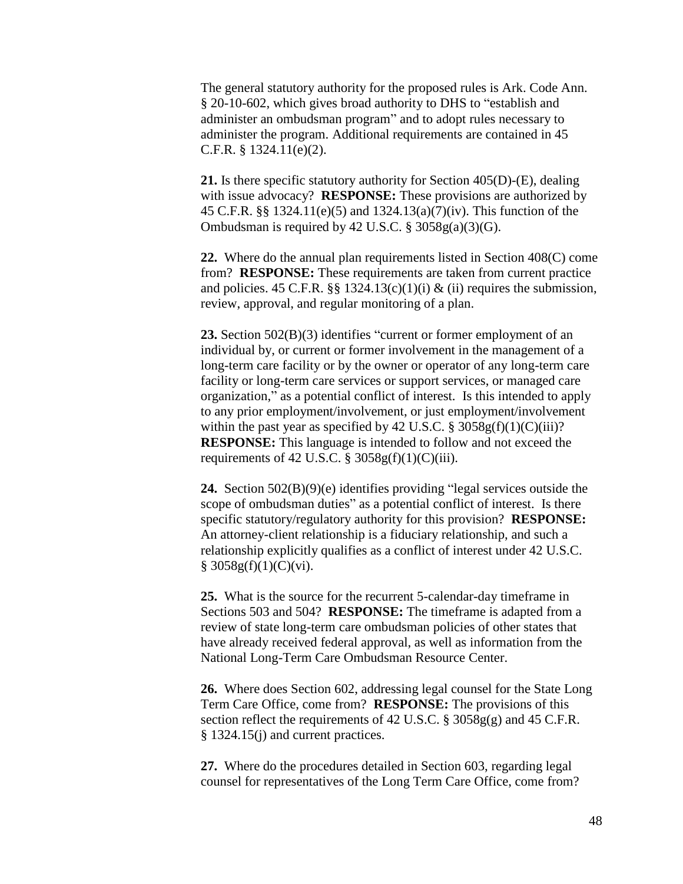The general statutory authority for the proposed rules is Ark. Code Ann. § 20-10-602, which gives broad authority to DHS to "establish and administer an ombudsman program" and to adopt rules necessary to administer the program. Additional requirements are contained in 45 C.F.R. § 1324.11(e)(2).

**21.** Is there specific statutory authority for Section 405(D)-(E), dealing with issue advocacy? **RESPONSE:** These provisions are authorized by 45 C.F.R. §§ 1324.11(e)(5) and 1324.13(a)(7)(iv). This function of the Ombudsman is required by 42 U.S.C. § 3058g(a)(3)(G).

**22.** Where do the annual plan requirements listed in Section 408(C) come from? **RESPONSE:** These requirements are taken from current practice and policies. 45 C.F.R. §§ 1324.13(c)(1)(i) & (ii) requires the submission, review, approval, and regular monitoring of a plan.

**23.** Section 502(B)(3) identifies "current or former employment of an individual by, or current or former involvement in the management of a long-term care facility or by the owner or operator of any long-term care facility or long-term care services or support services, or managed care organization," as a potential conflict of interest. Is this intended to apply to any prior employment/involvement, or just employment/involvement within the past year as specified by 42 U.S.C. § 3058g(f)(1)(C)(iii)? **RESPONSE:** This language is intended to follow and not exceed the requirements of 42 U.S.C. § 3058g(f)(1)(C)(iii).

**24.** Section 502(B)(9)(e) identifies providing "legal services outside the scope of ombudsman duties" as a potential conflict of interest. Is there specific statutory/regulatory authority for this provision? **RESPONSE:** An attorney-client relationship is a fiduciary relationship, and such a relationship explicitly qualifies as a conflict of interest under 42 U.S.C. § 3058g(f)(1)(C)(vi).

**25.** What is the source for the recurrent 5-calendar-day timeframe in Sections 503 and 504? **RESPONSE:** The timeframe is adapted from a review of state long-term care ombudsman policies of other states that have already received federal approval, as well as information from the National Long-Term Care Ombudsman Resource Center.

**26.** Where does Section 602, addressing legal counsel for the State Long Term Care Office, come from? **RESPONSE:** The provisions of this section reflect the requirements of 42 U.S.C. § 3058g(g) and 45 C.F.R. § 1324.15(j) and current practices.

**27.** Where do the procedures detailed in Section 603, regarding legal counsel for representatives of the Long Term Care Office, come from?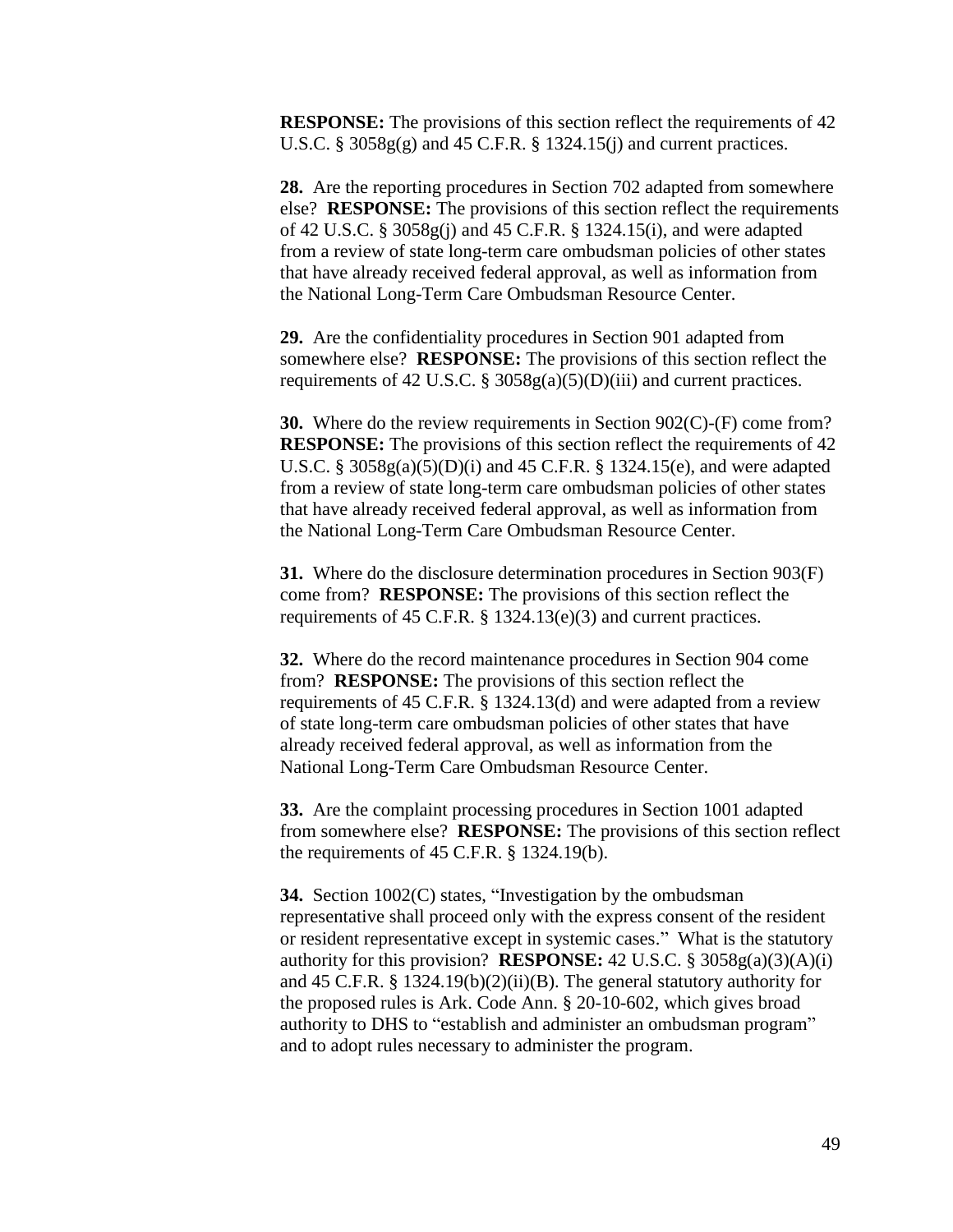**RESPONSE:** The provisions of this section reflect the requirements of 42 U.S.C. § 3058g(g) and 45 C.F.R. § 1324.15(j) and current practices.

**28.** Are the reporting procedures in Section 702 adapted from somewhere else? **RESPONSE:** The provisions of this section reflect the requirements of 42 U.S.C. § 3058g(j) and 45 C.F.R. § 1324.15(i), and were adapted from a review of state long-term care ombudsman policies of other states that have already received federal approval, as well as information from the National Long-Term Care Ombudsman Resource Center.

**29.** Are the confidentiality procedures in Section 901 adapted from somewhere else? **RESPONSE:** The provisions of this section reflect the requirements of 42 U.S.C. § 3058g(a)(5)(D)(iii) and current practices.

**30.** Where do the review requirements in Section 902(C)-(F) come from? **RESPONSE:** The provisions of this section reflect the requirements of 42 U.S.C. § 3058g(a)(5)(D)(i) and 45 C.F.R. § 1324.15(e), and were adapted from a review of state long-term care ombudsman policies of other states that have already received federal approval, as well as information from the National Long-Term Care Ombudsman Resource Center.

**31.** Where do the disclosure determination procedures in Section 903(F) come from? **RESPONSE:** The provisions of this section reflect the requirements of 45 C.F.R. § 1324.13(e)(3) and current practices.

**32.** Where do the record maintenance procedures in Section 904 come from? **RESPONSE:** The provisions of this section reflect the requirements of 45 C.F.R. § 1324.13(d) and were adapted from a review of state long-term care ombudsman policies of other states that have already received federal approval, as well as information from the National Long-Term Care Ombudsman Resource Center.

**33.** Are the complaint processing procedures in Section 1001 adapted from somewhere else? **RESPONSE:** The provisions of this section reflect the requirements of 45 C.F.R. § 1324.19(b).

**34.** Section 1002(C) states, "Investigation by the ombudsman representative shall proceed only with the express consent of the resident or resident representative except in systemic cases." What is the statutory authority for this provision? **RESPONSE:** 42 U.S.C. § 3058g(a)(3)(A)(i) and 45 C.F.R. § 1324.19(b)(2)(ii)(B). The general statutory authority for the proposed rules is Ark. Code Ann. § 20-10-602, which gives broad authority to DHS to "establish and administer an ombudsman program" and to adopt rules necessary to administer the program.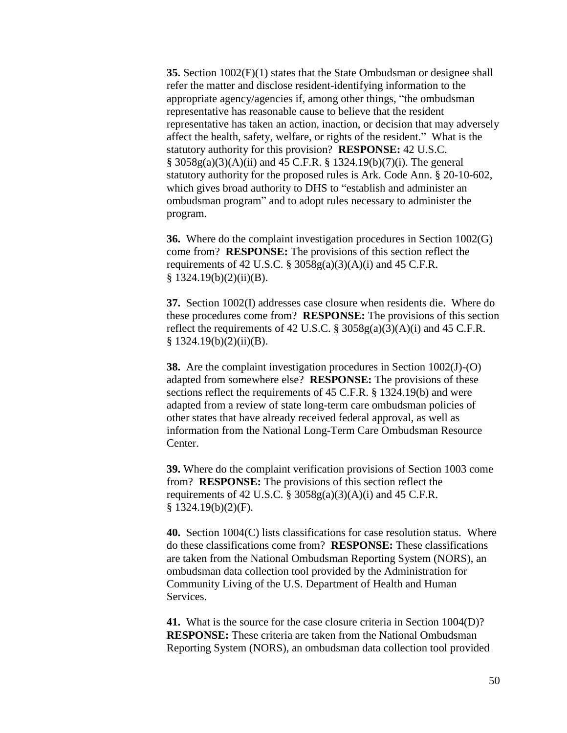**35.** Section 1002(F)(1) states that the State Ombudsman or designee shall refer the matter and disclose resident-identifying information to the appropriate agency/agencies if, among other things, "the ombudsman representative has reasonable cause to believe that the resident representative has taken an action, inaction, or decision that may adversely affect the health, safety, welfare, or rights of the resident." What is the statutory authority for this provision? **RESPONSE:** 42 U.S.C. § 3058g(a)(3)(A)(ii) and 45 C.F.R. § 1324.19(b)(7)(i). The general statutory authority for the proposed rules is Ark. Code Ann. § 20-10-602, which gives broad authority to DHS to "establish and administer an ombudsman program" and to adopt rules necessary to administer the program.

**36.** Where do the complaint investigation procedures in Section 1002(G) come from? **RESPONSE:** The provisions of this section reflect the requirements of 42 U.S.C. § 3058g(a)(3)(A)(i) and 45 C.F.R. § 1324.19(b)(2)(ii)(B).

**37.** Section 1002(I) addresses case closure when residents die. Where do these procedures come from? **RESPONSE:** The provisions of this section reflect the requirements of 42 U.S.C. § 3058g(a)(3)(A)(i) and 45 C.F.R. § 1324.19(b)(2)(ii)(B).

**38.** Are the complaint investigation procedures in Section 1002(J)-(O) adapted from somewhere else? **RESPONSE:** The provisions of these sections reflect the requirements of 45 C.F.R. § 1324.19(b) and were adapted from a review of state long-term care ombudsman policies of other states that have already received federal approval, as well as information from the National Long-Term Care Ombudsman Resource Center.

**39.** Where do the complaint verification provisions of Section 1003 come from? **RESPONSE:** The provisions of this section reflect the requirements of 42 U.S.C. § 3058g(a)(3)(A)(i) and 45 C.F.R. § 1324.19(b)(2)(F).

**40.** Section 1004(C) lists classifications for case resolution status. Where do these classifications come from? **RESPONSE:** These classifications are taken from the National Ombudsman Reporting System (NORS), an ombudsman data collection tool provided by the Administration for Community Living of the U.S. Department of Health and Human Services.

**41.** What is the source for the case closure criteria in Section 1004(D)? **RESPONSE:** These criteria are taken from the National Ombudsman Reporting System (NORS), an ombudsman data collection tool provided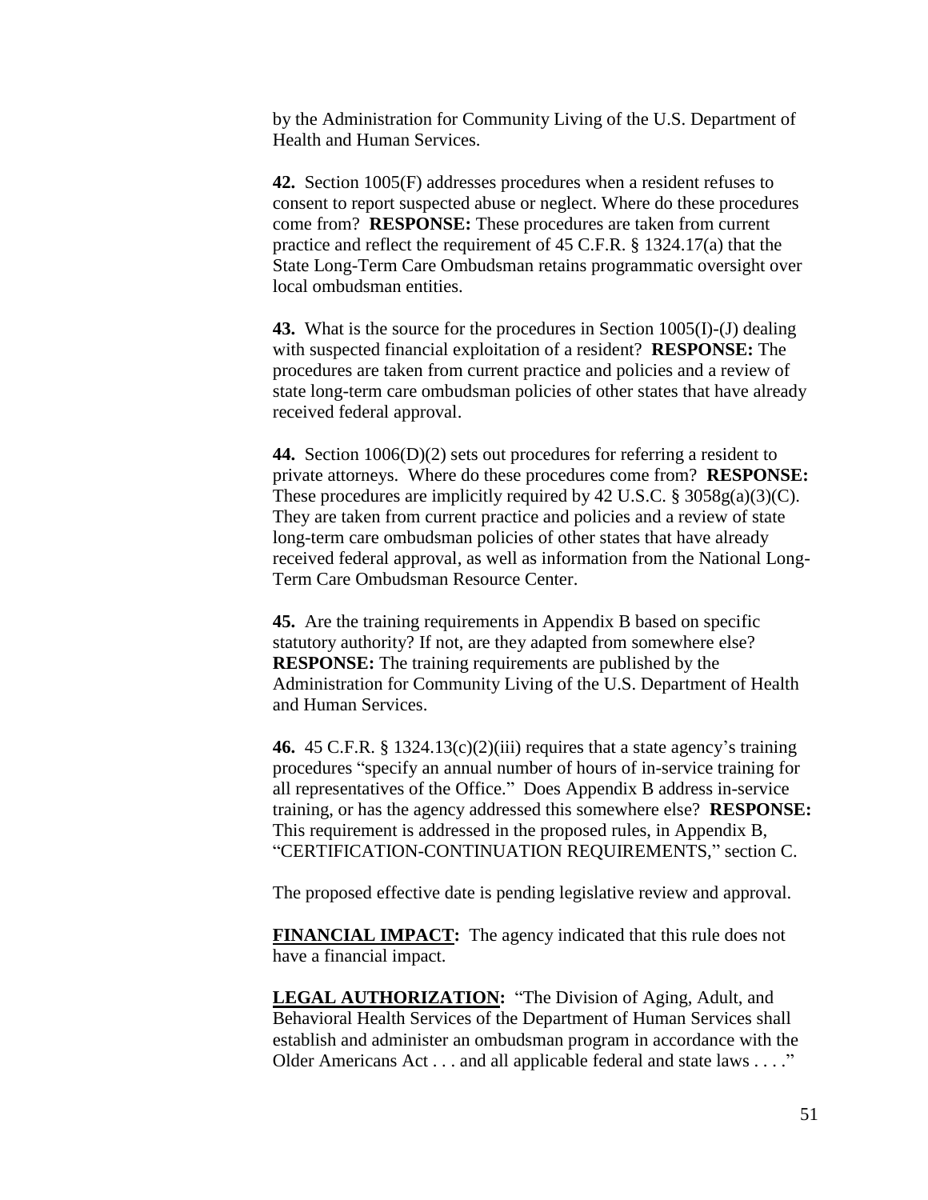by the Administration for Community Living of the U.S. Department of Health and Human Services.

**42.** Section 1005(F) addresses procedures when a resident refuses to consent to report suspected abuse or neglect. Where do these procedures come from? **RESPONSE:** These procedures are taken from current practice and reflect the requirement of 45 C.F.R. § 1324.17(a) that the State Long-Term Care Ombudsman retains programmatic oversight over local ombudsman entities.

**43.** What is the source for the procedures in Section 1005(I)-(J) dealing with suspected financial exploitation of a resident? **RESPONSE:** The procedures are taken from current practice and policies and a review of state long-term care ombudsman policies of other states that have already received federal approval.

**44.** Section 1006(D)(2) sets out procedures for referring a resident to private attorneys. Where do these procedures come from? **RESPONSE:** These procedures are implicitly required by 42 U.S.C. § 3058g(a)(3)(C). They are taken from current practice and policies and a review of state long-term care ombudsman policies of other states that have already received federal approval, as well as information from the National Long-Term Care Ombudsman Resource Center.

**45.** Are the training requirements in Appendix B based on specific statutory authority? If not, are they adapted from somewhere else? **RESPONSE:** The training requirements are published by the Administration for Community Living of the U.S. Department of Health and Human Services.

**46.** 45 C.F.R. § 1324.13(c)(2)(iii) requires that a state agency's training procedures "specify an annual number of hours of in-service training for all representatives of the Office." Does Appendix B address in-service training, or has the agency addressed this somewhere else? **RESPONSE:** This requirement is addressed in the proposed rules, in Appendix B, "CERTIFICATION-CONTINUATION REQUIREMENTS," section C.

The proposed effective date is pending legislative review and approval.

**FINANCIAL IMPACT:** The agency indicated that this rule does not have a financial impact.

**LEGAL AUTHORIZATION:** "The Division of Aging, Adult, and Behavioral Health Services of the Department of Human Services shall establish and administer an ombudsman program in accordance with the Older Americans Act . . . and all applicable federal and state laws . . . ."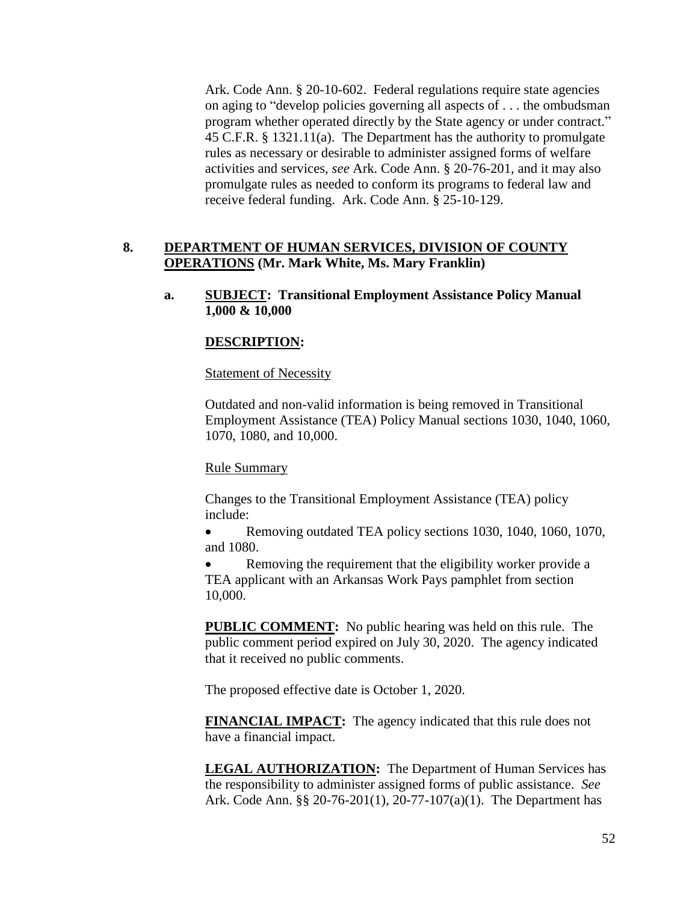Ark. Code Ann. § 20-10-602. Federal regulations require state agencies on aging to "develop policies governing all aspects of . . . the ombudsman program whether operated directly by the State agency or under contract." 45 C.F.R. § 1321.11(a). The Department has the authority to promulgate rules as necessary or desirable to administer assigned forms of welfare activities and services, *see* Ark. Code Ann. § 20-76-201, and it may also promulgate rules as needed to conform its programs to federal law and receive federal funding. Ark. Code Ann. § 25-10-129.

**8. DEPARTMENT OF HUMAN SERVICES, DIVISION OF COUNTY OPERATIONS (Mr. Mark White, Ms. Mary Franklin)**

**a. SUBJECT: Transitional Employment Assistance Policy Manual 1,000 & 10,000**

**DESCRIPTION:**

Statement of Necessity

Outdated and non-valid information is being removed in Transitional Employment Assistance (TEA) Policy Manual sections 1030, 1040, 1060, 1070, 1080, and 10,000.

Rule Summary

Changes to the Transitional Employment Assistance (TEA) policy include:

- Removing outdated TEA policy sections 1030, 1040, 1060, 1070, and 1080.
- Removing the requirement that the eligibility worker provide a TEA applicant with an Arkansas Work Pays pamphlet from section 10,000.

**PUBLIC COMMENT:** No public hearing was held on this rule. The public comment period expired on July 30, 2020. The agency indicated that it received no public comments.

The proposed effective date is October 1, 2020.

**FINANCIAL IMPACT:** The agency indicated that this rule does not have a financial impact.

**LEGAL AUTHORIZATION:** The Department of Human Services has the responsibility to administer assigned forms of public assistance. *See* Ark. Code Ann. §§ 20-76-201(1), 20-77-107(a)(1). The Department has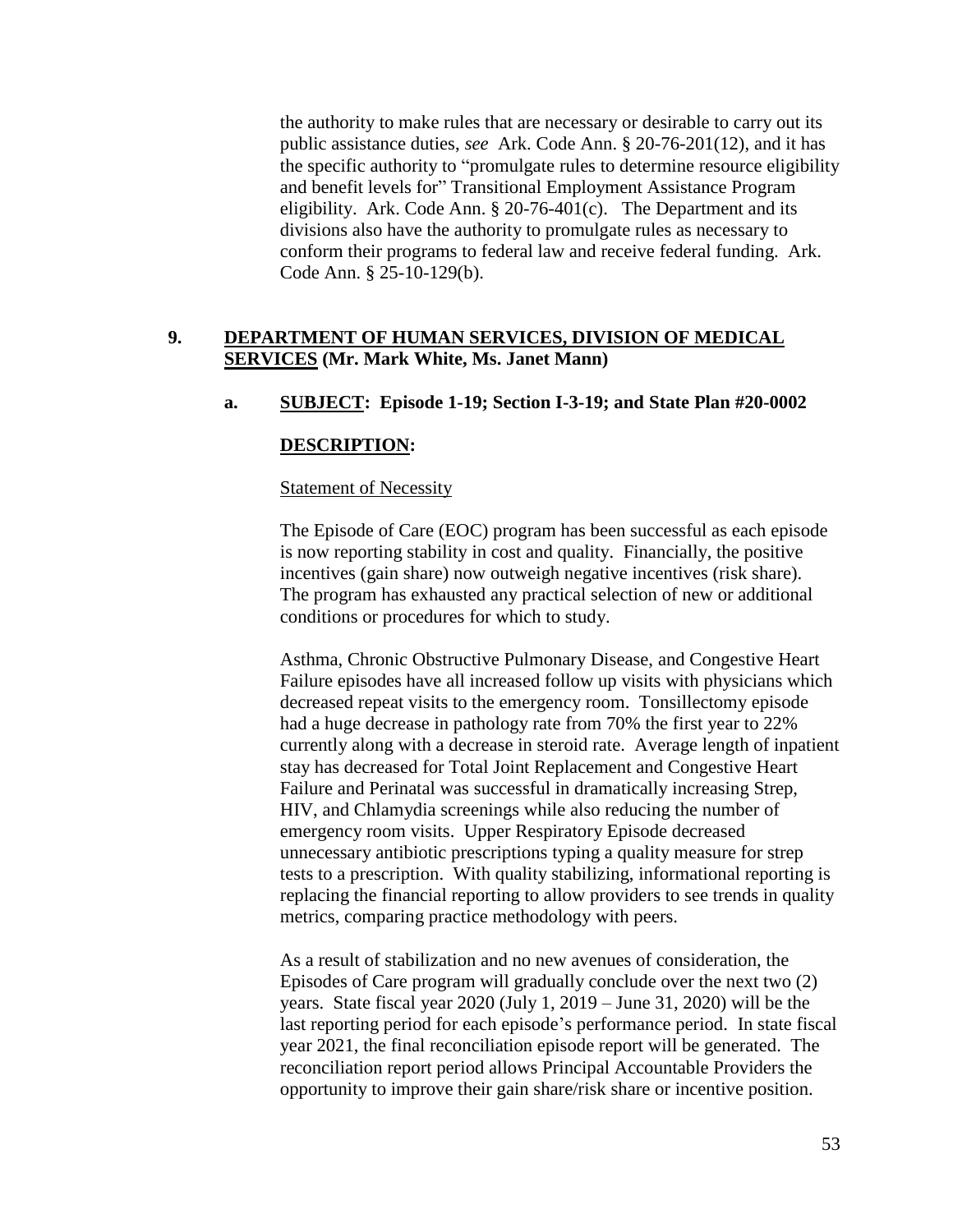the authority to make rules that are necessary or desirable to carry out its public assistance duties, *see* Ark. Code Ann. § 20-76-201(12), and it has the specific authority to "promulgate rules to determine resource eligibility and benefit levels for" Transitional Employment Assistance Program eligibility. Ark. Code Ann. § 20-76-401(c). The Department and its divisions also have the authority to promulgate rules as necessary to conform their programs to federal law and receive federal funding. Ark. Code Ann. § 25-10-129(b).

**9. DEPARTMENT OF HUMAN SERVICES, DIVISION OF MEDICAL SERVICES (Mr. Mark White, Ms. Janet Mann)**

**a. SUBJECT: Episode 1-19; Section I-3-19; and State Plan #20-0002**

**DESCRIPTION:**

Statement of Necessity

The Episode of Care (EOC) program has been successful as each episode is now reporting stability in cost and quality. Financially, the positive incentives (gain share) now outweigh negative incentives (risk share). The program has exhausted any practical selection of new or additional conditions or procedures for which to study.

Asthma, Chronic Obstructive Pulmonary Disease, and Congestive Heart Failure episodes have all increased follow up visits with physicians which decreased repeat visits to the emergency room. Tonsillectomy episode had a huge decrease in pathology rate from 70% the first year to 22% currently along with a decrease in steroid rate. Average length of inpatient stay has decreased for Total Joint Replacement and Congestive Heart Failure and Perinatal was successful in dramatically increasing Strep, HIV, and Chlamydia screenings while also reducing the number of emergency room visits. Upper Respiratory Episode decreased unnecessary antibiotic prescriptions typing a quality measure for strep tests to a prescription. With quality stabilizing, informational reporting is replacing the financial reporting to allow providers to see trends in quality metrics, comparing practice methodology with peers.

As a result of stabilization and no new avenues of consideration, the Episodes of Care program will gradually conclude over the next two (2) years. State fiscal year 2020 (July 1, 2019 – June 31, 2020) will be the last reporting period for each episode's performance period. In state fiscal year 2021, the final reconciliation episode report will be generated. The reconciliation report period allows Principal Accountable Providers the opportunity to improve their gain share/risk share or incentive position.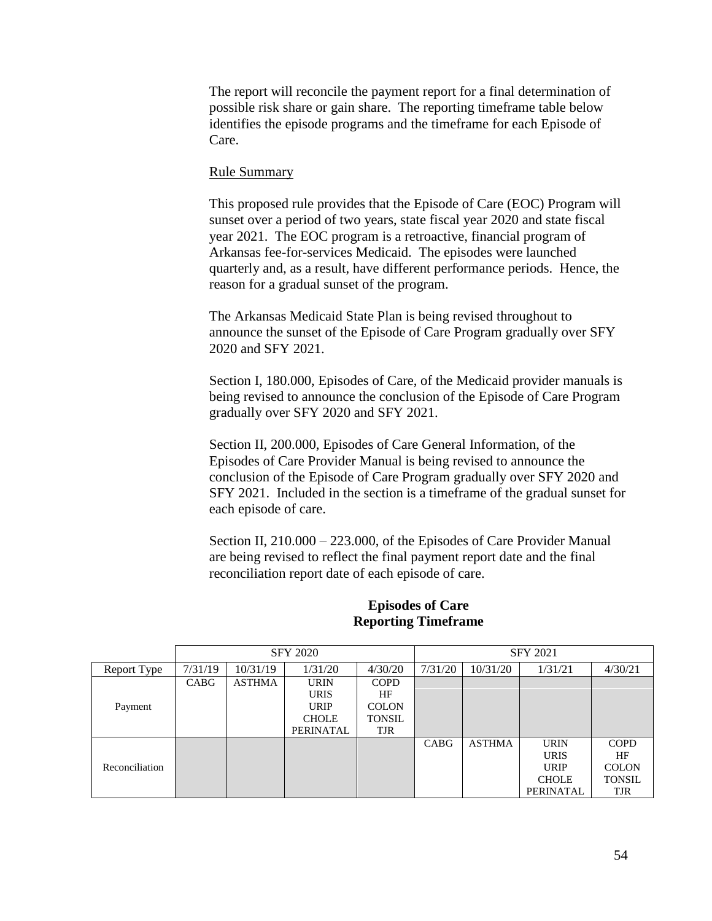The report will reconcile the payment report for a final determination of possible risk share or gain share. The reporting timeframe table below identifies the episode programs and the timeframe for each Episode of Care.

Rule Summary

This proposed rule provides that the Episode of Care (EOC) Program will sunset over a period of two years, state fiscal year 2020 and state fiscal year 2021. The EOC program is a retroactive, financial program of Arkansas fee-for-services Medicaid. The episodes were launched quarterly and, as a result, have different performance periods. Hence, the reason for a gradual sunset of the program.

The Arkansas Medicaid State Plan is being revised throughout to announce the sunset of the Episode of Care Program gradually over SFY 2020 and SFY 2021.

Section I, 180.000, Episodes of Care, of the Medicaid provider manuals is being revised to announce the conclusion of the Episode of Care Program gradually over SFY 2020 and SFY 2021.

Section II, 200.000, Episodes of Care General Information, of the Episodes of Care Provider Manual is being revised to announce the conclusion of the Episode of Care Program gradually over SFY 2020 and SFY 2021. Included in the section is a timeframe of the gradual sunset for each episode of care.

Section II, 210.000 – 223.000, of the Episodes of Care Provider Manual are being revised to reflect the final payment report date and the final reconciliation report date of each episode of care.

**Episodes of Care**
**Reporting Timeframe**

| | SFY 2020 | | | | SFY 2021 | | | |
|---|---|---|---|---|---|---|---|---|
| Report Type | 7/31/19 | 10/31/19 | 1/31/20 | 4/30/20 | 7/31/20 | 10/31/20 | 1/31/21 | 4/30/21 |
| Payment | CABG | ASTHMA | URIN<br>URIS<br>URIP<br>CHOLE<br>PERINATAL | COPD<br>HF<br>COLON<br>TONSIL<br>TJR | | | | |
| Reconciliation | | | | | CABG | ASTHMA | URIN<br>URIS<br>URIP<br>CHOLE<br>PERINATAL | COPD<br>HF<br>COLON<br>TONSIL<br>TJR |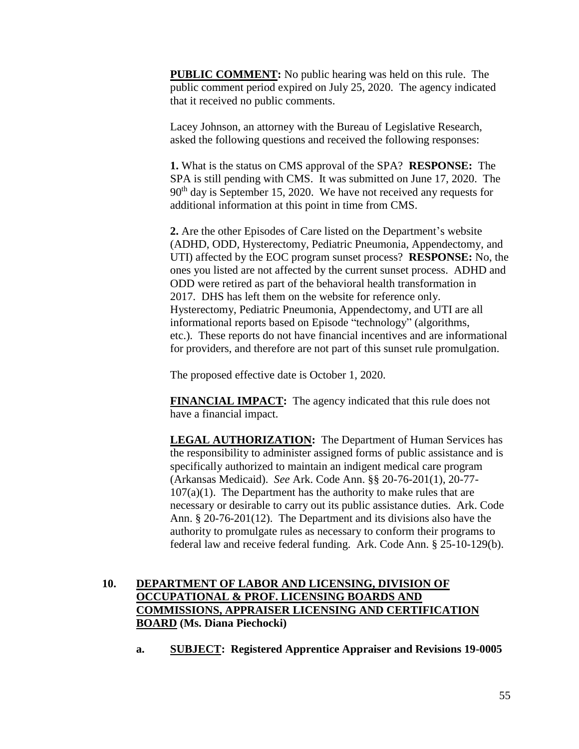**PUBLIC COMMENT:** No public hearing was held on this rule. The public comment period expired on July 25, 2020. The agency indicated that it received no public comments.

Lacey Johnson, an attorney with the Bureau of Legislative Research, asked the following questions and received the following responses:

**1.** What is the status on CMS approval of the SPA? **RESPONSE:** The SPA is still pending with CMS. It was submitted on June 17, 2020. The 90th day is September 15, 2020. We have not received any requests for additional information at this point in time from CMS.

**2.** Are the other Episodes of Care listed on the Department's website (ADHD, ODD, Hysterectomy, Pediatric Pneumonia, Appendectomy, and UTI) affected by the EOC program sunset process? **RESPONSE:** No, the ones you listed are not affected by the current sunset process. ADHD and ODD were retired as part of the behavioral health transformation in 2017. DHS has left them on the website for reference only. Hysterectomy, Pediatric Pneumonia, Appendectomy, and UTI are all informational reports based on Episode "technology" (algorithms, etc.). These reports do not have financial incentives and are informational for providers, and therefore are not part of this sunset rule promulgation.

The proposed effective date is October 1, 2020.

**FINANCIAL IMPACT:** The agency indicated that this rule does not have a financial impact.

**LEGAL AUTHORIZATION:** The Department of Human Services has the responsibility to administer assigned forms of public assistance and is specifically authorized to maintain an indigent medical care program (Arkansas Medicaid). *See* Ark. Code Ann. §§ 20-76-201(1), 20-77-107(a)(1). The Department has the authority to make rules that are necessary or desirable to carry out its public assistance duties. Ark. Code Ann. § 20-76-201(12). The Department and its divisions also have the authority to promulgate rules as necessary to conform their programs to federal law and receive federal funding. Ark. Code Ann. § 25-10-129(b).

**10. DEPARTMENT OF LABOR AND LICENSING, DIVISION OF OCCUPATIONAL & PROF. LICENSING BOARDS AND COMMISSIONS, APPRAISER LICENSING AND CERTIFICATION BOARD (Ms. Diana Piechocki)**

**a. SUBJECT: Registered Apprentice Appraiser and Revisions 19-0005**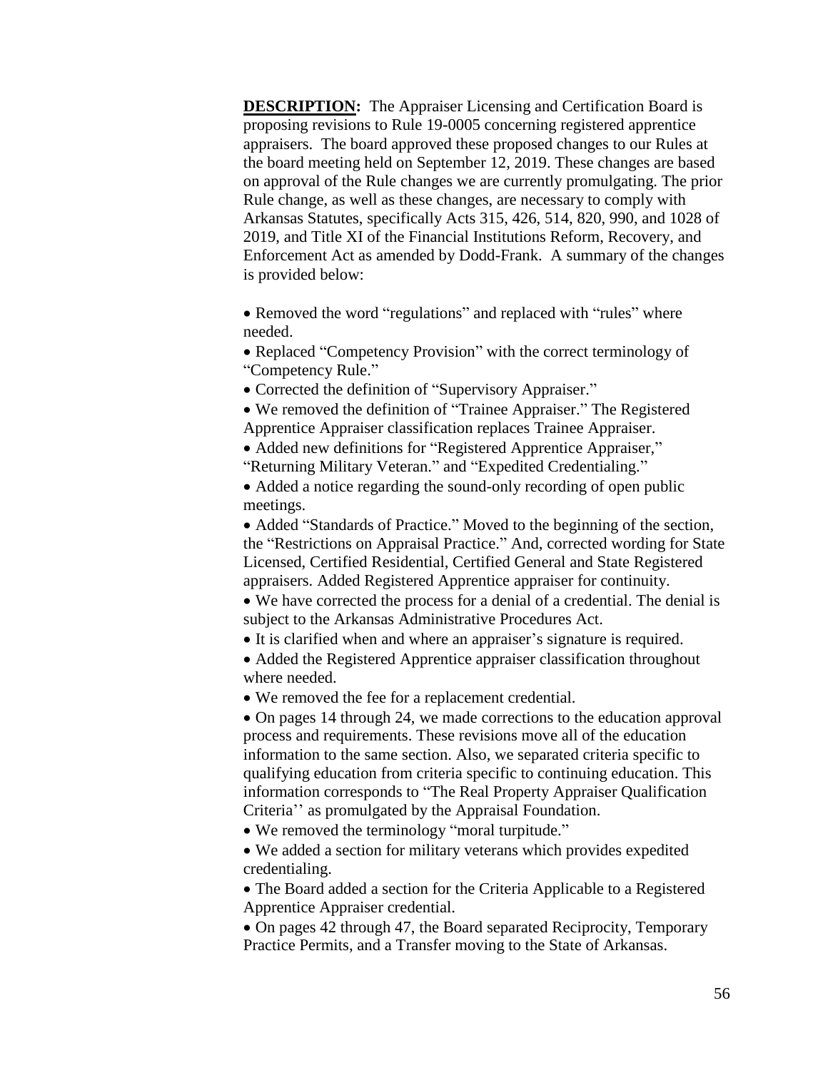**DESCRIPTION:** The Appraiser Licensing and Certification Board is proposing revisions to Rule 19-0005 concerning registered apprentice appraisers. The board approved these proposed changes to our Rules at the board meeting held on September 12, 2019. These changes are based on approval of the Rule changes we are currently promulgating. The prior Rule change, as well as these changes, are necessary to comply with Arkansas Statutes, specifically Acts 315, 426, 514, 820, 990, and 1028 of 2019, and Title XI of the Financial Institutions Reform, Recovery, and Enforcement Act as amended by Dodd-Frank. A summary of the changes is provided below:

- Removed the word "regulations" and replaced with "rules" where needed.
- Replaced "Competency Provision" with the correct terminology of "Competency Rule."
- Corrected the definition of "Supervisory Appraiser."
- We removed the definition of "Trainee Appraiser." The Registered Apprentice Appraiser classification replaces Trainee Appraiser.
- Added new definitions for "Registered Apprentice Appraiser," "Returning Military Veteran." and "Expedited Credentialing."
- Added a notice regarding the sound-only recording of open public meetings.
- Added "Standards of Practice." Moved to the beginning of the section, the "Restrictions on Appraisal Practice." And, corrected wording for State Licensed, Certified Residential, Certified General and State Registered appraisers. Added Registered Apprentice appraiser for continuity.
- We have corrected the process for a denial of a credential. The denial is subject to the Arkansas Administrative Procedures Act.
- It is clarified when and where an appraiser's signature is required.
- Added the Registered Apprentice appraiser classification throughout where needed.
- We removed the fee for a replacement credential.
- On pages 14 through 24, we made corrections to the education approval process and requirements. These revisions move all of the education information to the same section. Also, we separated criteria specific to qualifying education from criteria specific to continuing education. This information corresponds to "The Real Property Appraiser Qualification Criteria'' as promulgated by the Appraisal Foundation.
- We removed the terminology "moral turpitude."
- We added a section for military veterans which provides expedited credentialing.
- The Board added a section for the Criteria Applicable to a Registered Apprentice Appraiser credential.
- On pages 42 through 47, the Board separated Reciprocity, Temporary Practice Permits, and a Transfer moving to the State of Arkansas.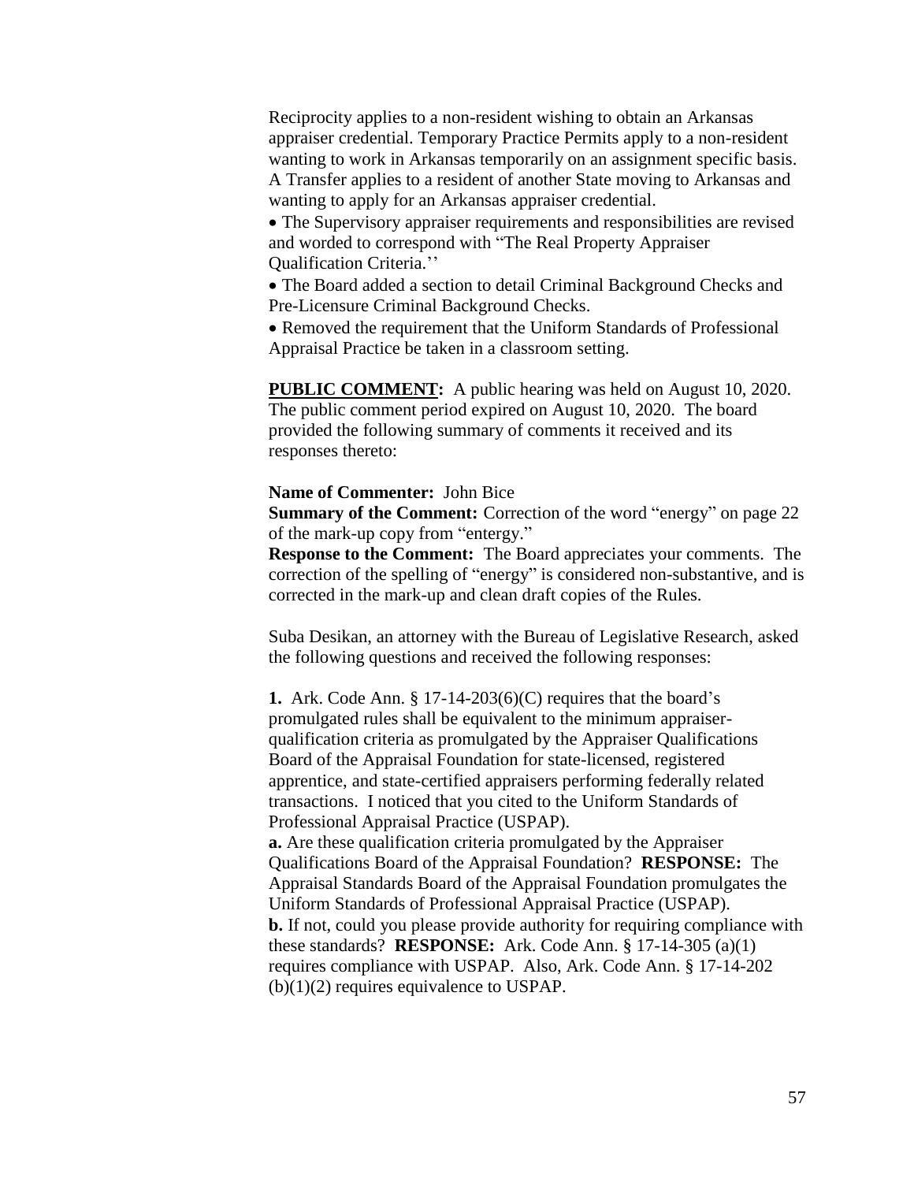Reciprocity applies to a non-resident wishing to obtain an Arkansas appraiser credential. Temporary Practice Permits apply to a non-resident wanting to work in Arkansas temporarily on an assignment specific basis. A Transfer applies to a resident of another State moving to Arkansas and wanting to apply for an Arkansas appraiser credential.

- The Supervisory appraiser requirements and responsibilities are revised and worded to correspond with "The Real Property Appraiser Qualification Criteria.''
- The Board added a section to detail Criminal Background Checks and Pre-Licensure Criminal Background Checks.
- Removed the requirement that the Uniform Standards of Professional Appraisal Practice be taken in a classroom setting.

**PUBLIC COMMENT:** A public hearing was held on August 10, 2020. The public comment period expired on August 10, 2020. The board provided the following summary of comments it received and its responses thereto:

**Name of Commenter:** John Bice
**Summary of the Comment:** Correction of the word "energy" on page 22 of the mark-up copy from "entergy."
**Response to the Comment:** The Board appreciates your comments. The correction of the spelling of "energy" is considered non-substantive, and is corrected in the mark-up and clean draft copies of the Rules.

Suba Desikan, an attorney with the Bureau of Legislative Research, asked the following questions and received the following responses:

**1.** Ark. Code Ann. § 17-14-203(6)(C) requires that the board's promulgated rules shall be equivalent to the minimum appraiser-qualification criteria as promulgated by the Appraiser Qualifications Board of the Appraisal Foundation for state-licensed, registered apprentice, and state-certified appraisers performing federally related transactions. I noticed that you cited to the Uniform Standards of Professional Appraisal Practice (USPAP).
**a.** Are these qualification criteria promulgated by the Appraiser Qualifications Board of the Appraisal Foundation? **RESPONSE:** The Appraisal Standards Board of the Appraisal Foundation promulgates the Uniform Standards of Professional Appraisal Practice (USPAP).
**b.** If not, could you please provide authority for requiring compliance with these standards? **RESPONSE:** Ark. Code Ann. § 17-14-305 (a)(1) requires compliance with USPAP. Also, Ark. Code Ann. § 17-14-202 (b)(1)(2) requires equivalence to USPAP.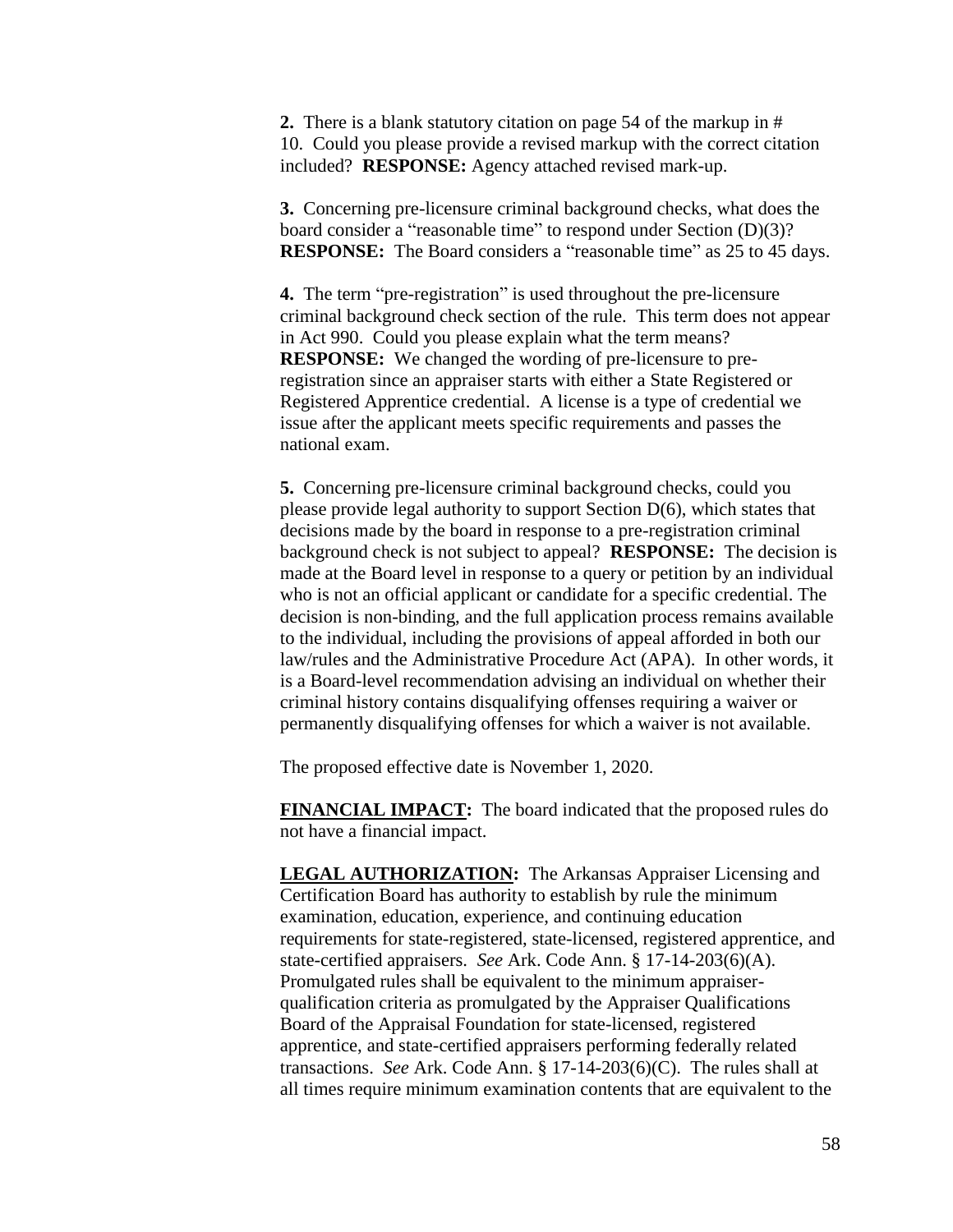**2.** There is a blank statutory citation on page 54 of the markup in # 10. Could you please provide a revised markup with the correct citation included? **RESPONSE:** Agency attached revised mark-up.

**3.** Concerning pre-licensure criminal background checks, what does the board consider a "reasonable time" to respond under Section (D)(3)? **RESPONSE:** The Board considers a "reasonable time" as 25 to 45 days.

**4.** The term "pre-registration" is used throughout the pre-licensure criminal background check section of the rule. This term does not appear in Act 990. Could you please explain what the term means? **RESPONSE:** We changed the wording of pre-licensure to pre-registration since an appraiser starts with either a State Registered or Registered Apprentice credential. A license is a type of credential we issue after the applicant meets specific requirements and passes the national exam.

**5.** Concerning pre-licensure criminal background checks, could you please provide legal authority to support Section D(6), which states that decisions made by the board in response to a pre-registration criminal background check is not subject to appeal? **RESPONSE:** The decision is made at the Board level in response to a query or petition by an individual who is not an official applicant or candidate for a specific credential. The decision is non-binding, and the full application process remains available to the individual, including the provisions of appeal afforded in both our law/rules and the Administrative Procedure Act (APA). In other words, it is a Board-level recommendation advising an individual on whether their criminal history contains disqualifying offenses requiring a waiver or permanently disqualifying offenses for which a waiver is not available.

The proposed effective date is November 1, 2020.

**FINANCIAL IMPACT:** The board indicated that the proposed rules do not have a financial impact.

**LEGAL AUTHORIZATION:** The Arkansas Appraiser Licensing and Certification Board has authority to establish by rule the minimum examination, education, experience, and continuing education requirements for state-registered, state-licensed, registered apprentice, and state-certified appraisers. *See* Ark. Code Ann. § 17-14-203(6)(A). Promulgated rules shall be equivalent to the minimum appraiser-qualification criteria as promulgated by the Appraiser Qualifications Board of the Appraisal Foundation for state-licensed, registered apprentice, and state-certified appraisers performing federally related transactions. *See* Ark. Code Ann. § 17-14-203(6)(C). The rules shall at all times require minimum examination contents that are equivalent to the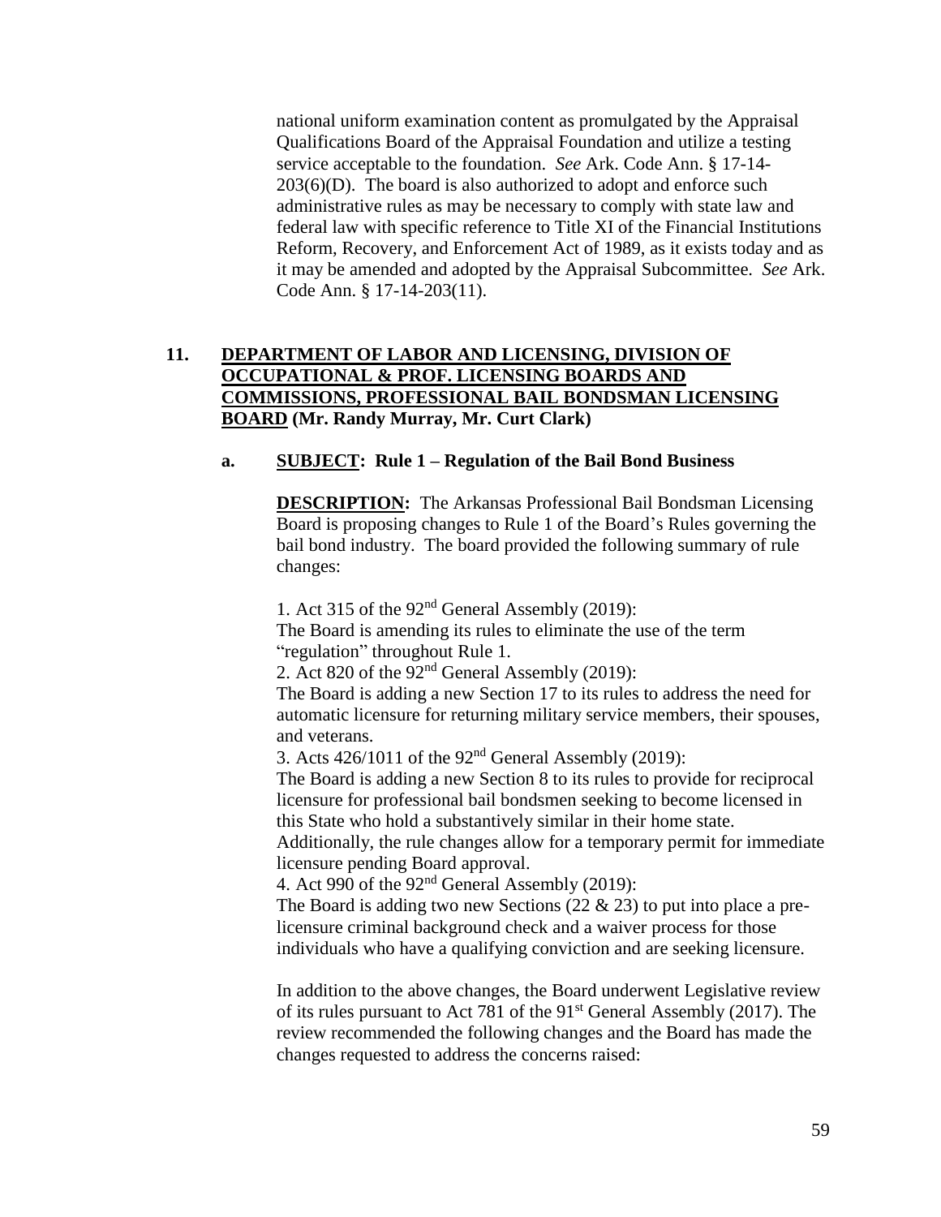national uniform examination content as promulgated by the Appraisal Qualifications Board of the Appraisal Foundation and utilize a testing service acceptable to the foundation. *See* Ark. Code Ann. § 17-14-203(6)(D). The board is also authorized to adopt and enforce such administrative rules as may be necessary to comply with state law and federal law with specific reference to Title XI of the Financial Institutions Reform, Recovery, and Enforcement Act of 1989, as it exists today and as it may be amended and adopted by the Appraisal Subcommittee. *See* Ark. Code Ann. § 17-14-203(11).

**11. DEPARTMENT OF LABOR AND LICENSING, DIVISION OF OCCUPATIONAL & PROF. LICENSING BOARDS AND COMMISSIONS, PROFESSIONAL BAIL BONDSMAN LICENSING BOARD (Mr. Randy Murray, Mr. Curt Clark)**

**a. SUBJECT: Rule 1 – Regulation of the Bail Bond Business**

**DESCRIPTION:** The Arkansas Professional Bail Bondsman Licensing Board is proposing changes to Rule 1 of the Board's Rules governing the bail bond industry. The board provided the following summary of rule changes:

1. Act 315 of the 92nd General Assembly (2019):
The Board is amending its rules to eliminate the use of the term "regulation" throughout Rule 1.
2. Act 820 of the 92nd General Assembly (2019):
The Board is adding a new Section 17 to its rules to address the need for automatic licensure for returning military service members, their spouses, and veterans.
3. Acts 426/1011 of the 92nd General Assembly (2019):
The Board is adding a new Section 8 to its rules to provide for reciprocal licensure for professional bail bondsmen seeking to become licensed in this State who hold a substantively similar in their home state.
Additionally, the rule changes allow for a temporary permit for immediate licensure pending Board approval.
4. Act 990 of the 92nd General Assembly (2019):
The Board is adding two new Sections (22 & 23) to put into place a pre-licensure criminal background check and a waiver process for those individuals who have a qualifying conviction and are seeking licensure.

In addition to the above changes, the Board underwent Legislative review of its rules pursuant to Act 781 of the 91st General Assembly (2017). The review recommended the following changes and the Board has made the changes requested to address the concerns raised: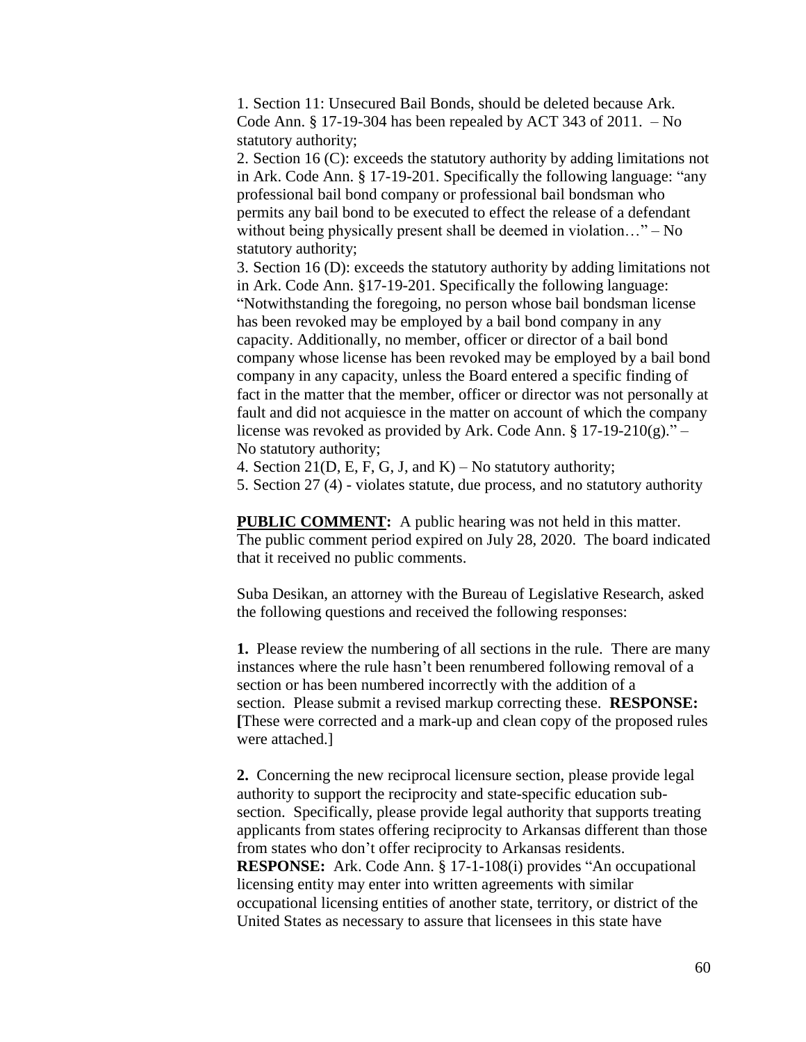1. Section 11: Unsecured Bail Bonds, should be deleted because Ark. Code Ann. § 17-19-304 has been repealed by ACT 343 of 2011. – No statutory authority;
2. Section 16 (C): exceeds the statutory authority by adding limitations not in Ark. Code Ann. § 17-19-201. Specifically the following language: "any professional bail bond company or professional bail bondsman who permits any bail bond to be executed to effect the release of a defendant without being physically present shall be deemed in violation…" – No statutory authority;
3. Section 16 (D): exceeds the statutory authority by adding limitations not in Ark. Code Ann. §17-19-201. Specifically the following language: "Notwithstanding the foregoing, no person whose bail bondsman license has been revoked may be employed by a bail bond company in any capacity. Additionally, no member, officer or director of a bail bond company whose license has been revoked may be employed by a bail bond company in any capacity, unless the Board entered a specific finding of fact in the matter that the member, officer or director was not personally at fault and did not acquiesce in the matter on account of which the company license was revoked as provided by Ark. Code Ann. § 17-19-210(g)." – No statutory authority;
4. Section 21(D, E, F, G, J, and K) – No statutory authority;
5. Section 27 (4) - violates statute, due process, and no statutory authority

**PUBLIC COMMENT:** A public hearing was not held in this matter. The public comment period expired on July 28, 2020. The board indicated that it received no public comments.

Suba Desikan, an attorney with the Bureau of Legislative Research, asked the following questions and received the following responses:

**1.** Please review the numbering of all sections in the rule. There are many instances where the rule hasn't been renumbered following removal of a section or has been numbered incorrectly with the addition of a section. Please submit a revised markup correcting these. **RESPONSE:** **[**These were corrected and a mark-up and clean copy of the proposed rules were attached.]

**2.** Concerning the new reciprocal licensure section, please provide legal authority to support the reciprocity and state-specific education sub-section. Specifically, please provide legal authority that supports treating applicants from states offering reciprocity to Arkansas different than those from states who don't offer reciprocity to Arkansas residents. **RESPONSE:** Ark. Code Ann. § 17-1-108(i) provides "An occupational licensing entity may enter into written agreements with similar occupational licensing entities of another state, territory, or district of the United States as necessary to assure that licensees in this state have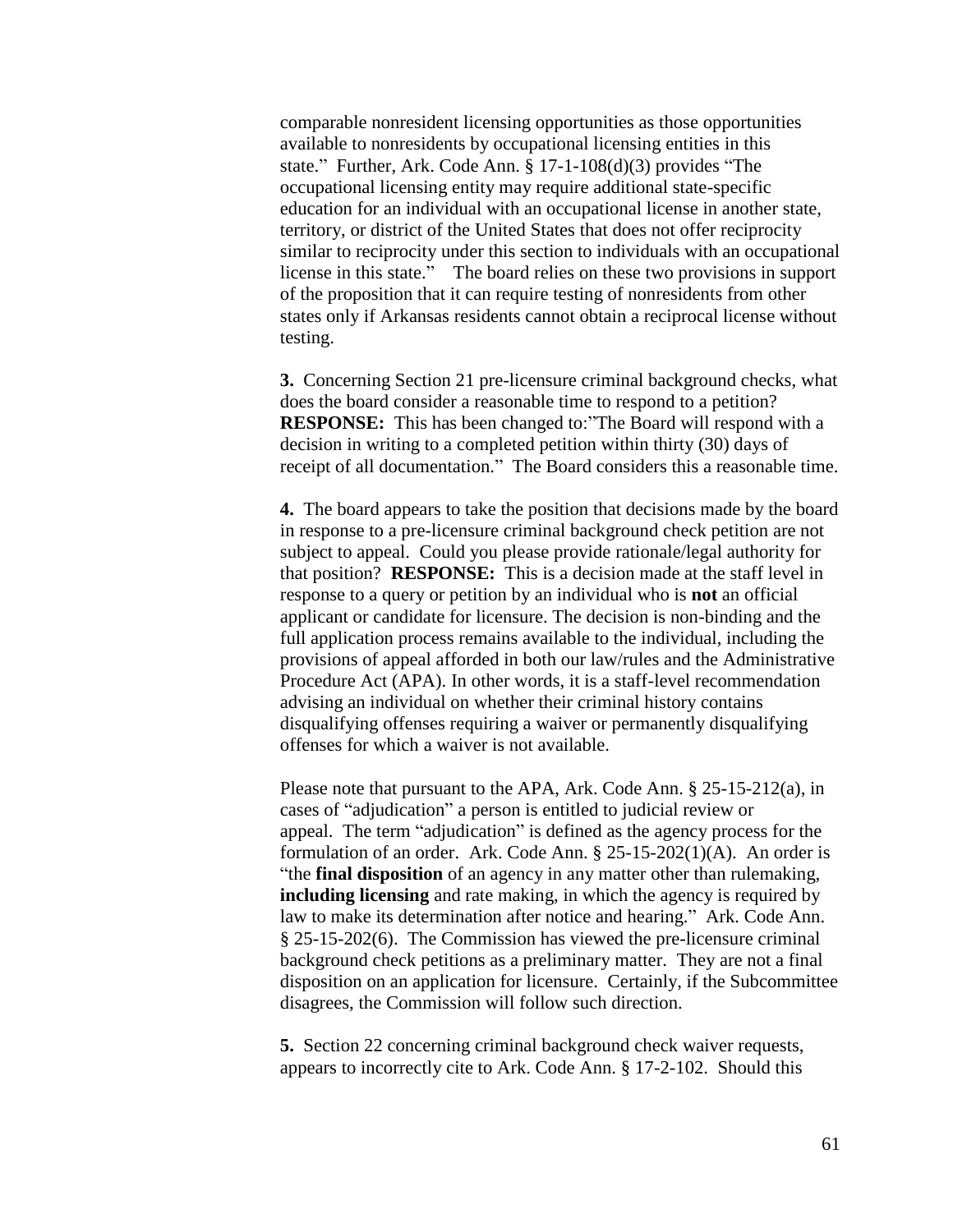comparable nonresident licensing opportunities as those opportunities available to nonresidents by occupational licensing entities in this state." Further, Ark. Code Ann. § 17-1-108(d)(3) provides "The occupational licensing entity may require additional state-specific education for an individual with an occupational license in another state, territory, or district of the United States that does not offer reciprocity similar to reciprocity under this section to individuals with an occupational license in this state." The board relies on these two provisions in support of the proposition that it can require testing of nonresidents from other states only if Arkansas residents cannot obtain a reciprocal license without testing.

**3.** Concerning Section 21 pre-licensure criminal background checks, what does the board consider a reasonable time to respond to a petition? **RESPONSE:** This has been changed to:"The Board will respond with a decision in writing to a completed petition within thirty (30) days of receipt of all documentation." The Board considers this a reasonable time.

**4.** The board appears to take the position that decisions made by the board in response to a pre-licensure criminal background check petition are not subject to appeal. Could you please provide rationale/legal authority for that position? **RESPONSE:** This is a decision made at the staff level in response to a query or petition by an individual who is **not** an official applicant or candidate for licensure. The decision is non-binding and the full application process remains available to the individual, including the provisions of appeal afforded in both our law/rules and the Administrative Procedure Act (APA). In other words, it is a staff-level recommendation advising an individual on whether their criminal history contains disqualifying offenses requiring a waiver or permanently disqualifying offenses for which a waiver is not available.

Please note that pursuant to the APA, Ark. Code Ann. § 25-15-212(a), in cases of "adjudication" a person is entitled to judicial review or appeal. The term "adjudication" is defined as the agency process for the formulation of an order. Ark. Code Ann. § 25-15-202(1)(A). An order is "the **final disposition** of an agency in any matter other than rulemaking, **including licensing** and rate making, in which the agency is required by law to make its determination after notice and hearing." Ark. Code Ann. § 25-15-202(6). The Commission has viewed the pre-licensure criminal background check petitions as a preliminary matter. They are not a final disposition on an application for licensure. Certainly, if the Subcommittee disagrees, the Commission will follow such direction.

**5.** Section 22 concerning criminal background check waiver requests, appears to incorrectly cite to Ark. Code Ann. § 17-2-102. Should this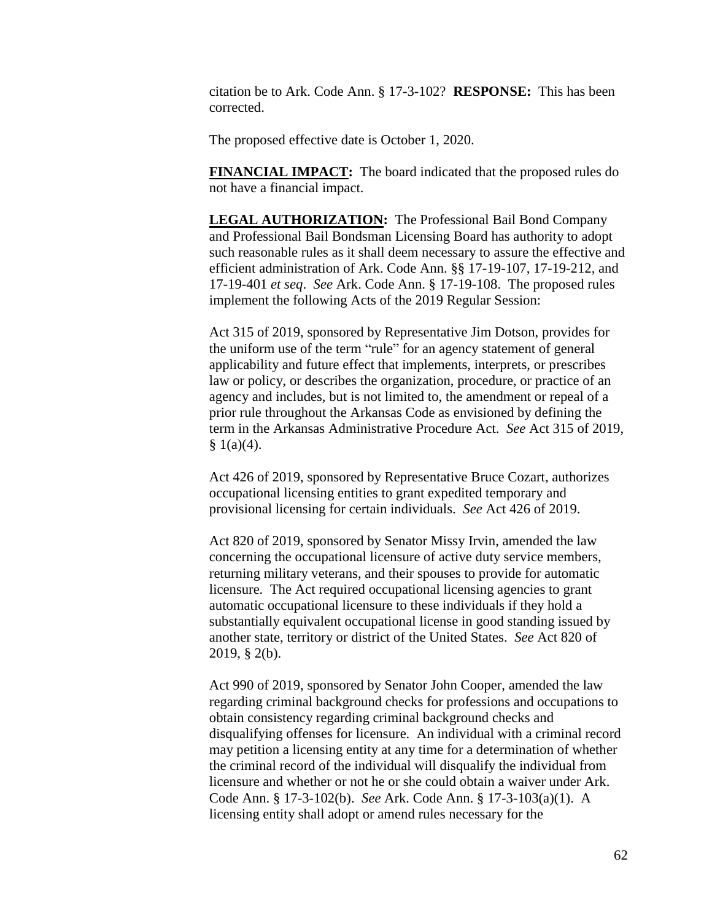citation be to Ark. Code Ann. § 17-3-102? **RESPONSE:** This has been corrected.

The proposed effective date is October 1, 2020.

**FINANCIAL IMPACT:** The board indicated that the proposed rules do not have a financial impact.

**LEGAL AUTHORIZATION:** The Professional Bail Bond Company and Professional Bail Bondsman Licensing Board has authority to adopt such reasonable rules as it shall deem necessary to assure the effective and efficient administration of Ark. Code Ann. §§ 17-19-107, 17-19-212, and 17-19-401 *et seq*. *See* Ark. Code Ann. § 17-19-108. The proposed rules implement the following Acts of the 2019 Regular Session:

Act 315 of 2019, sponsored by Representative Jim Dotson, provides for the uniform use of the term "rule" for an agency statement of general applicability and future effect that implements, interprets, or prescribes law or policy, or describes the organization, procedure, or practice of an agency and includes, but is not limited to, the amendment or repeal of a prior rule throughout the Arkansas Code as envisioned by defining the term in the Arkansas Administrative Procedure Act. *See* Act 315 of 2019, § 1(a)(4).

Act 426 of 2019, sponsored by Representative Bruce Cozart, authorizes occupational licensing entities to grant expedited temporary and provisional licensing for certain individuals. *See* Act 426 of 2019.

Act 820 of 2019, sponsored by Senator Missy Irvin, amended the law concerning the occupational licensure of active duty service members, returning military veterans, and their spouses to provide for automatic licensure. The Act required occupational licensing agencies to grant automatic occupational licensure to these individuals if they hold a substantially equivalent occupational license in good standing issued by another state, territory or district of the United States. *See* Act 820 of 2019, § 2(b).

Act 990 of 2019, sponsored by Senator John Cooper, amended the law regarding criminal background checks for professions and occupations to obtain consistency regarding criminal background checks and disqualifying offenses for licensure. An individual with a criminal record may petition a licensing entity at any time for a determination of whether the criminal record of the individual will disqualify the individual from licensure and whether or not he or she could obtain a waiver under Ark. Code Ann. § 17-3-102(b). *See* Ark. Code Ann. § 17-3-103(a)(1). A licensing entity shall adopt or amend rules necessary for the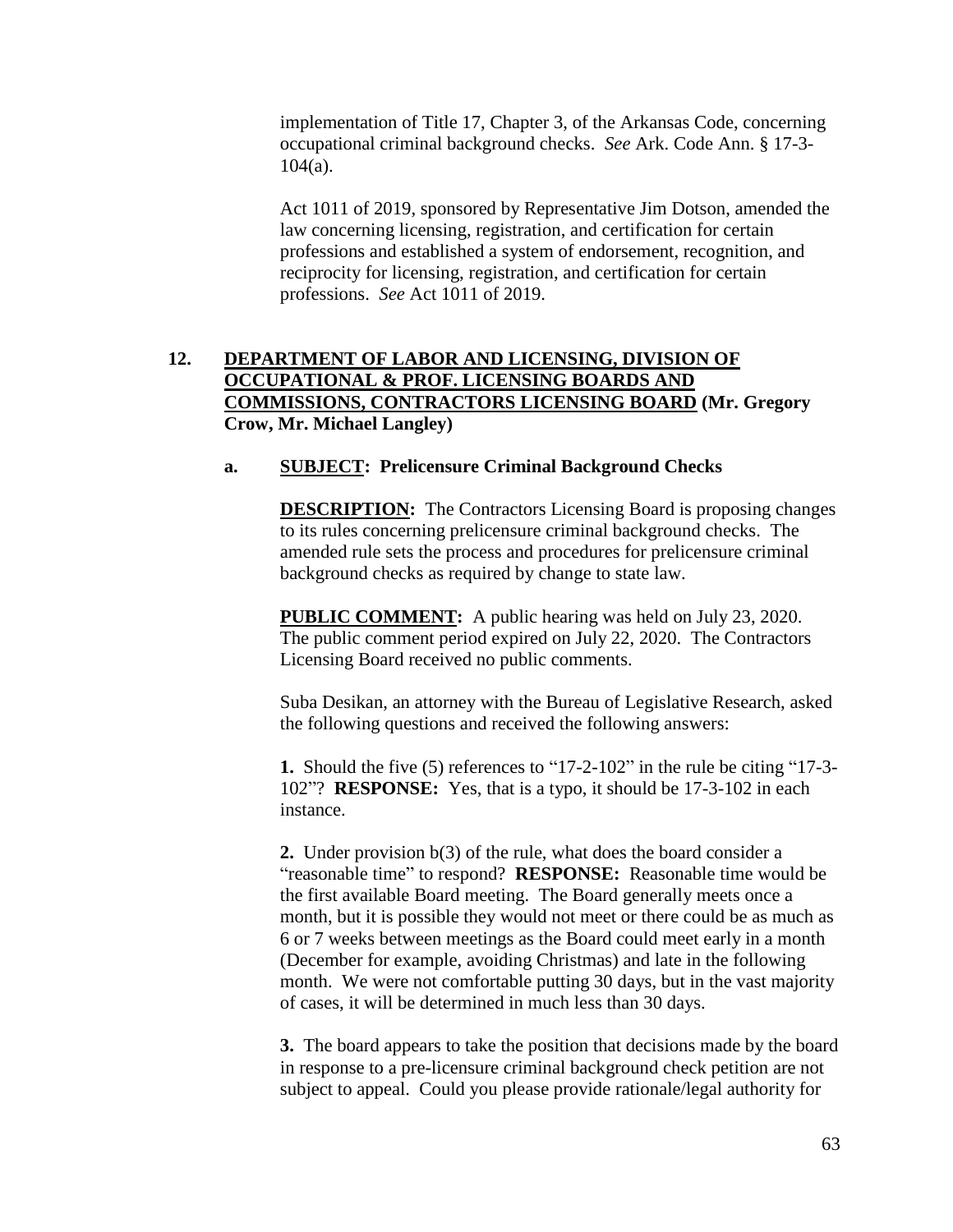implementation of Title 17, Chapter 3, of the Arkansas Code, concerning occupational criminal background checks. *See* Ark. Code Ann. § 17-3-104(a).

Act 1011 of 2019, sponsored by Representative Jim Dotson, amended the law concerning licensing, registration, and certification for certain professions and established a system of endorsement, recognition, and reciprocity for licensing, registration, and certification for certain professions. *See* Act 1011 of 2019.

**12. <u>DEPARTMENT OF LABOR AND LICENSING, DIVISION OF OCCUPATIONAL & PROF. LICENSING BOARDS AND COMMISSIONS, CONTRACTORS LICENSING BOARD</u> (Mr. Gregory Crow, Mr. Michael Langley)**

**a. <u>SUBJECT</u>: Prelicensure Criminal Background Checks**

**<u>DESCRIPTION</u>:** The Contractors Licensing Board is proposing changes to its rules concerning prelicensure criminal background checks. The amended rule sets the process and procedures for prelicensure criminal background checks as required by change to state law.

**<u>PUBLIC COMMENT</u>:** A public hearing was held on July 23, 2020. The public comment period expired on July 22, 2020. The Contractors Licensing Board received no public comments.

Suba Desikan, an attorney with the Bureau of Legislative Research, asked the following questions and received the following answers:

**1.** Should the five (5) references to "17-2-102" in the rule be citing "17-3-102"? **RESPONSE:** Yes, that is a typo, it should be 17-3-102 in each instance.

**2.** Under provision b(3) of the rule, what does the board consider a "reasonable time" to respond? **RESPONSE:** Reasonable time would be the first available Board meeting. The Board generally meets once a month, but it is possible they would not meet or there could be as much as 6 or 7 weeks between meetings as the Board could meet early in a month (December for example, avoiding Christmas) and late in the following month. We were not comfortable putting 30 days, but in the vast majority of cases, it will be determined in much less than 30 days.

**3.** The board appears to take the position that decisions made by the board in response to a pre-licensure criminal background check petition are not subject to appeal. Could you please provide rationale/legal authority for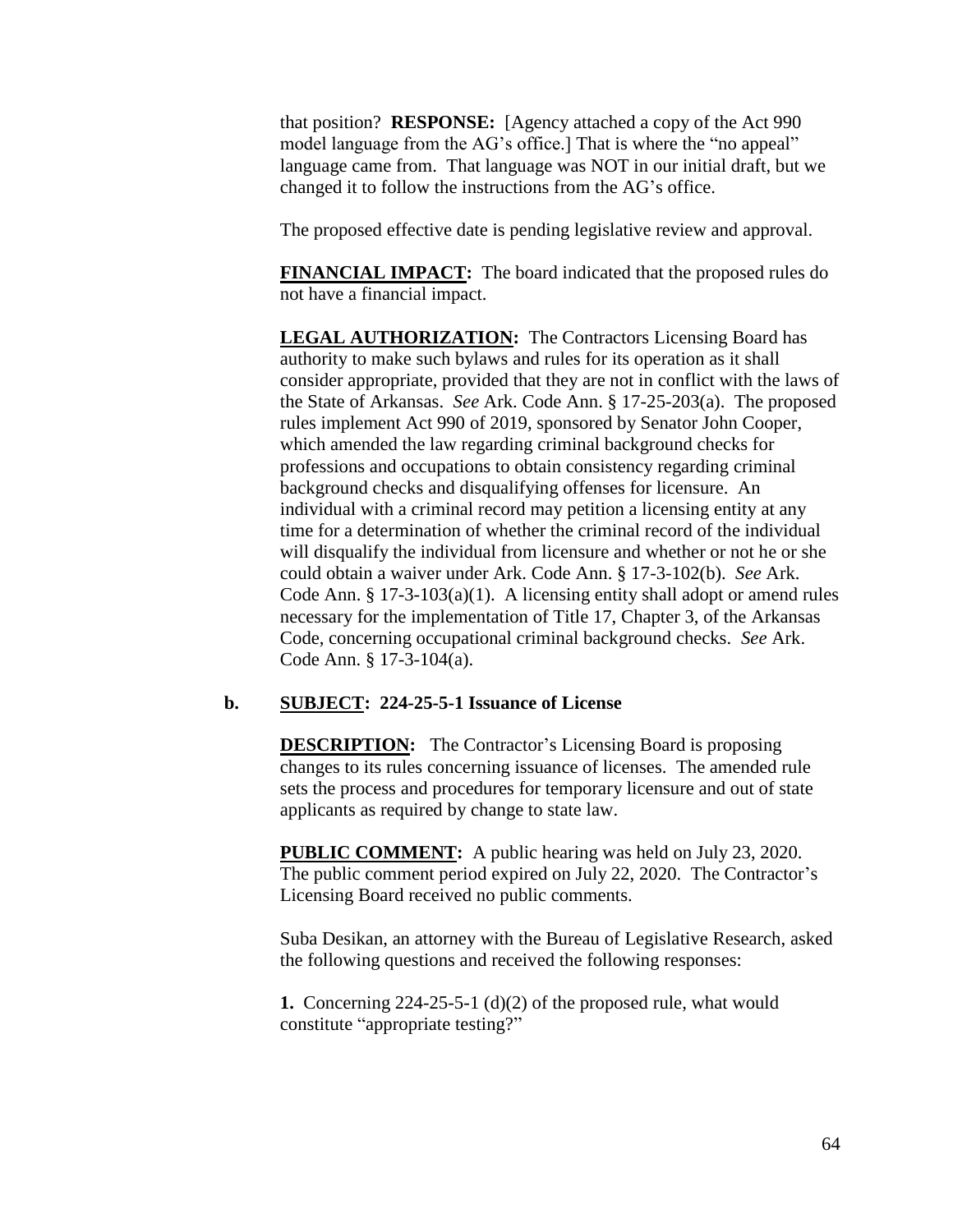that position? **RESPONSE:** [Agency attached a copy of the Act 990 model language from the AG's office.] That is where the "no appeal" language came from. That language was NOT in our initial draft, but we changed it to follow the instructions from the AG's office.

The proposed effective date is pending legislative review and approval.

**FINANCIAL IMPACT:** The board indicated that the proposed rules do not have a financial impact.

**LEGAL AUTHORIZATION:** The Contractors Licensing Board has authority to make such bylaws and rules for its operation as it shall consider appropriate, provided that they are not in conflict with the laws of the State of Arkansas. *See* Ark. Code Ann. § 17-25-203(a). The proposed rules implement Act 990 of 2019, sponsored by Senator John Cooper, which amended the law regarding criminal background checks for professions and occupations to obtain consistency regarding criminal background checks and disqualifying offenses for licensure. An individual with a criminal record may petition a licensing entity at any time for a determination of whether the criminal record of the individual will disqualify the individual from licensure and whether or not he or she could obtain a waiver under Ark. Code Ann. § 17-3-102(b). *See* Ark. Code Ann. § 17-3-103(a)(1). A licensing entity shall adopt or amend rules necessary for the implementation of Title 17, Chapter 3, of the Arkansas Code, concerning occupational criminal background checks. *See* Ark. Code Ann. § 17-3-104(a).

**b. SUBJECT: 224-25-5-1 Issuance of License**

**DESCRIPTION:** The Contractor's Licensing Board is proposing changes to its rules concerning issuance of licenses. The amended rule sets the process and procedures for temporary licensure and out of state applicants as required by change to state law.

**PUBLIC COMMENT:** A public hearing was held on July 23, 2020. The public comment period expired on July 22, 2020. The Contractor's Licensing Board received no public comments.

Suba Desikan, an attorney with the Bureau of Legislative Research, asked the following questions and received the following responses:

**1.** Concerning 224-25-5-1 (d)(2) of the proposed rule, what would constitute "appropriate testing?"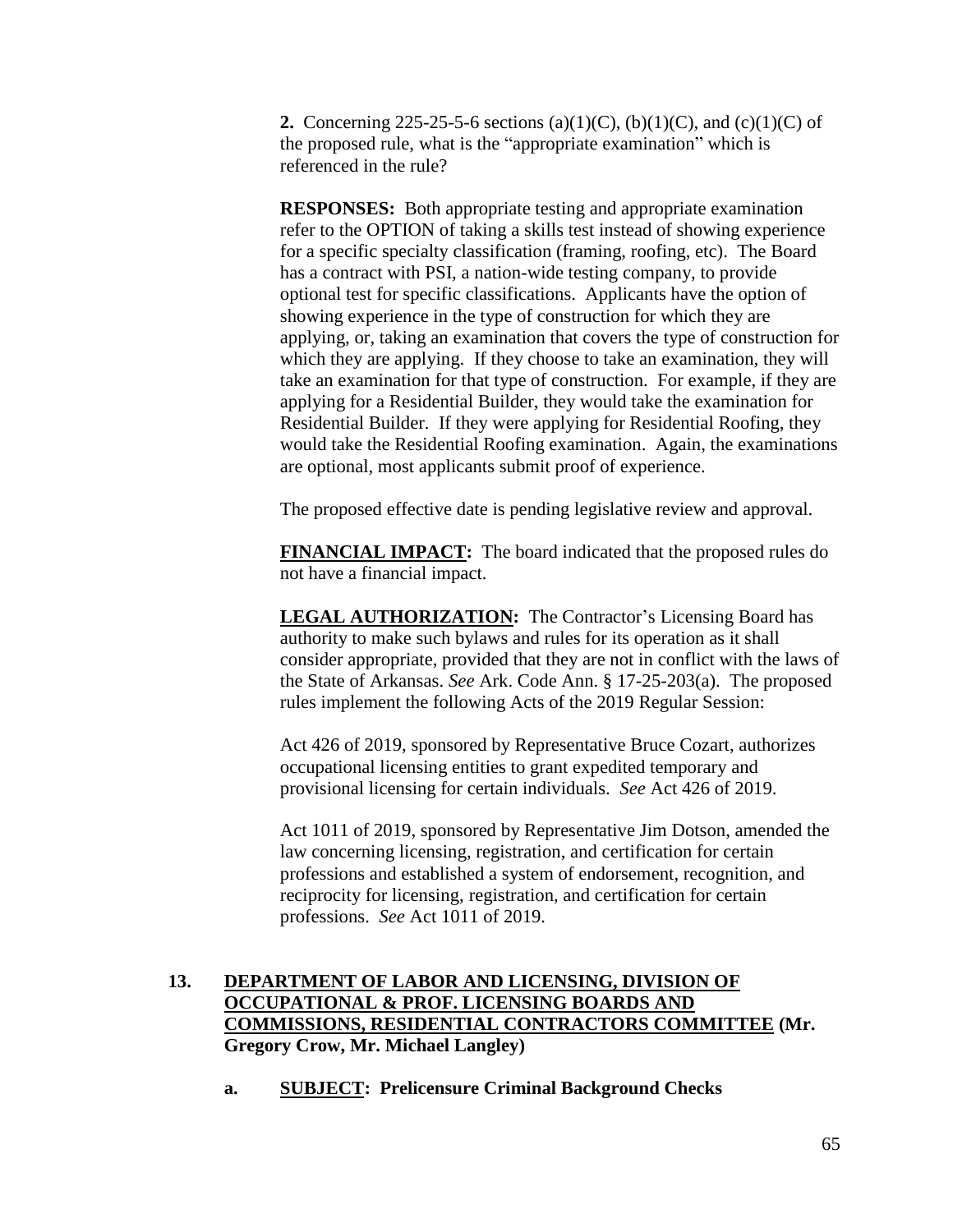**2.** Concerning 225-25-5-6 sections (a)(1)(C), (b)(1)(C), and (c)(1)(C) of the proposed rule, what is the "appropriate examination" which is referenced in the rule?

**RESPONSES:** Both appropriate testing and appropriate examination refer to the OPTION of taking a skills test instead of showing experience for a specific specialty classification (framing, roofing, etc). The Board has a contract with PSI, a nation-wide testing company, to provide optional test for specific classifications. Applicants have the option of showing experience in the type of construction for which they are applying, or, taking an examination that covers the type of construction for which they are applying. If they choose to take an examination, they will take an examination for that type of construction. For example, if they are applying for a Residential Builder, they would take the examination for Residential Builder. If they were applying for Residential Roofing, they would take the Residential Roofing examination. Again, the examinations are optional, most applicants submit proof of experience.

The proposed effective date is pending legislative review and approval.

**FINANCIAL IMPACT:** The board indicated that the proposed rules do not have a financial impact.

**LEGAL AUTHORIZATION:** The Contractor's Licensing Board has authority to make such bylaws and rules for its operation as it shall consider appropriate, provided that they are not in conflict with the laws of the State of Arkansas. *See* Ark. Code Ann. § 17-25-203(a). The proposed rules implement the following Acts of the 2019 Regular Session:

Act 426 of 2019, sponsored by Representative Bruce Cozart, authorizes occupational licensing entities to grant expedited temporary and provisional licensing for certain individuals. *See* Act 426 of 2019.

Act 1011 of 2019, sponsored by Representative Jim Dotson, amended the law concerning licensing, registration, and certification for certain professions and established a system of endorsement, recognition, and reciprocity for licensing, registration, and certification for certain professions. *See* Act 1011 of 2019.

**13. DEPARTMENT OF LABOR AND LICENSING, DIVISION OF OCCUPATIONAL & PROF. LICENSING BOARDS AND COMMISSIONS, RESIDENTIAL CONTRACTORS COMMITTEE (Mr. Gregory Crow, Mr. Michael Langley)**

**a. SUBJECT: Prelicensure Criminal Background Checks**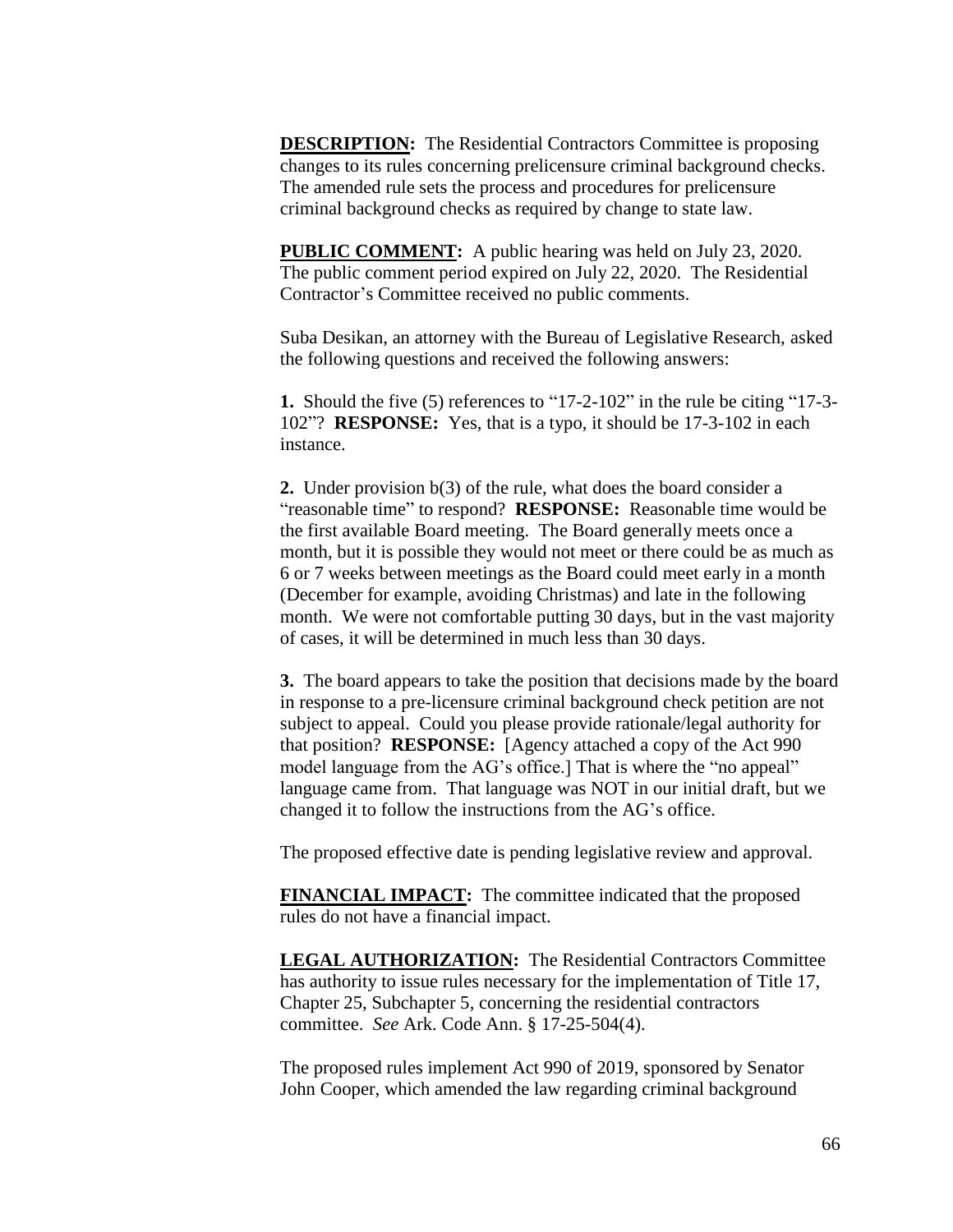**DESCRIPTION:** The Residential Contractors Committee is proposing changes to its rules concerning prelicensure criminal background checks. The amended rule sets the process and procedures for prelicensure criminal background checks as required by change to state law.

**PUBLIC COMMENT:** A public hearing was held on July 23, 2020. The public comment period expired on July 22, 2020. The Residential Contractor's Committee received no public comments.

Suba Desikan, an attorney with the Bureau of Legislative Research, asked the following questions and received the following answers:

**1.** Should the five (5) references to "17-2-102" in the rule be citing "17-3-102"? **RESPONSE:** Yes, that is a typo, it should be 17-3-102 in each instance.

**2.** Under provision b(3) of the rule, what does the board consider a "reasonable time" to respond? **RESPONSE:** Reasonable time would be the first available Board meeting. The Board generally meets once a month, but it is possible they would not meet or there could be as much as 6 or 7 weeks between meetings as the Board could meet early in a month (December for example, avoiding Christmas) and late in the following month. We were not comfortable putting 30 days, but in the vast majority of cases, it will be determined in much less than 30 days.

**3.** The board appears to take the position that decisions made by the board in response to a pre-licensure criminal background check petition are not subject to appeal. Could you please provide rationale/legal authority for that position? **RESPONSE:** [Agency attached a copy of the Act 990 model language from the AG's office.] That is where the "no appeal" language came from. That language was NOT in our initial draft, but we changed it to follow the instructions from the AG's office.

The proposed effective date is pending legislative review and approval.

**FINANCIAL IMPACT:** The committee indicated that the proposed rules do not have a financial impact.

**LEGAL AUTHORIZATION:** The Residential Contractors Committee has authority to issue rules necessary for the implementation of Title 17, Chapter 25, Subchapter 5, concerning the residential contractors committee. *See* Ark. Code Ann. § 17-25-504(4).

The proposed rules implement Act 990 of 2019, sponsored by Senator John Cooper, which amended the law regarding criminal background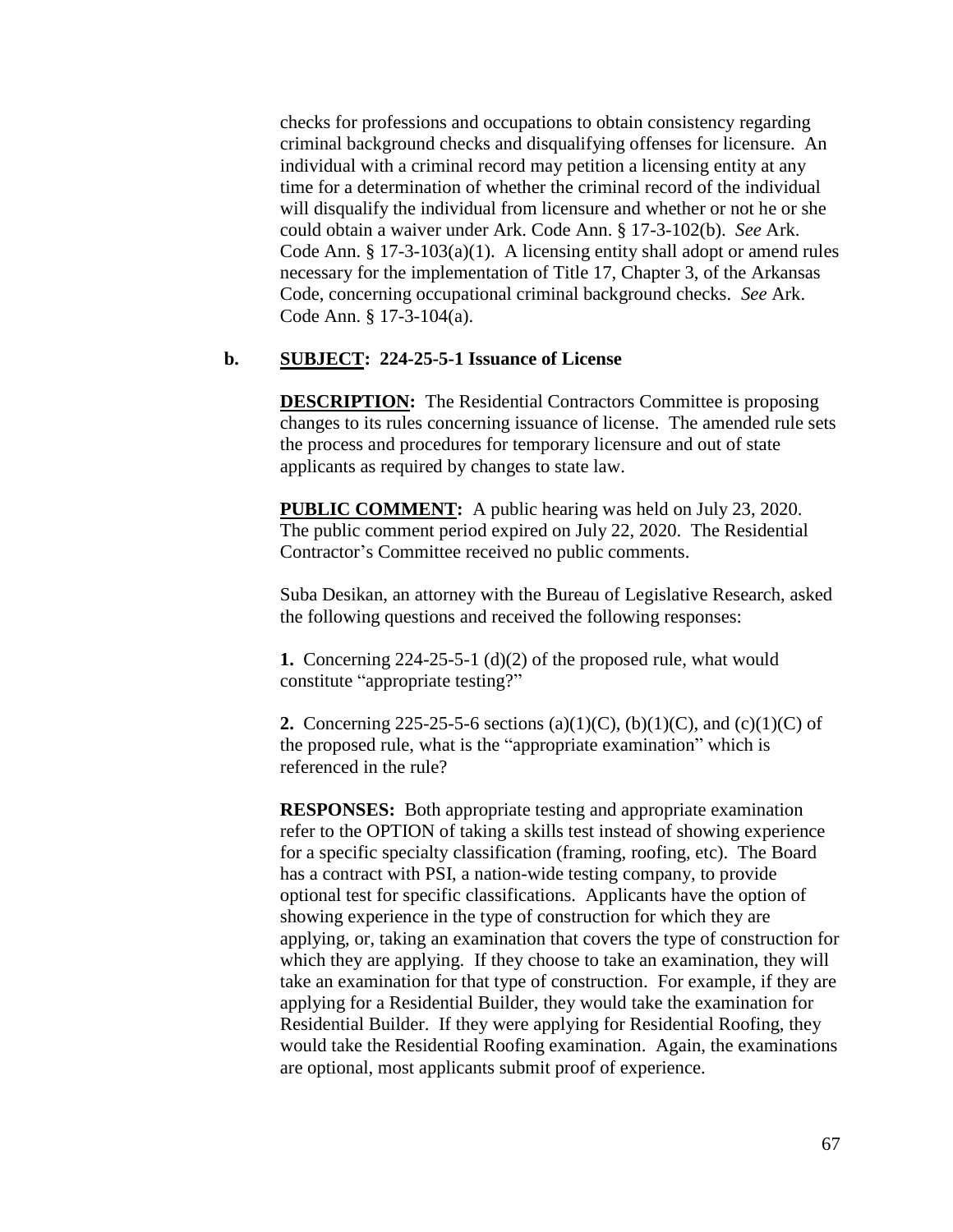checks for professions and occupations to obtain consistency regarding criminal background checks and disqualifying offenses for licensure. An individual with a criminal record may petition a licensing entity at any time for a determination of whether the criminal record of the individual will disqualify the individual from licensure and whether or not he or she could obtain a waiver under Ark. Code Ann. § 17-3-102(b). *See* Ark. Code Ann. § 17-3-103(a)(1). A licensing entity shall adopt or amend rules necessary for the implementation of Title 17, Chapter 3, of the Arkansas Code, concerning occupational criminal background checks. *See* Ark. Code Ann. § 17-3-104(a).

**b. SUBJECT: 224-25-5-1 Issuance of License**

**DESCRIPTION:** The Residential Contractors Committee is proposing changes to its rules concerning issuance of license. The amended rule sets the process and procedures for temporary licensure and out of state applicants as required by changes to state law.

**PUBLIC COMMENT:** A public hearing was held on July 23, 2020. The public comment period expired on July 22, 2020. The Residential Contractor's Committee received no public comments.

Suba Desikan, an attorney with the Bureau of Legislative Research, asked the following questions and received the following responses:

**1.** Concerning 224-25-5-1 (d)(2) of the proposed rule, what would constitute "appropriate testing?"

**2.** Concerning 225-25-5-6 sections (a)(1)(C), (b)(1)(C), and (c)(1)(C) of the proposed rule, what is the "appropriate examination" which is referenced in the rule?

**RESPONSES:** Both appropriate testing and appropriate examination refer to the OPTION of taking a skills test instead of showing experience for a specific specialty classification (framing, roofing, etc). The Board has a contract with PSI, a nation-wide testing company, to provide optional test for specific classifications. Applicants have the option of showing experience in the type of construction for which they are applying, or, taking an examination that covers the type of construction for which they are applying. If they choose to take an examination, they will take an examination for that type of construction. For example, if they are applying for a Residential Builder, they would take the examination for Residential Builder. If they were applying for Residential Roofing, they would take the Residential Roofing examination. Again, the examinations are optional, most applicants submit proof of experience.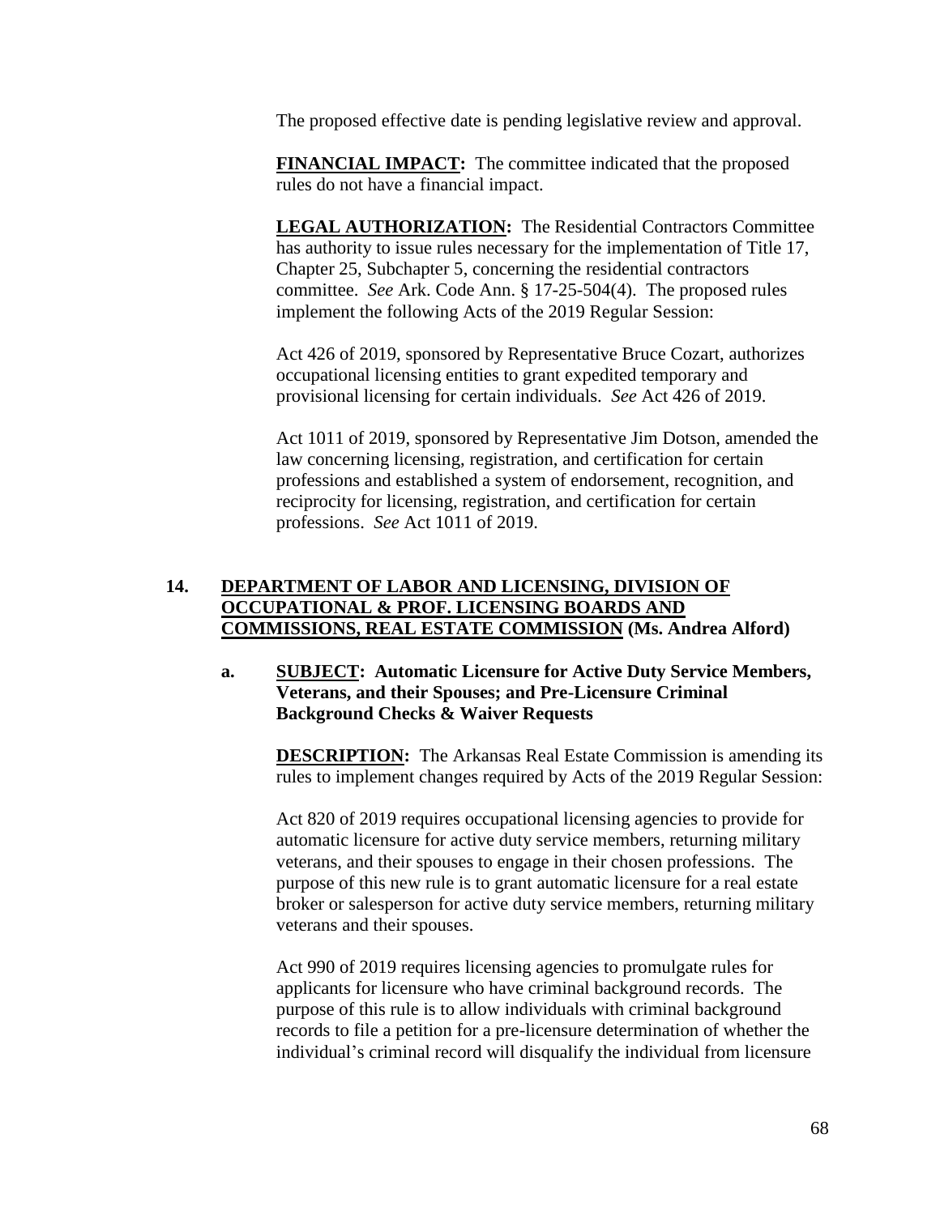The proposed effective date is pending legislative review and approval.

**FINANCIAL IMPACT:** The committee indicated that the proposed rules do not have a financial impact.

**LEGAL AUTHORIZATION:** The Residential Contractors Committee has authority to issue rules necessary for the implementation of Title 17, Chapter 25, Subchapter 5, concerning the residential contractors committee. *See* Ark. Code Ann. § 17-25-504(4). The proposed rules implement the following Acts of the 2019 Regular Session:

Act 426 of 2019, sponsored by Representative Bruce Cozart, authorizes occupational licensing entities to grant expedited temporary and provisional licensing for certain individuals. *See* Act 426 of 2019.

Act 1011 of 2019, sponsored by Representative Jim Dotson, amended the law concerning licensing, registration, and certification for certain professions and established a system of endorsement, recognition, and reciprocity for licensing, registration, and certification for certain professions. *See* Act 1011 of 2019.

**14. DEPARTMENT OF LABOR AND LICENSING, DIVISION OF OCCUPATIONAL & PROF. LICENSING BOARDS AND COMMISSIONS, REAL ESTATE COMMISSION (Ms. Andrea Alford)**

**a. SUBJECT: Automatic Licensure for Active Duty Service Members, Veterans, and their Spouses; and Pre-Licensure Criminal Background Checks & Waiver Requests**

**DESCRIPTION:** The Arkansas Real Estate Commission is amending its rules to implement changes required by Acts of the 2019 Regular Session:

Act 820 of 2019 requires occupational licensing agencies to provide for automatic licensure for active duty service members, returning military veterans, and their spouses to engage in their chosen professions. The purpose of this new rule is to grant automatic licensure for a real estate broker or salesperson for active duty service members, returning military veterans and their spouses.

Act 990 of 2019 requires licensing agencies to promulgate rules for applicants for licensure who have criminal background records. The purpose of this rule is to allow individuals with criminal background records to file a petition for a pre-licensure determination of whether the individual's criminal record will disqualify the individual from licensure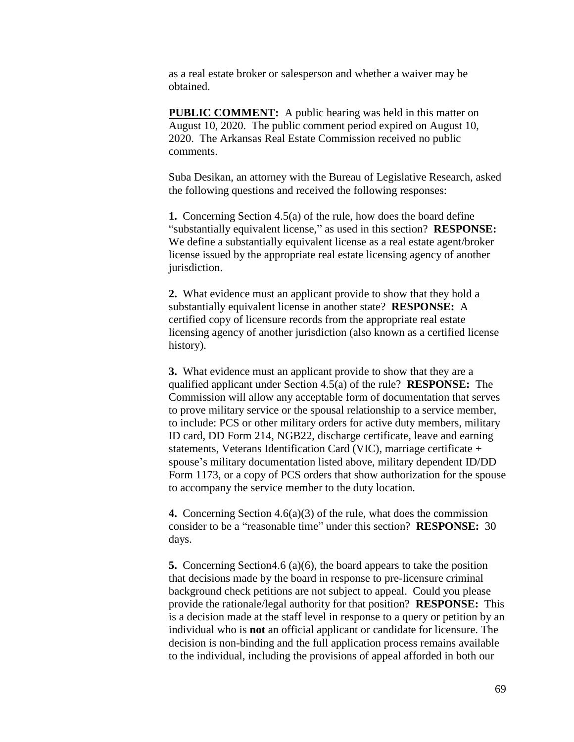as a real estate broker or salesperson and whether a waiver may be obtained.

**PUBLIC COMMENT:** A public hearing was held in this matter on August 10, 2020. The public comment period expired on August 10, 2020. The Arkansas Real Estate Commission received no public comments.

Suba Desikan, an attorney with the Bureau of Legislative Research, asked the following questions and received the following responses:

**1.** Concerning Section 4.5(a) of the rule, how does the board define "substantially equivalent license," as used in this section? **RESPONSE:** We define a substantially equivalent license as a real estate agent/broker license issued by the appropriate real estate licensing agency of another jurisdiction.

**2.** What evidence must an applicant provide to show that they hold a substantially equivalent license in another state? **RESPONSE:** A certified copy of licensure records from the appropriate real estate licensing agency of another jurisdiction (also known as a certified license history).

**3.** What evidence must an applicant provide to show that they are a qualified applicant under Section 4.5(a) of the rule? **RESPONSE:** The Commission will allow any acceptable form of documentation that serves to prove military service or the spousal relationship to a service member, to include: PCS or other military orders for active duty members, military ID card, DD Form 214, NGB22, discharge certificate, leave and earning statements, Veterans Identification Card (VIC), marriage certificate + spouse's military documentation listed above, military dependent ID/DD Form 1173, or a copy of PCS orders that show authorization for the spouse to accompany the service member to the duty location.

**4.** Concerning Section 4.6(a)(3) of the rule, what does the commission consider to be a "reasonable time" under this section? **RESPONSE:** 30 days.

**5.** Concerning Section4.6 (a)(6), the board appears to take the position that decisions made by the board in response to pre-licensure criminal background check petitions are not subject to appeal. Could you please provide the rationale/legal authority for that position? **RESPONSE:** This is a decision made at the staff level in response to a query or petition by an individual who is **not** an official applicant or candidate for licensure. The decision is non-binding and the full application process remains available to the individual, including the provisions of appeal afforded in both our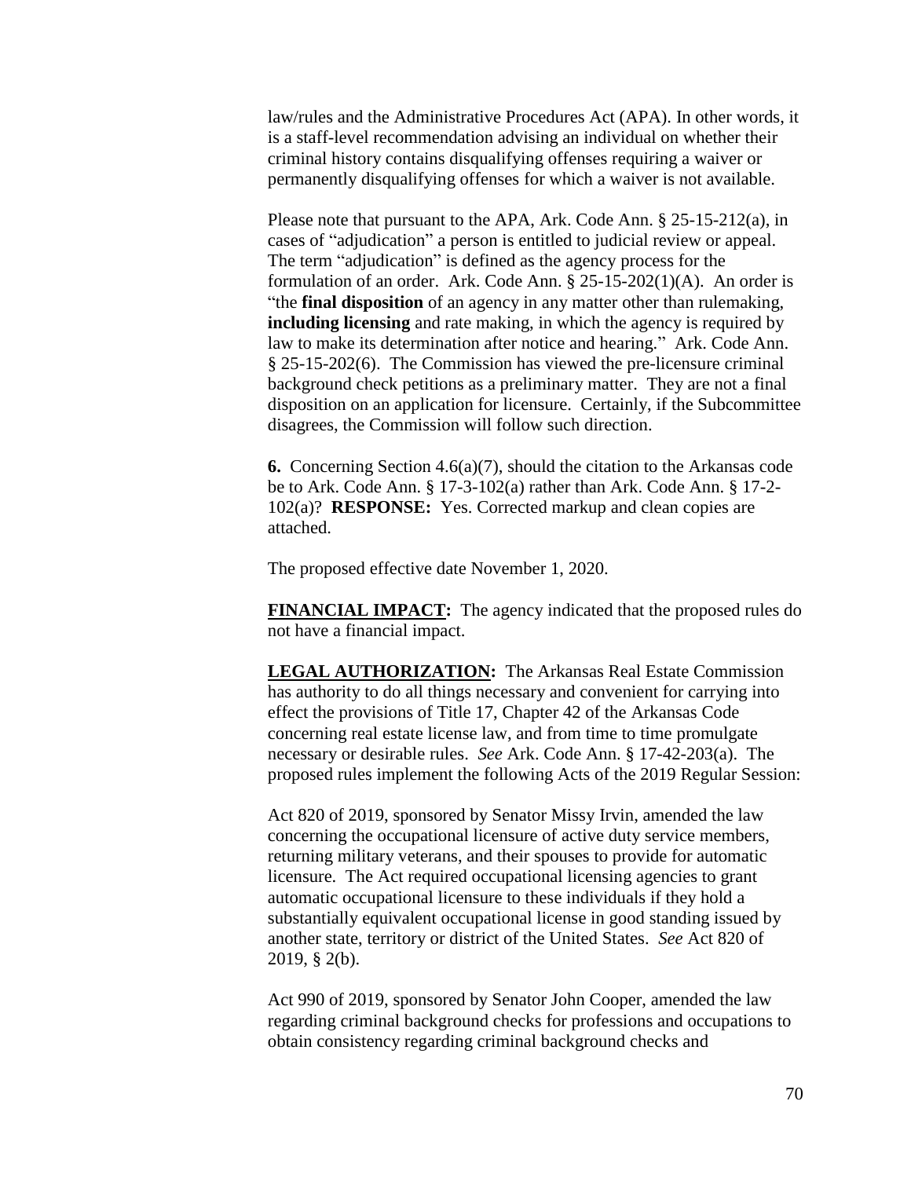law/rules and the Administrative Procedures Act (APA). In other words, it is a staff-level recommendation advising an individual on whether their criminal history contains disqualifying offenses requiring a waiver or permanently disqualifying offenses for which a waiver is not available.

Please note that pursuant to the APA, Ark. Code Ann. § 25-15-212(a), in cases of "adjudication" a person is entitled to judicial review or appeal. The term "adjudication" is defined as the agency process for the formulation of an order. Ark. Code Ann. § 25-15-202(1)(A). An order is "the **final disposition** of an agency in any matter other than rulemaking, **including licensing** and rate making, in which the agency is required by law to make its determination after notice and hearing." Ark. Code Ann. § 25-15-202(6). The Commission has viewed the pre-licensure criminal background check petitions as a preliminary matter. They are not a final disposition on an application for licensure. Certainly, if the Subcommittee disagrees, the Commission will follow such direction.

**6.** Concerning Section 4.6(a)(7), should the citation to the Arkansas code be to Ark. Code Ann. § 17-3-102(a) rather than Ark. Code Ann. § 17-2-102(a)? **RESPONSE:** Yes. Corrected markup and clean copies are attached.

The proposed effective date November 1, 2020.

**FINANCIAL IMPACT:** The agency indicated that the proposed rules do not have a financial impact.

**LEGAL AUTHORIZATION:** The Arkansas Real Estate Commission has authority to do all things necessary and convenient for carrying into effect the provisions of Title 17, Chapter 42 of the Arkansas Code concerning real estate license law, and from time to time promulgate necessary or desirable rules. *See* Ark. Code Ann. § 17-42-203(a). The proposed rules implement the following Acts of the 2019 Regular Session:

Act 820 of 2019, sponsored by Senator Missy Irvin, amended the law concerning the occupational licensure of active duty service members, returning military veterans, and their spouses to provide for automatic licensure. The Act required occupational licensing agencies to grant automatic occupational licensure to these individuals if they hold a substantially equivalent occupational license in good standing issued by another state, territory or district of the United States. *See* Act 820 of 2019, § 2(b).

Act 990 of 2019, sponsored by Senator John Cooper, amended the law regarding criminal background checks for professions and occupations to obtain consistency regarding criminal background checks and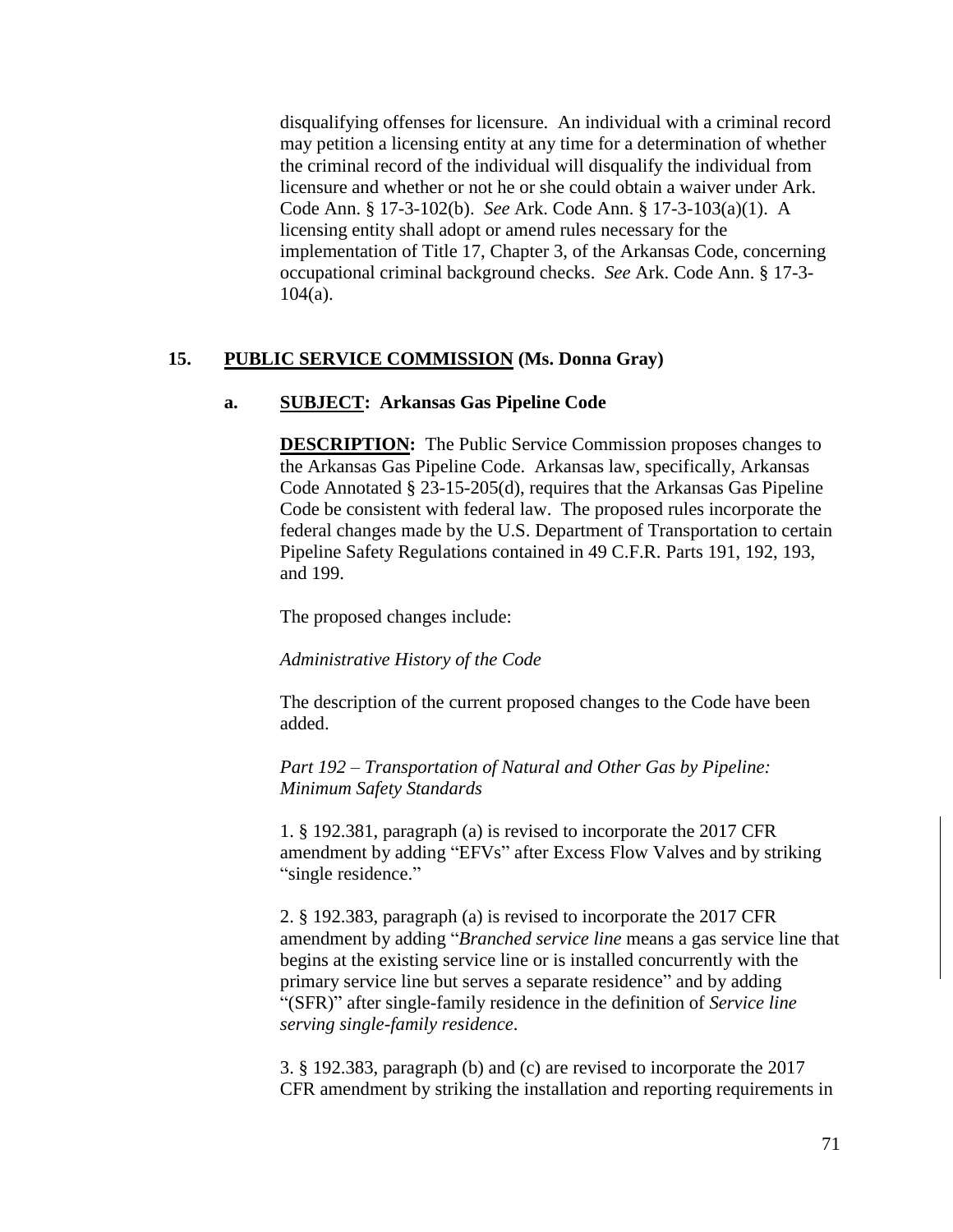disqualifying offenses for licensure. An individual with a criminal record may petition a licensing entity at any time for a determination of whether the criminal record of the individual will disqualify the individual from licensure and whether or not he or she could obtain a waiver under Ark. Code Ann. § 17-3-102(b). *See* Ark. Code Ann. § 17-3-103(a)(1). A licensing entity shall adopt or amend rules necessary for the implementation of Title 17, Chapter 3, of the Arkansas Code, concerning occupational criminal background checks. *See* Ark. Code Ann. § 17-3-104(a).

## 15. PUBLIC SERVICE COMMISSION (Ms. Donna Gray)

### a. SUBJECT: Arkansas Gas Pipeline Code

**DESCRIPTION:** The Public Service Commission proposes changes to the Arkansas Gas Pipeline Code. Arkansas law, specifically, Arkansas Code Annotated § 23-15-205(d), requires that the Arkansas Gas Pipeline Code be consistent with federal law. The proposed rules incorporate the federal changes made by the U.S. Department of Transportation to certain Pipeline Safety Regulations contained in 49 C.F.R. Parts 191, 192, 193, and 199.

The proposed changes include:

*Administrative History of the Code*

The description of the current proposed changes to the Code have been added.

*Part 192 – Transportation of Natural and Other Gas by Pipeline: Minimum Safety Standards*

1. § 192.381, paragraph (a) is revised to incorporate the 2017 CFR amendment by adding "EFVs" after Excess Flow Valves and by striking "single residence."

2. § 192.383, paragraph (a) is revised to incorporate the 2017 CFR amendment by adding "*Branched service line* means a gas service line that begins at the existing service line or is installed concurrently with the primary service line but serves a separate residence" and by adding "(SFR)" after single-family residence in the definition of *Service line serving single-family residence*.

3. § 192.383, paragraph (b) and (c) are revised to incorporate the 2017 CFR amendment by striking the installation and reporting requirements in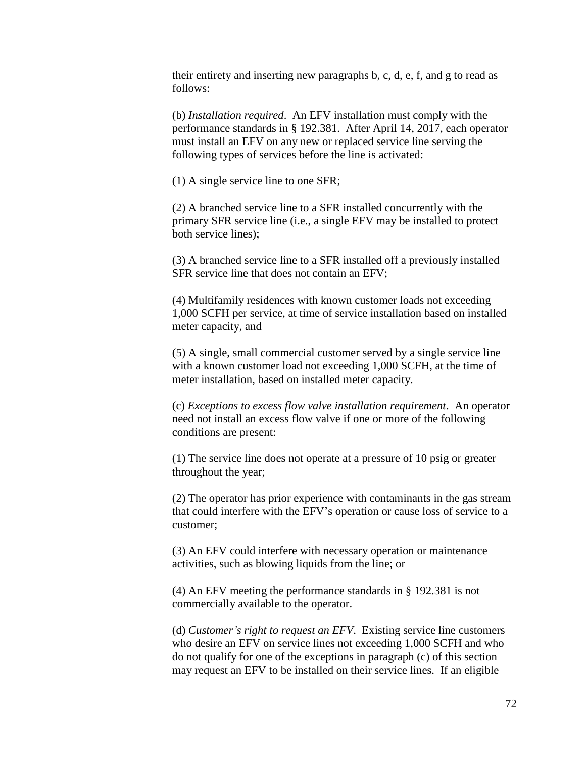their entirety and inserting new paragraphs b, c, d, e, f, and g to read as follows:

(b) *Installation required*. An EFV installation must comply with the performance standards in § 192.381. After April 14, 2017, each operator must install an EFV on any new or replaced service line serving the following types of services before the line is activated:

(1) A single service line to one SFR;

(2) A branched service line to a SFR installed concurrently with the primary SFR service line (i.e., a single EFV may be installed to protect both service lines);

(3) A branched service line to a SFR installed off a previously installed SFR service line that does not contain an EFV;

(4) Multifamily residences with known customer loads not exceeding 1,000 SCFH per service, at time of service installation based on installed meter capacity, and

(5) A single, small commercial customer served by a single service line with a known customer load not exceeding 1,000 SCFH, at the time of meter installation, based on installed meter capacity.

(c) *Exceptions to excess flow valve installation requirement*. An operator need not install an excess flow valve if one or more of the following conditions are present:

(1) The service line does not operate at a pressure of 10 psig or greater throughout the year;

(2) The operator has prior experience with contaminants in the gas stream that could interfere with the EFV's operation or cause loss of service to a customer;

(3) An EFV could interfere with necessary operation or maintenance activities, such as blowing liquids from the line; or

(4) An EFV meeting the performance standards in § 192.381 is not commercially available to the operator.

(d) *Customer's right to request an EFV*. Existing service line customers who desire an EFV on service lines not exceeding 1,000 SCFH and who do not qualify for one of the exceptions in paragraph (c) of this section may request an EFV to be installed on their service lines. If an eligible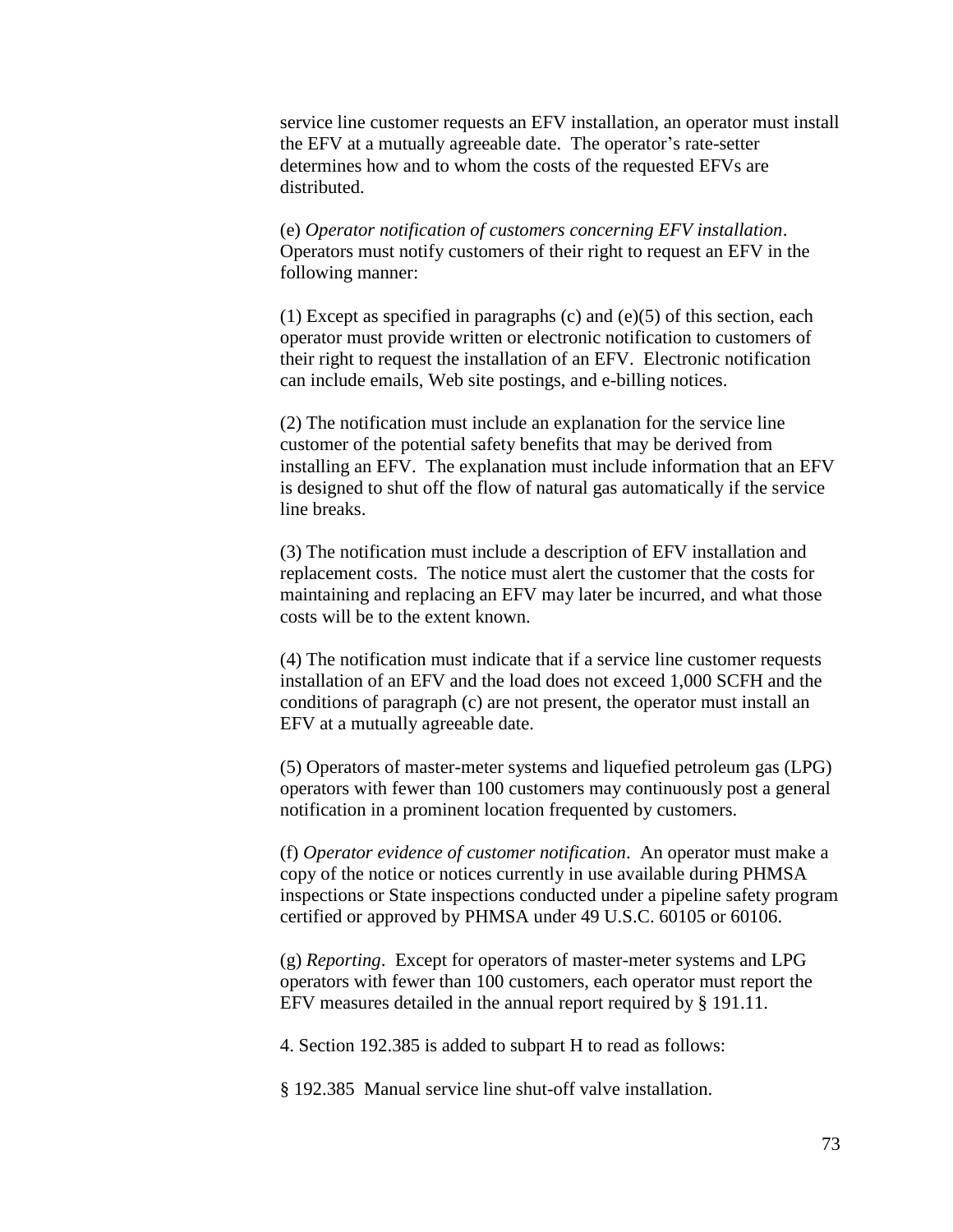service line customer requests an EFV installation, an operator must install the EFV at a mutually agreeable date. The operator's rate-setter determines how and to whom the costs of the requested EFVs are distributed.

(e) *Operator notification of customers concerning EFV installation*. Operators must notify customers of their right to request an EFV in the following manner:

(1) Except as specified in paragraphs (c) and (e)(5) of this section, each operator must provide written or electronic notification to customers of their right to request the installation of an EFV. Electronic notification can include emails, Web site postings, and e-billing notices.

(2) The notification must include an explanation for the service line customer of the potential safety benefits that may be derived from installing an EFV. The explanation must include information that an EFV is designed to shut off the flow of natural gas automatically if the service line breaks.

(3) The notification must include a description of EFV installation and replacement costs. The notice must alert the customer that the costs for maintaining and replacing an EFV may later be incurred, and what those costs will be to the extent known.

(4) The notification must indicate that if a service line customer requests installation of an EFV and the load does not exceed 1,000 SCFH and the conditions of paragraph (c) are not present, the operator must install an EFV at a mutually agreeable date.

(5) Operators of master-meter systems and liquefied petroleum gas (LPG) operators with fewer than 100 customers may continuously post a general notification in a prominent location frequented by customers.

(f) *Operator evidence of customer notification*. An operator must make a copy of the notice or notices currently in use available during PHMSA inspections or State inspections conducted under a pipeline safety program certified or approved by PHMSA under 49 U.S.C. 60105 or 60106.

(g) *Reporting*. Except for operators of master-meter systems and LPG operators with fewer than 100 customers, each operator must report the EFV measures detailed in the annual report required by § 191.11.

4. Section 192.385 is added to subpart H to read as follows:

§ 192.385 Manual service line shut-off valve installation.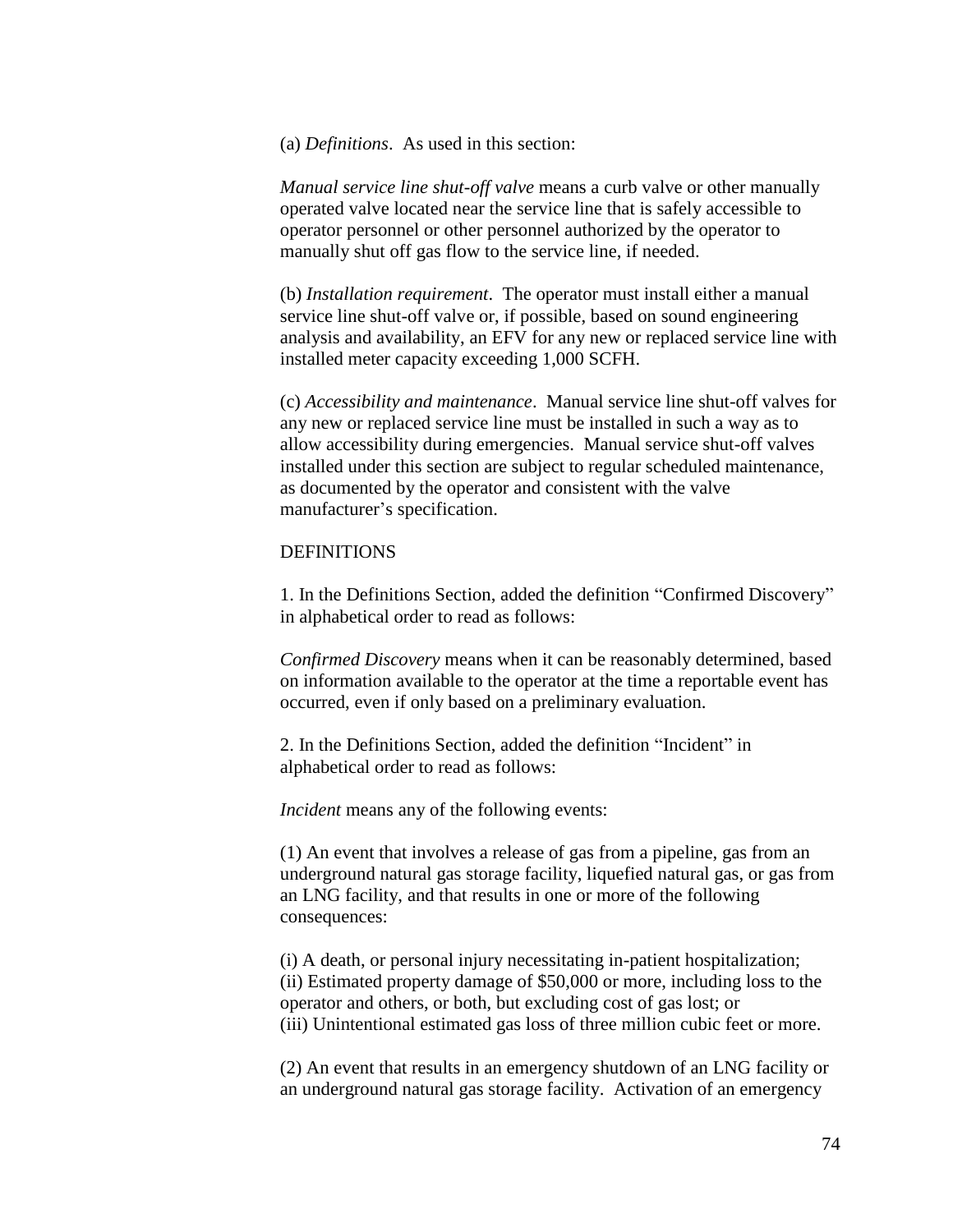(a) *Definitions*. As used in this section:

*Manual service line shut-off valve* means a curb valve or other manually operated valve located near the service line that is safely accessible to operator personnel or other personnel authorized by the operator to manually shut off gas flow to the service line, if needed.

(b) *Installation requirement*. The operator must install either a manual service line shut-off valve or, if possible, based on sound engineering analysis and availability, an EFV for any new or replaced service line with installed meter capacity exceeding 1,000 SCFH.

(c) *Accessibility and maintenance*. Manual service line shut-off valves for any new or replaced service line must be installed in such a way as to allow accessibility during emergencies. Manual service shut-off valves installed under this section are subject to regular scheduled maintenance, as documented by the operator and consistent with the valve manufacturer's specification.

DEFINITIONS

1. In the Definitions Section, added the definition "Confirmed Discovery" in alphabetical order to read as follows:

*Confirmed Discovery* means when it can be reasonably determined, based on information available to the operator at the time a reportable event has occurred, even if only based on a preliminary evaluation.

2. In the Definitions Section, added the definition "Incident" in alphabetical order to read as follows:

*Incident* means any of the following events:

(1) An event that involves a release of gas from a pipeline, gas from an underground natural gas storage facility, liquefied natural gas, or gas from an LNG facility, and that results in one or more of the following consequences:

(i) A death, or personal injury necessitating in-patient hospitalization;
(ii) Estimated property damage of $50,000 or more, including loss to the operator and others, or both, but excluding cost of gas lost; or
(iii) Unintentional estimated gas loss of three million cubic feet or more.

(2) An event that results in an emergency shutdown of an LNG facility or an underground natural gas storage facility. Activation of an emergency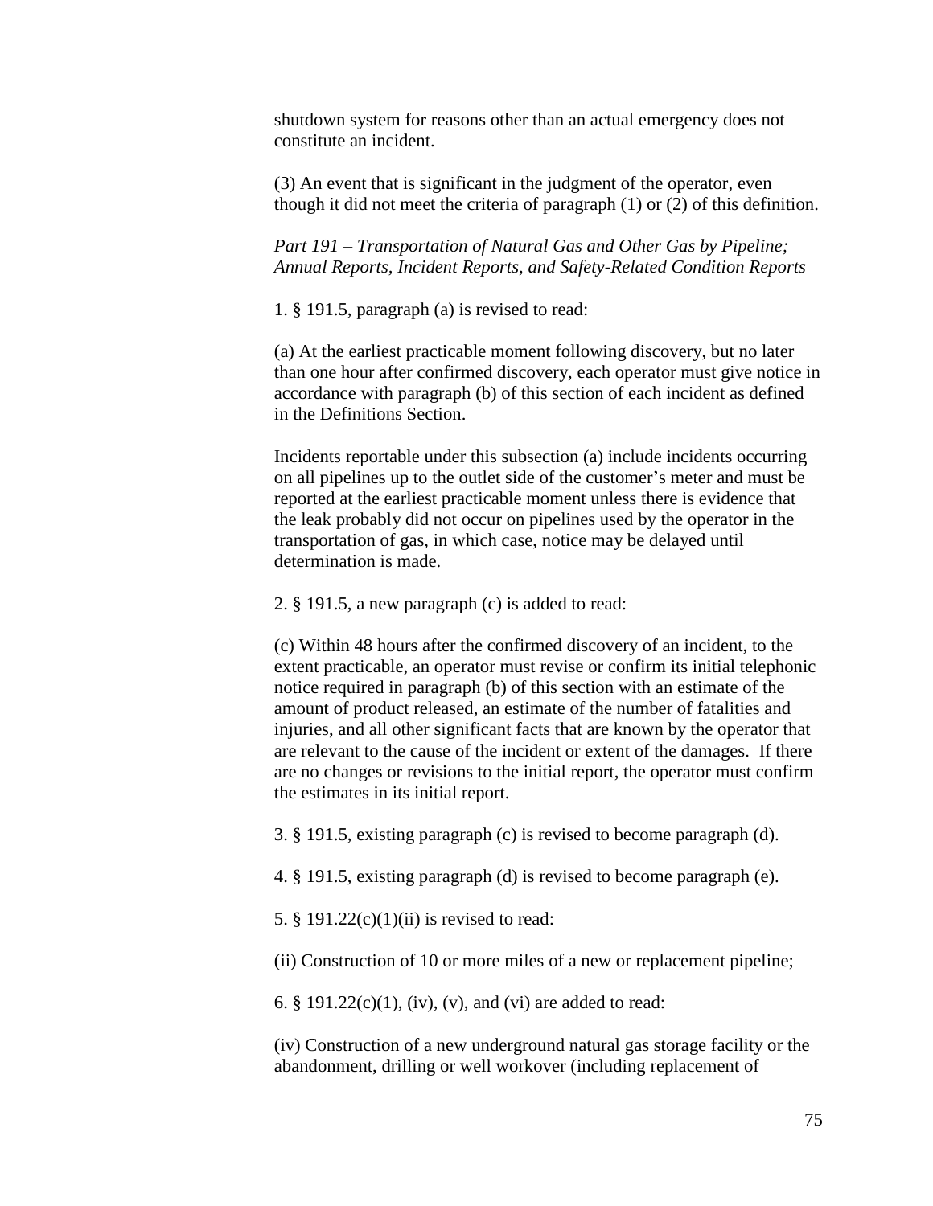shutdown system for reasons other than an actual emergency does not constitute an incident.

(3) An event that is significant in the judgment of the operator, even though it did not meet the criteria of paragraph (1) or (2) of this definition.

*Part 191 – Transportation of Natural Gas and Other Gas by Pipeline; Annual Reports, Incident Reports, and Safety-Related Condition Reports*

1. § 191.5, paragraph (a) is revised to read:

(a) At the earliest practicable moment following discovery, but no later than one hour after confirmed discovery, each operator must give notice in accordance with paragraph (b) of this section of each incident as defined in the Definitions Section.

Incidents reportable under this subsection (a) include incidents occurring on all pipelines up to the outlet side of the customer's meter and must be reported at the earliest practicable moment unless there is evidence that the leak probably did not occur on pipelines used by the operator in the transportation of gas, in which case, notice may be delayed until determination is made.

2. § 191.5, a new paragraph (c) is added to read:

(c) Within 48 hours after the confirmed discovery of an incident, to the extent practicable, an operator must revise or confirm its initial telephonic notice required in paragraph (b) of this section with an estimate of the amount of product released, an estimate of the number of fatalities and injuries, and all other significant facts that are known by the operator that are relevant to the cause of the incident or extent of the damages. If there are no changes or revisions to the initial report, the operator must confirm the estimates in its initial report.

3. § 191.5, existing paragraph (c) is revised to become paragraph (d).

4. § 191.5, existing paragraph (d) is revised to become paragraph (e).

5. § 191.22(c)(1)(ii) is revised to read:

(ii) Construction of 10 or more miles of a new or replacement pipeline;

6. § 191.22(c)(1), (iv), (v), and (vi) are added to read:

(iv) Construction of a new underground natural gas storage facility or the abandonment, drilling or well workover (including replacement of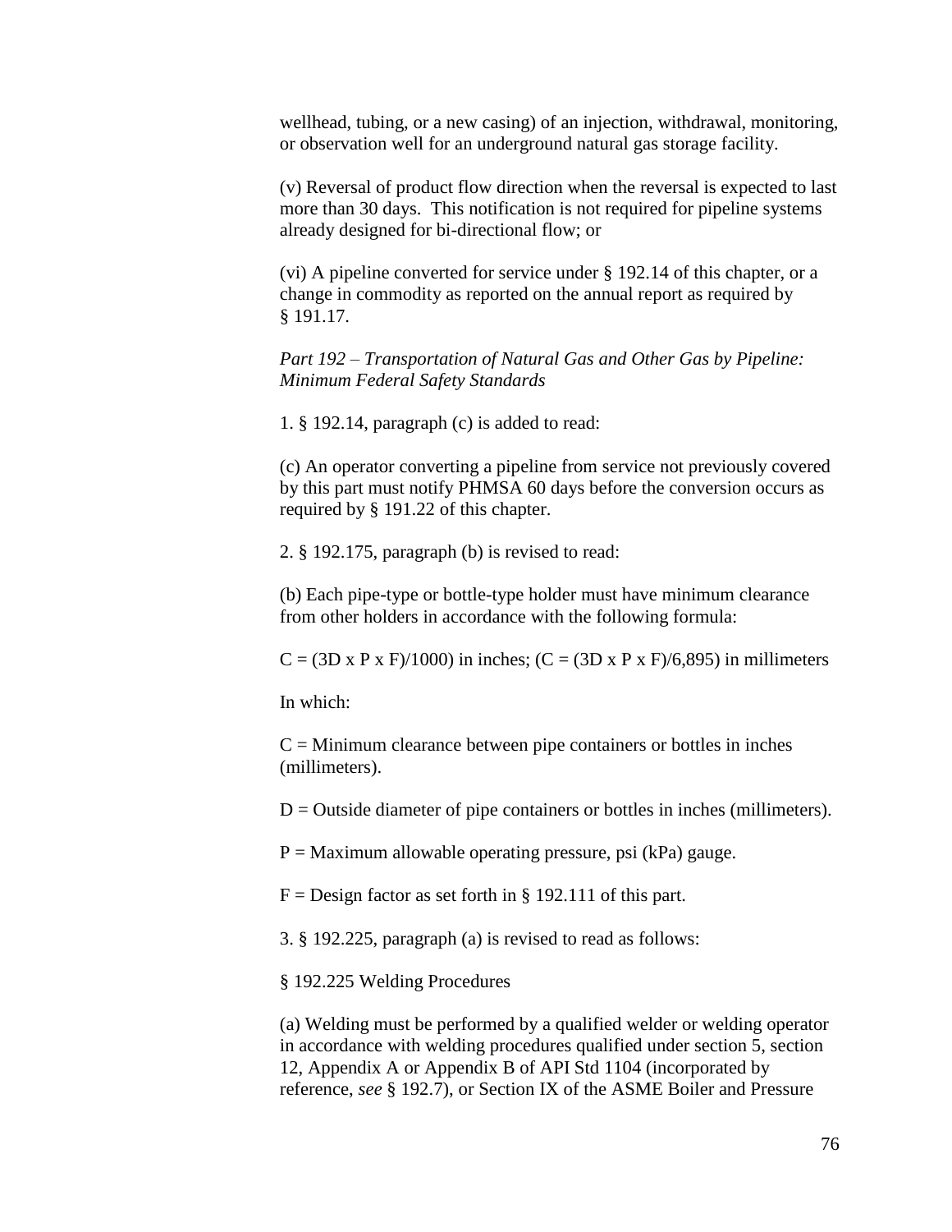wellhead, tubing, or a new casing) of an injection, withdrawal, monitoring, or observation well for an underground natural gas storage facility.

(v) Reversal of product flow direction when the reversal is expected to last more than 30 days. This notification is not required for pipeline systems already designed for bi-directional flow; or

(vi) A pipeline converted for service under § 192.14 of this chapter, or a change in commodity as reported on the annual report as required by § 191.17.

*Part 192 – Transportation of Natural Gas and Other Gas by Pipeline: Minimum Federal Safety Standards*

1. § 192.14, paragraph (c) is added to read:

(c) An operator converting a pipeline from service not previously covered by this part must notify PHMSA 60 days before the conversion occurs as required by § 191.22 of this chapter.

2. § 192.175, paragraph (b) is revised to read:

(b) Each pipe-type or bottle-type holder must have minimum clearance from other holders in accordance with the following formula:

$C = (3D \times P \times F)/1000$ in inches; ($C = (3D \times P \times F)/6{,}895$) in millimeters

In which:

$C$ = Minimum clearance between pipe containers or bottles in inches (millimeters).

$D$ = Outside diameter of pipe containers or bottles in inches (millimeters).

$P$ = Maximum allowable operating pressure, psi (kPa) gauge.

$F$ = Design factor as set forth in § 192.111 of this part.

3. § 192.225, paragraph (a) is revised to read as follows:

§ 192.225 Welding Procedures

(a) Welding must be performed by a qualified welder or welding operator in accordance with welding procedures qualified under section 5, section 12, Appendix A or Appendix B of API Std 1104 (incorporated by reference, *see* § 192.7), or Section IX of the ASME Boiler and Pressure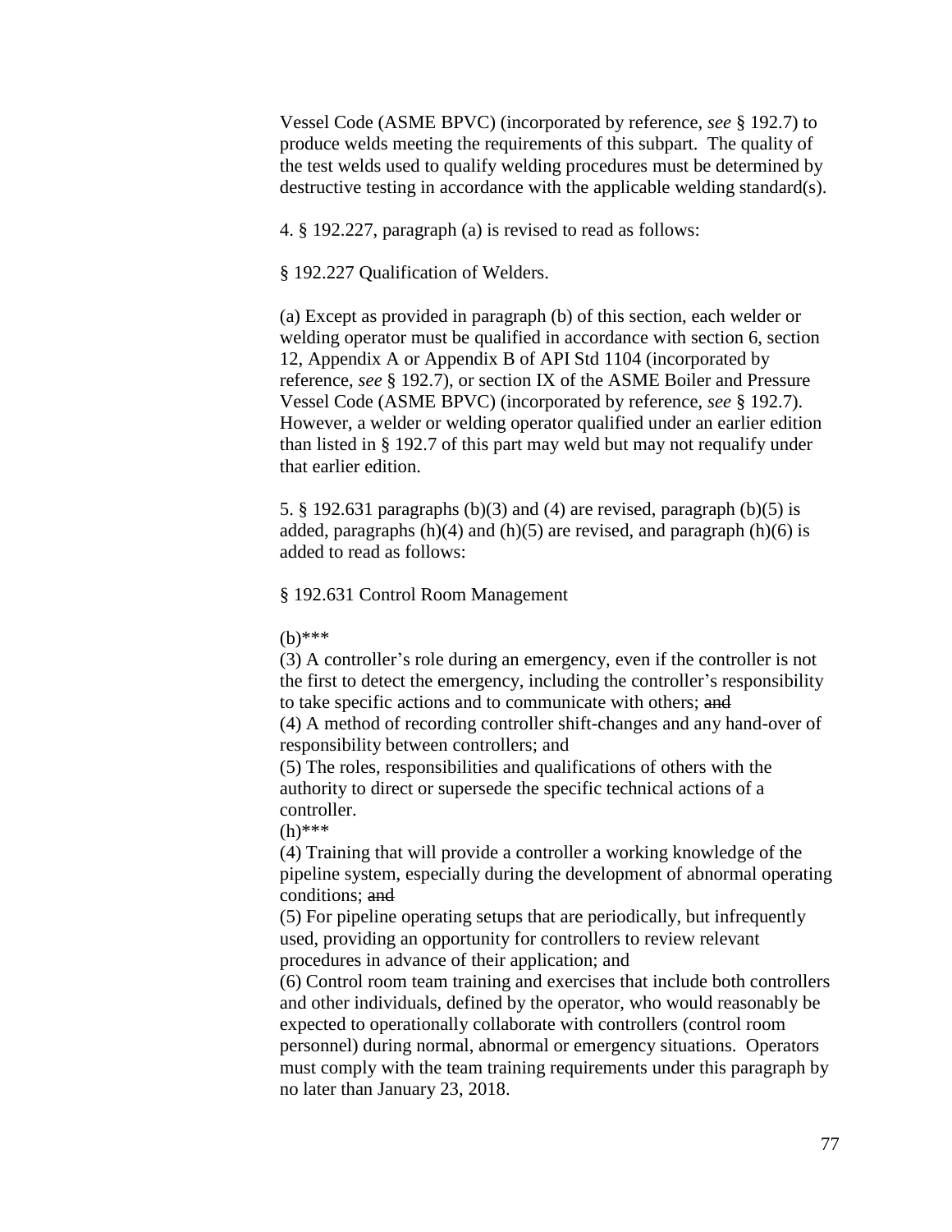Vessel Code (ASME BPVC) (incorporated by reference, *see* § 192.7) to produce welds meeting the requirements of this subpart. The quality of the test welds used to qualify welding procedures must be determined by destructive testing in accordance with the applicable welding standard(s).

4. § 192.227, paragraph (a) is revised to read as follows:

§ 192.227 Qualification of Welders.

(a) Except as provided in paragraph (b) of this section, each welder or welding operator must be qualified in accordance with section 6, section 12, Appendix A or Appendix B of API Std 1104 (incorporated by reference, *see* § 192.7), or section IX of the ASME Boiler and Pressure Vessel Code (ASME BPVC) (incorporated by reference, *see* § 192.7). However, a welder or welding operator qualified under an earlier edition than listed in § 192.7 of this part may weld but may not requalify under that earlier edition.

5. § 192.631 paragraphs (b)(3) and (4) are revised, paragraph (b)(5) is added, paragraphs (h)(4) and (h)(5) are revised, and paragraph (h)(6) is added to read as follows:

§ 192.631 Control Room Management

(b)***

(3) A controller's role during an emergency, even if the controller is not the first to detect the emergency, including the controller's responsibility to take specific actions and to communicate with others; ~~and~~

(4) A method of recording controller shift-changes and any hand-over of responsibility between controllers; and

(5) The roles, responsibilities and qualifications of others with the authority to direct or supersede the specific technical actions of a controller.

(h)***

(4) Training that will provide a controller a working knowledge of the pipeline system, especially during the development of abnormal operating conditions; ~~and~~

(5) For pipeline operating setups that are periodically, but infrequently used, providing an opportunity for controllers to review relevant procedures in advance of their application; and

(6) Control room team training and exercises that include both controllers and other individuals, defined by the operator, who would reasonably be expected to operationally collaborate with controllers (control room personnel) during normal, abnormal or emergency situations. Operators must comply with the team training requirements under this paragraph by no later than January 23, 2018.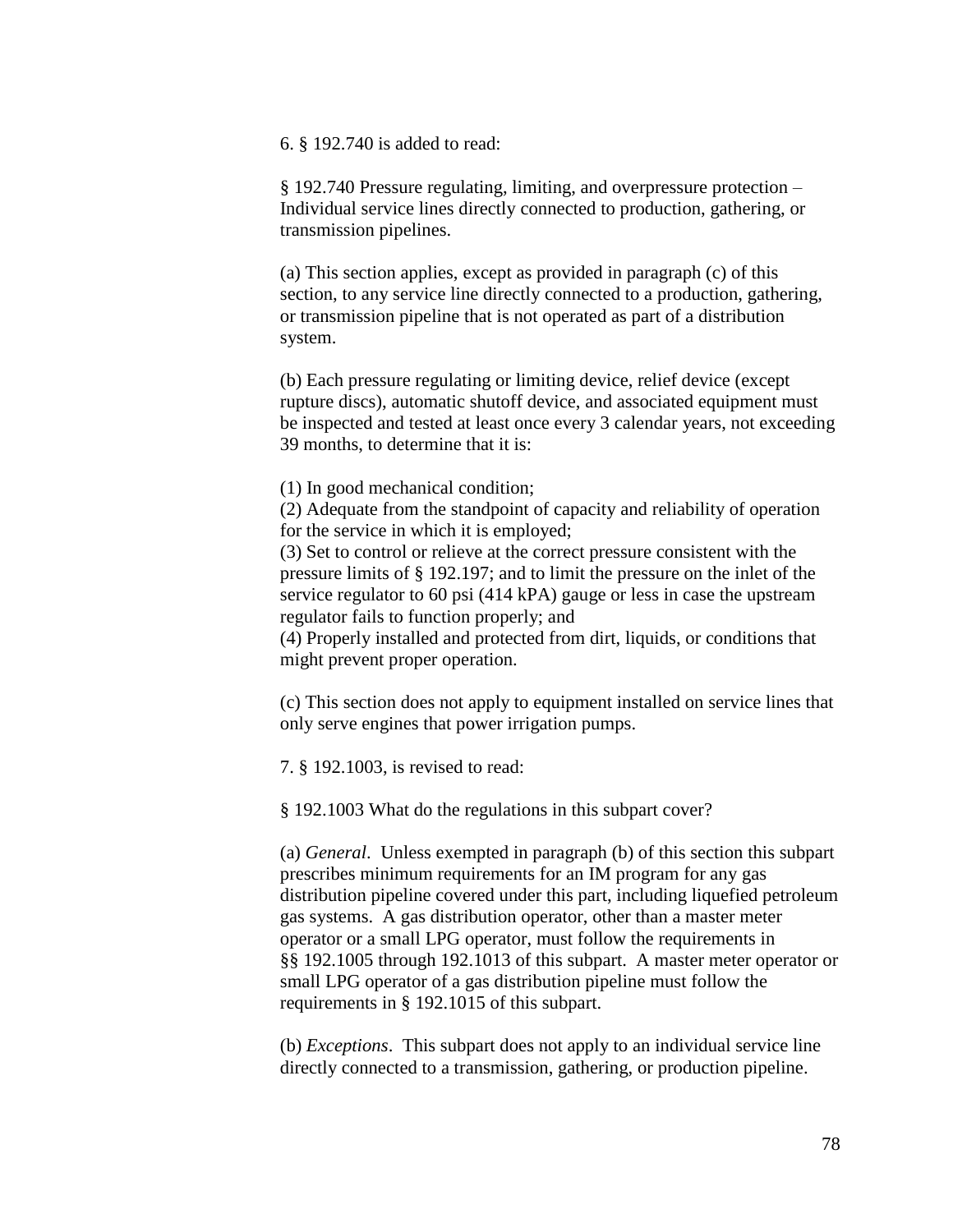6. § 192.740 is added to read:

§ 192.740 Pressure regulating, limiting, and overpressure protection – Individual service lines directly connected to production, gathering, or transmission pipelines.

(a) This section applies, except as provided in paragraph (c) of this section, to any service line directly connected to a production, gathering, or transmission pipeline that is not operated as part of a distribution system.

(b) Each pressure regulating or limiting device, relief device (except rupture discs), automatic shutoff device, and associated equipment must be inspected and tested at least once every 3 calendar years, not exceeding 39 months, to determine that it is:

(1) In good mechanical condition;
(2) Adequate from the standpoint of capacity and reliability of operation for the service in which it is employed;
(3) Set to control or relieve at the correct pressure consistent with the pressure limits of § 192.197; and to limit the pressure on the inlet of the service regulator to 60 psi (414 kPA) gauge or less in case the upstream regulator fails to function properly; and
(4) Properly installed and protected from dirt, liquids, or conditions that might prevent proper operation.

(c) This section does not apply to equipment installed on service lines that only serve engines that power irrigation pumps.

7. § 192.1003, is revised to read:

§ 192.1003 What do the regulations in this subpart cover?

(a) *General*. Unless exempted in paragraph (b) of this section this subpart prescribes minimum requirements for an IM program for any gas distribution pipeline covered under this part, including liquefied petroleum gas systems. A gas distribution operator, other than a master meter operator or a small LPG operator, must follow the requirements in §§ 192.1005 through 192.1013 of this subpart. A master meter operator or small LPG operator of a gas distribution pipeline must follow the requirements in § 192.1015 of this subpart.

(b) *Exceptions*. This subpart does not apply to an individual service line directly connected to a transmission, gathering, or production pipeline.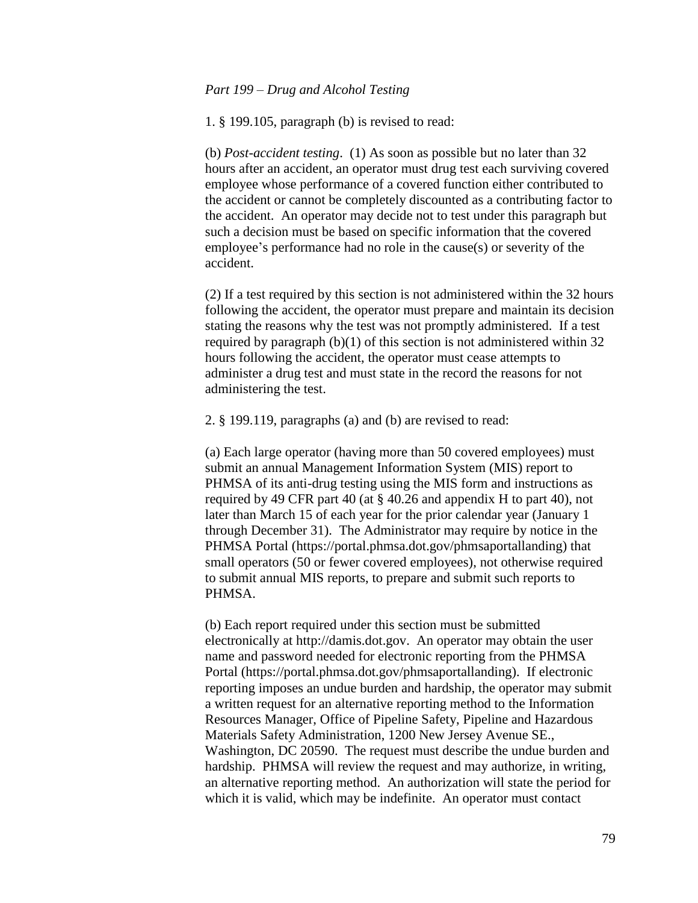*Part 199 – Drug and Alcohol Testing*

1. § 199.105, paragraph (b) is revised to read:

(b) *Post-accident testing*. (1) As soon as possible but no later than 32 hours after an accident, an operator must drug test each surviving covered employee whose performance of a covered function either contributed to the accident or cannot be completely discounted as a contributing factor to the accident. An operator may decide not to test under this paragraph but such a decision must be based on specific information that the covered employee's performance had no role in the cause(s) or severity of the accident.

(2) If a test required by this section is not administered within the 32 hours following the accident, the operator must prepare and maintain its decision stating the reasons why the test was not promptly administered. If a test required by paragraph (b)(1) of this section is not administered within 32 hours following the accident, the operator must cease attempts to administer a drug test and must state in the record the reasons for not administering the test.

2. § 199.119, paragraphs (a) and (b) are revised to read:

(a) Each large operator (having more than 50 covered employees) must submit an annual Management Information System (MIS) report to PHMSA of its anti-drug testing using the MIS form and instructions as required by 49 CFR part 40 (at § 40.26 and appendix H to part 40), not later than March 15 of each year for the prior calendar year (January 1 through December 31). The Administrator may require by notice in the PHMSA Portal (https://portal.phmsa.dot.gov/phmsaportallanding) that small operators (50 or fewer covered employees), not otherwise required to submit annual MIS reports, to prepare and submit such reports to PHMSA.

(b) Each report required under this section must be submitted electronically at http://damis.dot.gov. An operator may obtain the user name and password needed for electronic reporting from the PHMSA Portal (https://portal.phmsa.dot.gov/phmsaportallanding). If electronic reporting imposes an undue burden and hardship, the operator may submit a written request for an alternative reporting method to the Information Resources Manager, Office of Pipeline Safety, Pipeline and Hazardous Materials Safety Administration, 1200 New Jersey Avenue SE., Washington, DC 20590. The request must describe the undue burden and hardship. PHMSA will review the request and may authorize, in writing, an alternative reporting method. An authorization will state the period for which it is valid, which may be indefinite. An operator must contact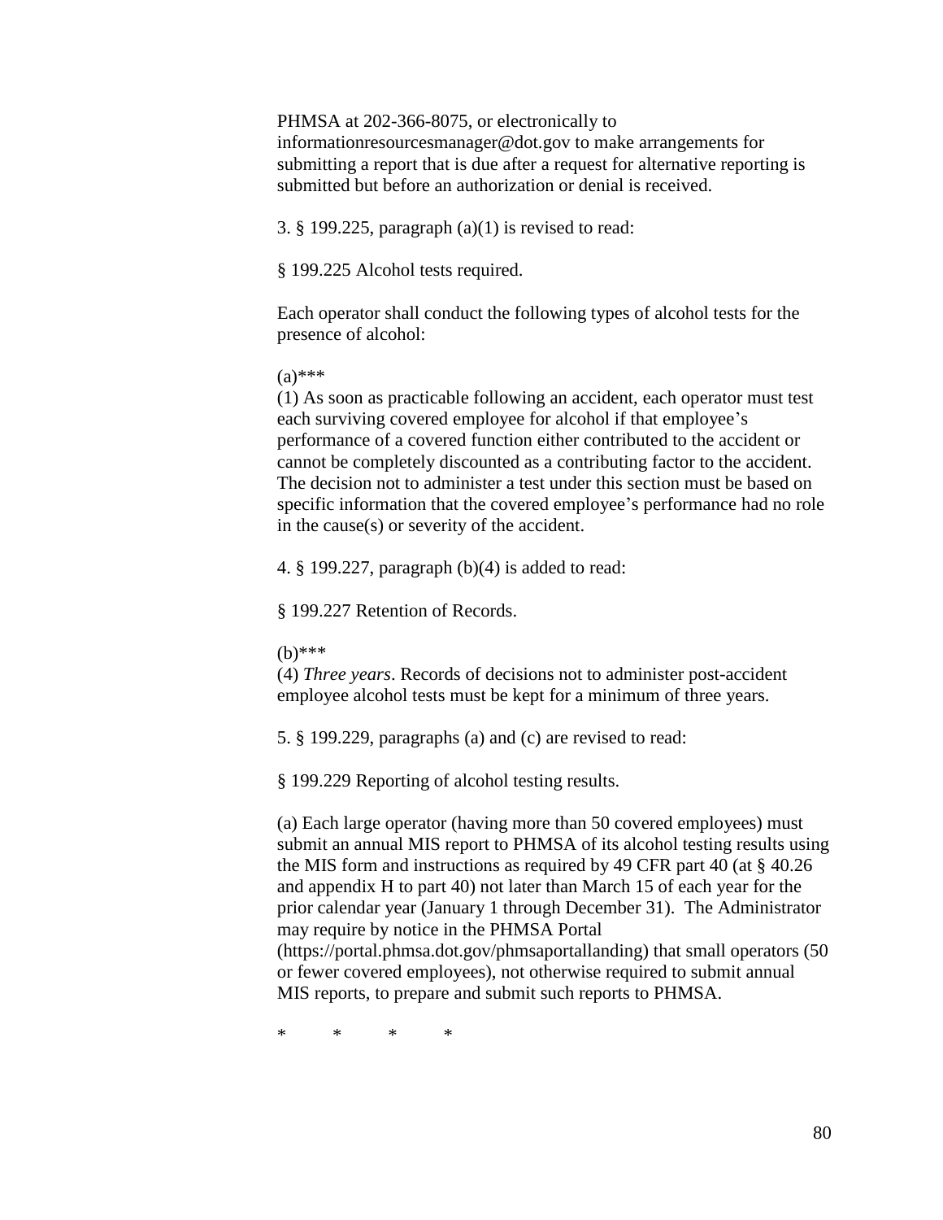PHMSA at 202-366-8075, or electronically to informationresourcesmanager@dot.gov to make arrangements for submitting a report that is due after a request for alternative reporting is submitted but before an authorization or denial is received.

3. § 199.225, paragraph (a)(1) is revised to read:

§ 199.225 Alcohol tests required.

Each operator shall conduct the following types of alcohol tests for the presence of alcohol:

(a)***
(1) As soon as practicable following an accident, each operator must test each surviving covered employee for alcohol if that employee's performance of a covered function either contributed to the accident or cannot be completely discounted as a contributing factor to the accident. The decision not to administer a test under this section must be based on specific information that the covered employee's performance had no role in the cause(s) or severity of the accident.

4. § 199.227, paragraph (b)(4) is added to read:

§ 199.227 Retention of Records.

(b)***
(4) *Three years*. Records of decisions not to administer post-accident employee alcohol tests must be kept for a minimum of three years.

5. § 199.229, paragraphs (a) and (c) are revised to read:

§ 199.229 Reporting of alcohol testing results.

(a) Each large operator (having more than 50 covered employees) must submit an annual MIS report to PHMSA of its alcohol testing results using the MIS form and instructions as required by 49 CFR part 40 (at § 40.26 and appendix H to part 40) not later than March 15 of each year for the prior calendar year (January 1 through December 31). The Administrator may require by notice in the PHMSA Portal (https://portal.phmsa.dot.gov/phmsaportallanding) that small operators (50 or fewer covered employees), not otherwise required to submit annual MIS reports, to prepare and submit such reports to PHMSA.

\* \* \* \*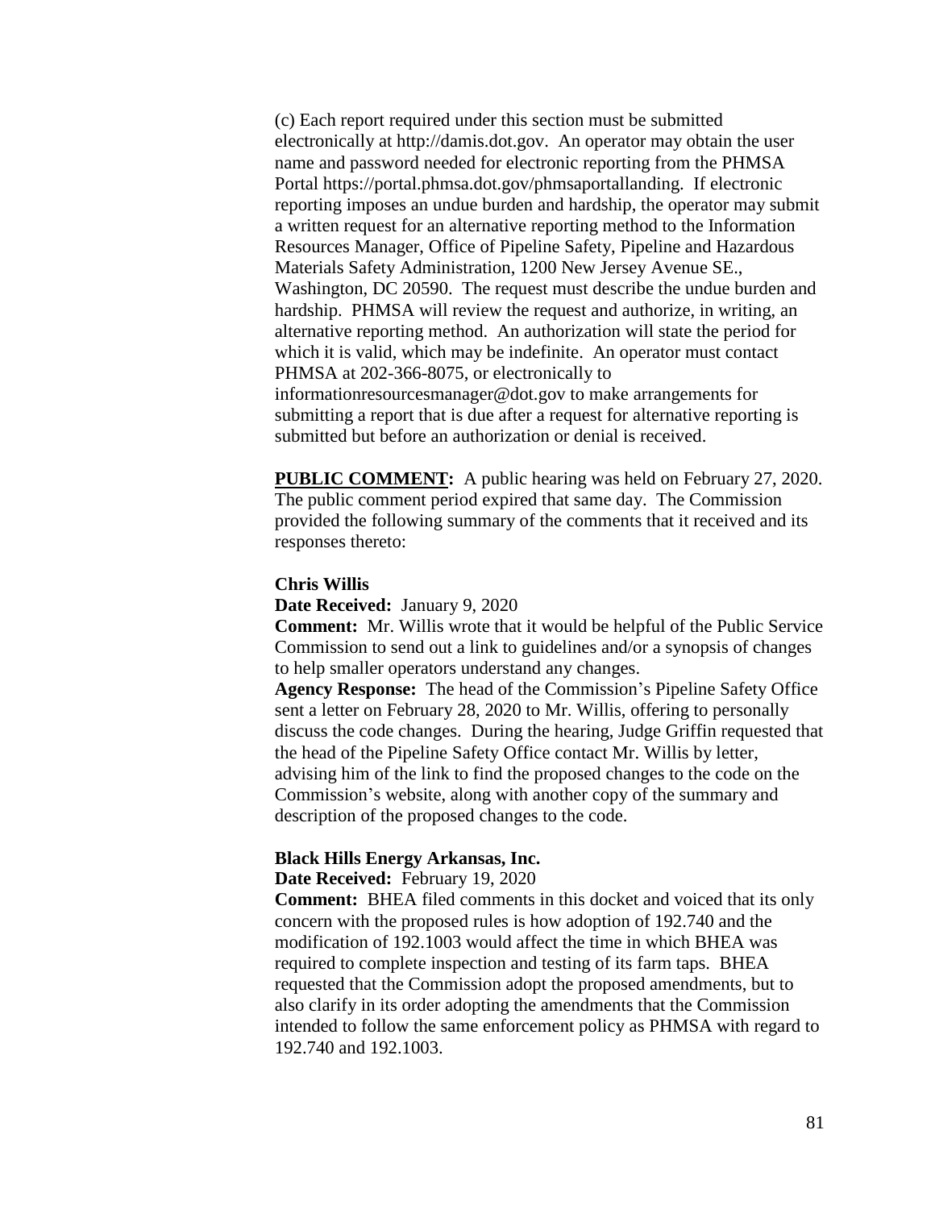(c) Each report required under this section must be submitted electronically at http://damis.dot.gov. An operator may obtain the user name and password needed for electronic reporting from the PHMSA Portal https://portal.phmsa.dot.gov/phmsaportallanding. If electronic reporting imposes an undue burden and hardship, the operator may submit a written request for an alternative reporting method to the Information Resources Manager, Office of Pipeline Safety, Pipeline and Hazardous Materials Safety Administration, 1200 New Jersey Avenue SE., Washington, DC 20590. The request must describe the undue burden and hardship. PHMSA will review the request and authorize, in writing, an alternative reporting method. An authorization will state the period for which it is valid, which may be indefinite. An operator must contact PHMSA at 202-366-8075, or electronically to informationresourcesmanager@dot.gov to make arrangements for submitting a report that is due after a request for alternative reporting is submitted but before an authorization or denial is received.

**PUBLIC COMMENT:** A public hearing was held on February 27, 2020. The public comment period expired that same day. The Commission provided the following summary of the comments that it received and its responses thereto:

**Chris Willis**

**Date Received:** January 9, 2020

**Comment:** Mr. Willis wrote that it would be helpful of the Public Service Commission to send out a link to guidelines and/or a synopsis of changes to help smaller operators understand any changes.

**Agency Response:** The head of the Commission's Pipeline Safety Office sent a letter on February 28, 2020 to Mr. Willis, offering to personally discuss the code changes. During the hearing, Judge Griffin requested that the head of the Pipeline Safety Office contact Mr. Willis by letter, advising him of the link to find the proposed changes to the code on the Commission's website, along with another copy of the summary and description of the proposed changes to the code.

**Black Hills Energy Arkansas, Inc.**

**Date Received:** February 19, 2020

**Comment:** BHEA filed comments in this docket and voiced that its only concern with the proposed rules is how adoption of 192.740 and the modification of 192.1003 would affect the time in which BHEA was required to complete inspection and testing of its farm taps. BHEA requested that the Commission adopt the proposed amendments, but to also clarify in its order adopting the amendments that the Commission intended to follow the same enforcement policy as PHMSA with regard to 192.740 and 192.1003.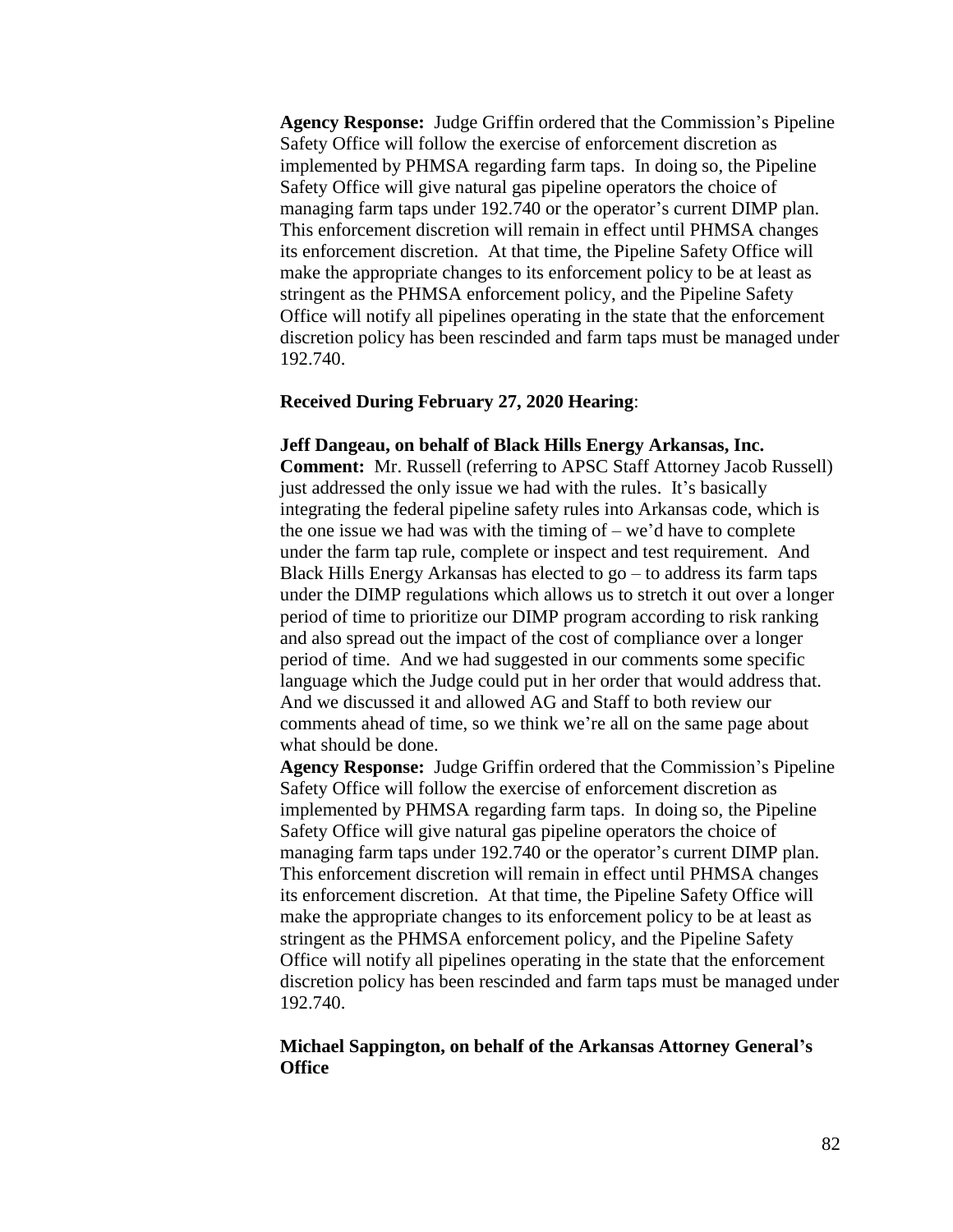**Agency Response:** Judge Griffin ordered that the Commission's Pipeline Safety Office will follow the exercise of enforcement discretion as implemented by PHMSA regarding farm taps. In doing so, the Pipeline Safety Office will give natural gas pipeline operators the choice of managing farm taps under 192.740 or the operator's current DIMP plan. This enforcement discretion will remain in effect until PHMSA changes its enforcement discretion. At that time, the Pipeline Safety Office will make the appropriate changes to its enforcement policy to be at least as stringent as the PHMSA enforcement policy, and the Pipeline Safety Office will notify all pipelines operating in the state that the enforcement discretion policy has been rescinded and farm taps must be managed under 192.740.

**Received During February 27, 2020 Hearing**:

**Jeff Dangeau, on behalf of Black Hills Energy Arkansas, Inc.**
**Comment:** Mr. Russell (referring to APSC Staff Attorney Jacob Russell) just addressed the only issue we had with the rules. It's basically integrating the federal pipeline safety rules into Arkansas code, which is the one issue we had was with the timing of – we'd have to complete under the farm tap rule, complete or inspect and test requirement. And Black Hills Energy Arkansas has elected to go – to address its farm taps under the DIMP regulations which allows us to stretch it out over a longer period of time to prioritize our DIMP program according to risk ranking and also spread out the impact of the cost of compliance over a longer period of time. And we had suggested in our comments some specific language which the Judge could put in her order that would address that. And we discussed it and allowed AG and Staff to both review our comments ahead of time, so we think we're all on the same page about what should be done.
**Agency Response:** Judge Griffin ordered that the Commission's Pipeline Safety Office will follow the exercise of enforcement discretion as implemented by PHMSA regarding farm taps. In doing so, the Pipeline Safety Office will give natural gas pipeline operators the choice of managing farm taps under 192.740 or the operator's current DIMP plan. This enforcement discretion will remain in effect until PHMSA changes its enforcement discretion. At that time, the Pipeline Safety Office will make the appropriate changes to its enforcement policy to be at least as stringent as the PHMSA enforcement policy, and the Pipeline Safety Office will notify all pipelines operating in the state that the enforcement discretion policy has been rescinded and farm taps must be managed under 192.740.

**Michael Sappington, on behalf of the Arkansas Attorney General's Office**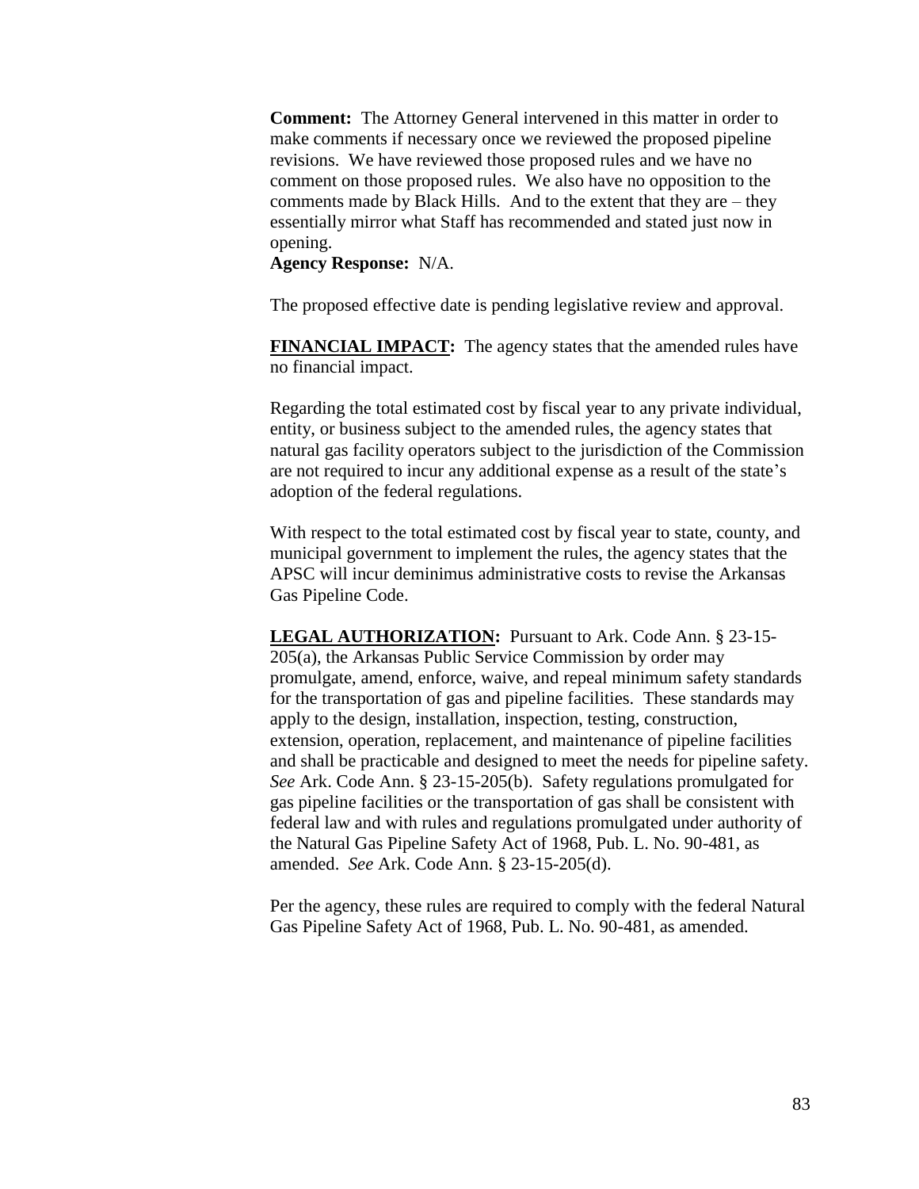**Comment:** The Attorney General intervened in this matter in order to make comments if necessary once we reviewed the proposed pipeline revisions. We have reviewed those proposed rules and we have no comment on those proposed rules. We also have no opposition to the comments made by Black Hills. And to the extent that they are – they essentially mirror what Staff has recommended and stated just now in opening.
**Agency Response:** N/A.

The proposed effective date is pending legislative review and approval.

**FINANCIAL IMPACT:** The agency states that the amended rules have no financial impact.

Regarding the total estimated cost by fiscal year to any private individual, entity, or business subject to the amended rules, the agency states that natural gas facility operators subject to the jurisdiction of the Commission are not required to incur any additional expense as a result of the state's adoption of the federal regulations.

With respect to the total estimated cost by fiscal year to state, county, and municipal government to implement the rules, the agency states that the APSC will incur deminimus administrative costs to revise the Arkansas Gas Pipeline Code.

**LEGAL AUTHORIZATION:** Pursuant to Ark. Code Ann. § 23-15-205(a), the Arkansas Public Service Commission by order may promulgate, amend, enforce, waive, and repeal minimum safety standards for the transportation of gas and pipeline facilities. These standards may apply to the design, installation, inspection, testing, construction, extension, operation, replacement, and maintenance of pipeline facilities and shall be practicable and designed to meet the needs for pipeline safety. *See* Ark. Code Ann. § 23-15-205(b). Safety regulations promulgated for gas pipeline facilities or the transportation of gas shall be consistent with federal law and with rules and regulations promulgated under authority of the Natural Gas Pipeline Safety Act of 1968, Pub. L. No. 90-481, as amended. *See* Ark. Code Ann. § 23-15-205(d).

Per the agency, these rules are required to comply with the federal Natural Gas Pipeline Safety Act of 1968, Pub. L. No. 90-481, as amended.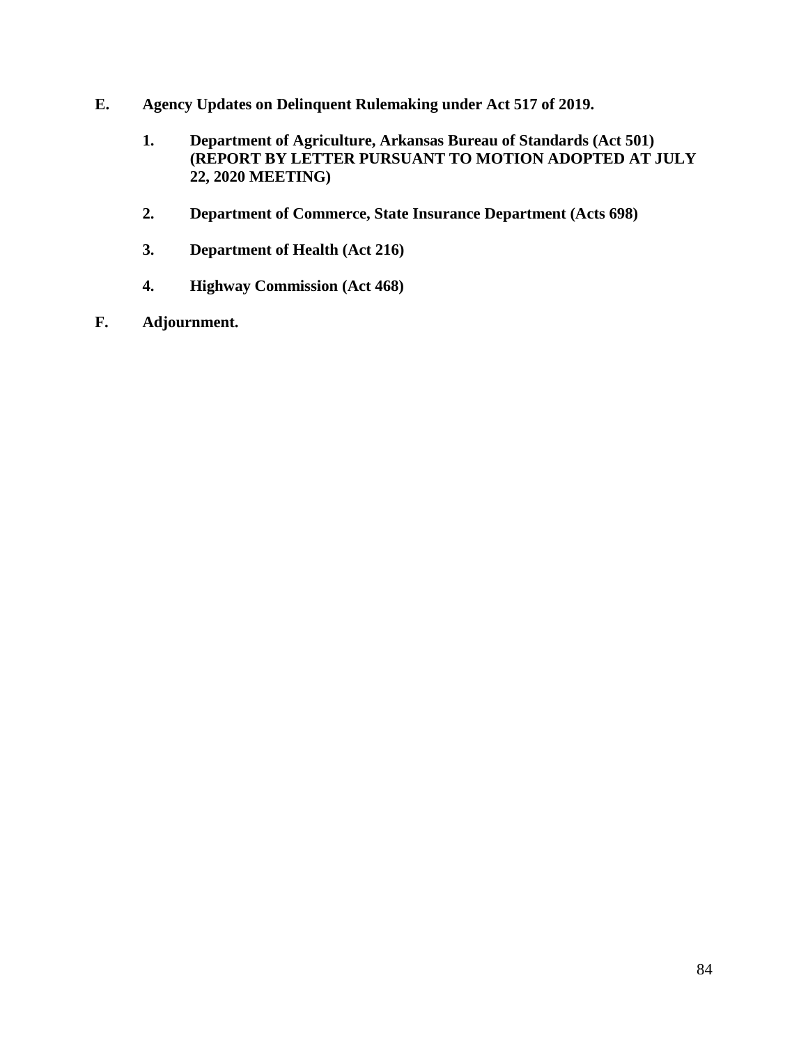**E. Agency Updates on Delinquent Rulemaking under Act 517 of 2019.**

1. **Department of Agriculture, Arkansas Bureau of Standards (Act 501) (REPORT BY LETTER PURSUANT TO MOTION ADOPTED AT JULY 22, 2020 MEETING)**

2. **Department of Commerce, State Insurance Department (Acts 698)**

3. **Department of Health (Act 216)**

4. **Highway Commission (Act 468)**

**F. Adjournment.**